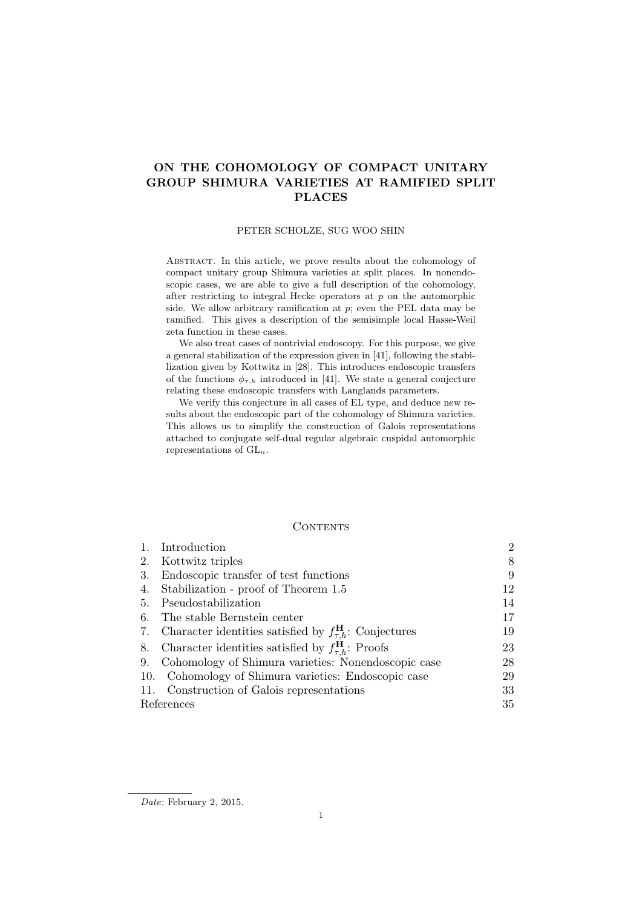# ON THE COHOMOLOGY OF COMPACT UNITARY GROUP SHIMURA VARIETIES AT RAMIFIED SPLIT PLACES

PETER SCHOLZE, SUG WOO SHIN

Abstract. In this article, we prove results about the cohomology of compact unitary group Shimura varieties at split places. In nonendoscopic cases, we are able to give a full description of the cohomology, after restricting to integral Hecke operators at $p$ on the automorphic side. We allow arbitrary ramification at $p$; even the PEL data may be ramified. This gives a description of the semisimple local Hasse-Weil zeta function in these cases.

We also treat cases of nontrivial endoscopy. For this purpose, we give a general stabilization of the expression given in [41], following the stabilization given by Kottwitz in [28]. This introduces endoscopic transfers of the functions $\phi_{\tau,h}$ introduced in [41]. We state a general conjecture relating these endoscopic transfers with Langlands parameters.

We verify this conjecture in all cases of EL type, and deduce new results about the endoscopic part of the cohomology of Shimura varieties. This allows us to simplify the construction of Galois representations attached to conjugate self-dual regular algebraic cuspidal automorphic representations of $\mathrm{GL}_n$.

## Contents

| | | |
|---|---|---|
| 1. | Introduction | 2 |
| 2. | Kottwitz triples | 8 |
| 3. | Endoscopic transfer of test functions | 9 |
| 4. | Stabilization - proof of Theorem 1.5 | 12 |
| 5. | Pseudostabilization | 14 |
| 6. | The stable Bernstein center | 17 |
| 7. | Character identities satisfied by $f^{\mathbf{H}}_{\tau,h}$: Conjectures | 19 |
| 8. | Character identities satisfied by $f^{\mathbf{H}}_{\tau,h}$: Proofs | 23 |
| 9. | Cohomology of Shimura varieties: Nonendoscopic case | 28 |
| 10. | Cohomology of Shimura varieties: Endoscopic case | 29 |
| 11. | Construction of Galois representations | 33 |
| | References | 35 |

*Date*: February 2, 2015.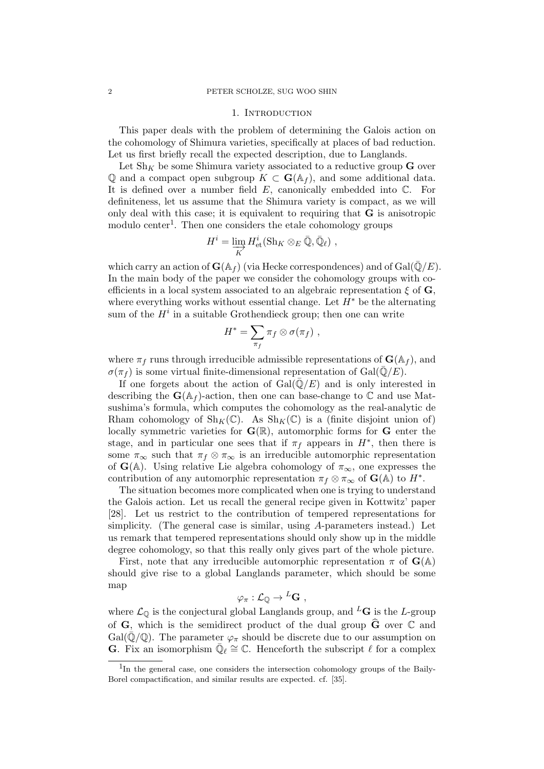## 1. Introduction

This paper deals with the problem of determining the Galois action on the cohomology of Shimura varieties, specifically at places of bad reduction. Let us first briefly recall the expected description, due to Langlands.

Let $\mathrm{Sh}_K$ be some Shimura variety associated to a reductive group $\mathbf{G}$ over $\mathbb{Q}$ and a compact open subgroup $K \subset \mathbf{G}(\mathbb{A}_f)$, and some additional data. It is defined over a number field $E$, canonically embedded into $\mathbb{C}$. For definiteness, let us assume that the Shimura variety is compact, as we will only deal with this case; it is equivalent to requiring that $\mathbf{G}$ is anisotropic modulo center[1]. Then one considers the etale cohomology groups

$$H^i = \varinjlim_K H^i_{\mathrm{et}}(\mathrm{Sh}_K \otimes_E \bar{\mathbb{Q}}, \bar{\mathbb{Q}}_\ell) \ ,$$

which carry an action of $\mathbf{G}(\mathbb{A}_f)$ (via Hecke correspondences) and of $\mathrm{Gal}(\bar{\mathbb{Q}}/E)$. In the main body of the paper we consider the cohomology groups with coefficients in a local system associated to an algebraic representation $\xi$ of $\mathbf{G}$, where everything works without essential change. Let $H^*$ be the alternating sum of the $H^i$ in a suitable Grothendieck group; then one can write

$$H^* = \sum_{\pi_f} \pi_f \otimes \sigma(\pi_f) \ ,$$

where $\pi_f$ runs through irreducible admissible representations of $\mathbf{G}(\mathbb{A}_f)$, and $\sigma(\pi_f)$ is some virtual finite-dimensional representation of $\mathrm{Gal}(\bar{\mathbb{Q}}/E)$.

If one forgets about the action of $\mathrm{Gal}(\bar{\mathbb{Q}}/E)$ and is only interested in describing the $\mathbf{G}(\mathbb{A}_f)$-action, then one can base-change to $\mathbb{C}$ and use Matsushima's formula, which computes the cohomology as the real-analytic de Rham cohomology of $\mathrm{Sh}_K(\mathbb{C})$. As $\mathrm{Sh}_K(\mathbb{C})$ is a (finite disjoint union of) locally symmetric varieties for $\mathbf{G}(\mathbb{R})$, automorphic forms for $\mathbf{G}$ enter the stage, and in particular one sees that if $\pi_f$ appears in $H^*$, then there is some $\pi_\infty$ such that $\pi_f \otimes \pi_\infty$ is an irreducible automorphic representation of $\mathbf{G}(\mathbb{A})$. Using relative Lie algebra cohomology of $\pi_\infty$, one expresses the contribution of any automorphic representation $\pi_f \otimes \pi_\infty$ of $\mathbf{G}(\mathbb{A})$ to $H^*$.

The situation becomes more complicated when one is trying to understand the Galois action. Let us recall the general recipe given in Kottwitz' paper [28]. Let us restrict to the contribution of tempered representations for simplicity. (The general case is similar, using $A$-parameters instead.) Let us remark that tempered representations should only show up in the middle degree cohomology, so that this really only gives part of the whole picture.

First, note that any irreducible automorphic representation $\pi$ of $\mathbf{G}(\mathbb{A})$ should give rise to a global Langlands parameter, which should be some map

$$\varphi_\pi : \mathcal{L}_{\mathbb{Q}} \to {}^L\mathbf{G} \ ,$$

where $\mathcal{L}_{\mathbb{Q}}$ is the conjectural global Langlands group, and ${}^L\mathbf{G}$ is the $L$-group of $\mathbf{G}$, which is the semidirect product of the dual group $\widehat{\mathbf{G}}$ over $\mathbb{C}$ and $\mathrm{Gal}(\bar{\mathbb{Q}}/\mathbb{Q})$. The parameter $\varphi_\pi$ should be discrete due to our assumption on $\mathbf{G}$. Fix an isomorphism $\bar{\mathbb{Q}}_\ell \cong \mathbb{C}$. Henceforth the subscript $\ell$ for a complex

[1] In the general case, one considers the intersection cohomology groups of the Baily-Borel compactification, and similar results are expected. cf. [35].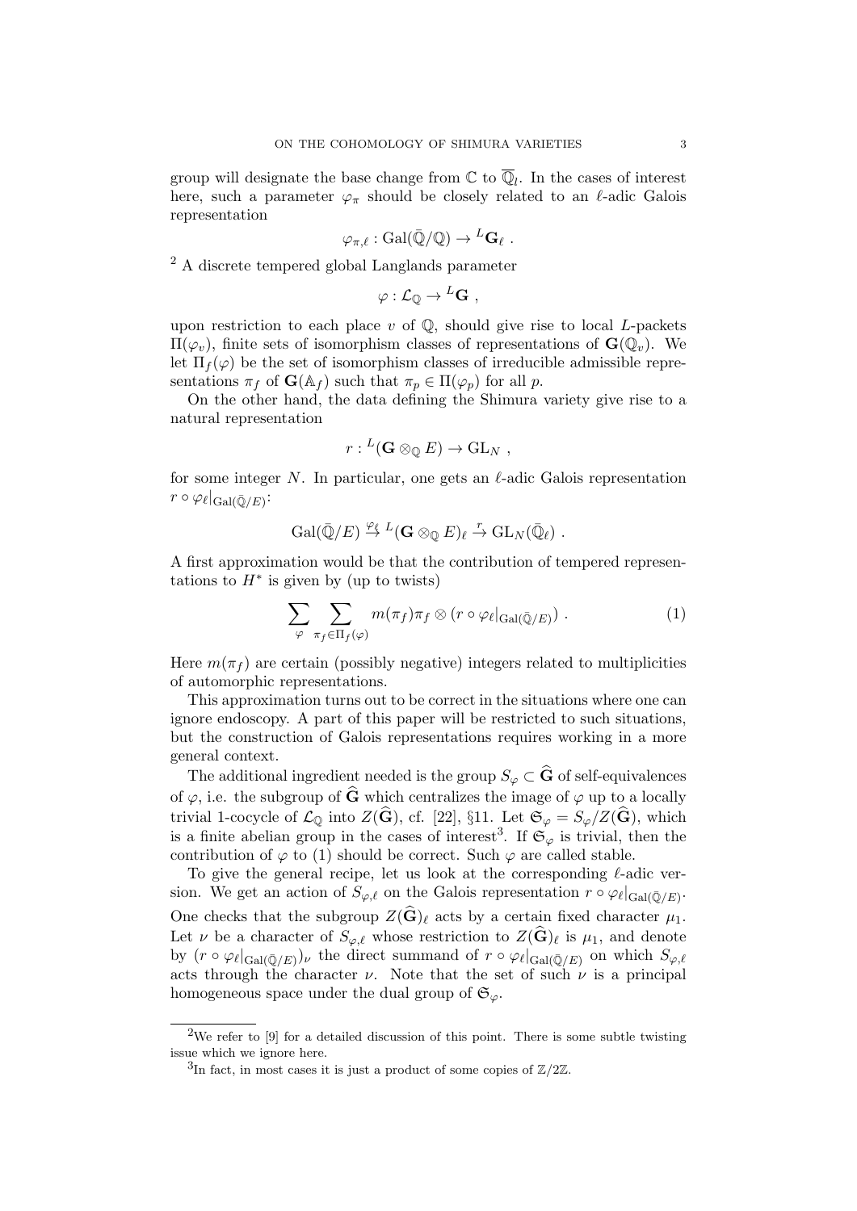group will designate the base change from $\mathbb{C}$ to $\overline{\mathbb{Q}}_l$. In the cases of interest here, such a parameter $\varphi_\pi$ should be closely related to an $\ell$-adic Galois representation

$$\varphi_{\pi,\ell} : \mathrm{Gal}(\bar{\mathbb{Q}}/\mathbb{Q}) \to {}^L\mathbf{G}_\ell \ .$$

[2] A discrete tempered global Langlands parameter

$$\varphi : \mathcal{L}_\mathbb{Q} \to {}^L\mathbf{G} \ ,$$

upon restriction to each place $v$ of $\mathbb{Q}$, should give rise to local $L$-packets $\Pi(\varphi_v)$, finite sets of isomorphism classes of representations of $\mathbf{G}(\mathbb{Q}_v)$. We let $\Pi_f(\varphi)$ be the set of isomorphism classes of irreducible admissible representations $\pi_f$ of $\mathbf{G}(\mathbb{A}_f)$ such that $\pi_p \in \Pi(\varphi_p)$ for all $p$.

On the other hand, the data defining the Shimura variety give rise to a natural representation

$$r : {}^L(\mathbf{G} \otimes_\mathbb{Q} E) \to \mathrm{GL}_N \ ,$$

for some integer $N$. In particular, one gets an $\ell$-adic Galois representation $r \circ \varphi_\ell|_{\mathrm{Gal}(\bar{\mathbb{Q}}/E)}$:

$$\mathrm{Gal}(\bar{\mathbb{Q}}/E) \xrightarrow{\varphi_\ell} {}^L(\mathbf{G} \otimes_\mathbb{Q} E)_\ell \xrightarrow{r} \mathrm{GL}_N(\bar{\mathbb{Q}}_\ell) \ .$$

A first approximation would be that the contribution of tempered representations to $H^*$ is given by (up to twists)

$$\sum_{\varphi} \sum_{\pi_f \in \Pi_f(\varphi)} m(\pi_f)\pi_f \otimes (r \circ \varphi_\ell|_{\mathrm{Gal}(\bar{\mathbb{Q}}/E)}) \ . \tag{1}$$

Here $m(\pi_f)$ are certain (possibly negative) integers related to multiplicities of automorphic representations.

This approximation turns out to be correct in the situations where one can ignore endoscopy. A part of this paper will be restricted to such situations, but the construction of Galois representations requires working in a more general context.

The additional ingredient needed is the group $S_\varphi \subset \widehat{\mathbf{G}}$ of self-equivalences of $\varphi$, i.e. the subgroup of $\widehat{\mathbf{G}}$ which centralizes the image of $\varphi$ up to a locally trivial 1-cocycle of $\mathcal{L}_\mathbb{Q}$ into $Z(\widehat{\mathbf{G}})$, cf. [22], §11. Let $\mathfrak{S}_\varphi = S_\varphi / Z(\widehat{\mathbf{G}})$, which is a finite abelian group in the cases of interest[3]. If $\mathfrak{S}_\varphi$ is trivial, then the contribution of $\varphi$ to (1) should be correct. Such $\varphi$ are called stable.

To give the general recipe, let us look at the corresponding $\ell$-adic version. We get an action of $S_{\varphi,\ell}$ on the Galois representation $r \circ \varphi_\ell|_{\mathrm{Gal}(\bar{\mathbb{Q}}/E)}$. One checks that the subgroup $Z(\widehat{\mathbf{G}})_\ell$ acts by a certain fixed character $\mu_1$. Let $\nu$ be a character of $S_{\varphi,\ell}$ whose restriction to $Z(\widehat{\mathbf{G}})_\ell$ is $\mu_1$, and denote by $(r \circ \varphi_\ell|_{\mathrm{Gal}(\bar{\mathbb{Q}}/E)})_\nu$ the direct summand of $r \circ \varphi_\ell|_{\mathrm{Gal}(\bar{\mathbb{Q}}/E)}$ on which $S_{\varphi,\ell}$ acts through the character $\nu$. Note that the set of such $\nu$ is a principal homogeneous space under the dual group of $\mathfrak{S}_\varphi$.

[2] We refer to [9] for a detailed discussion of this point. There is some subtle twisting issue which we ignore here.

[3] In fact, in most cases it is just a product of some copies of $\mathbb{Z}/2\mathbb{Z}$.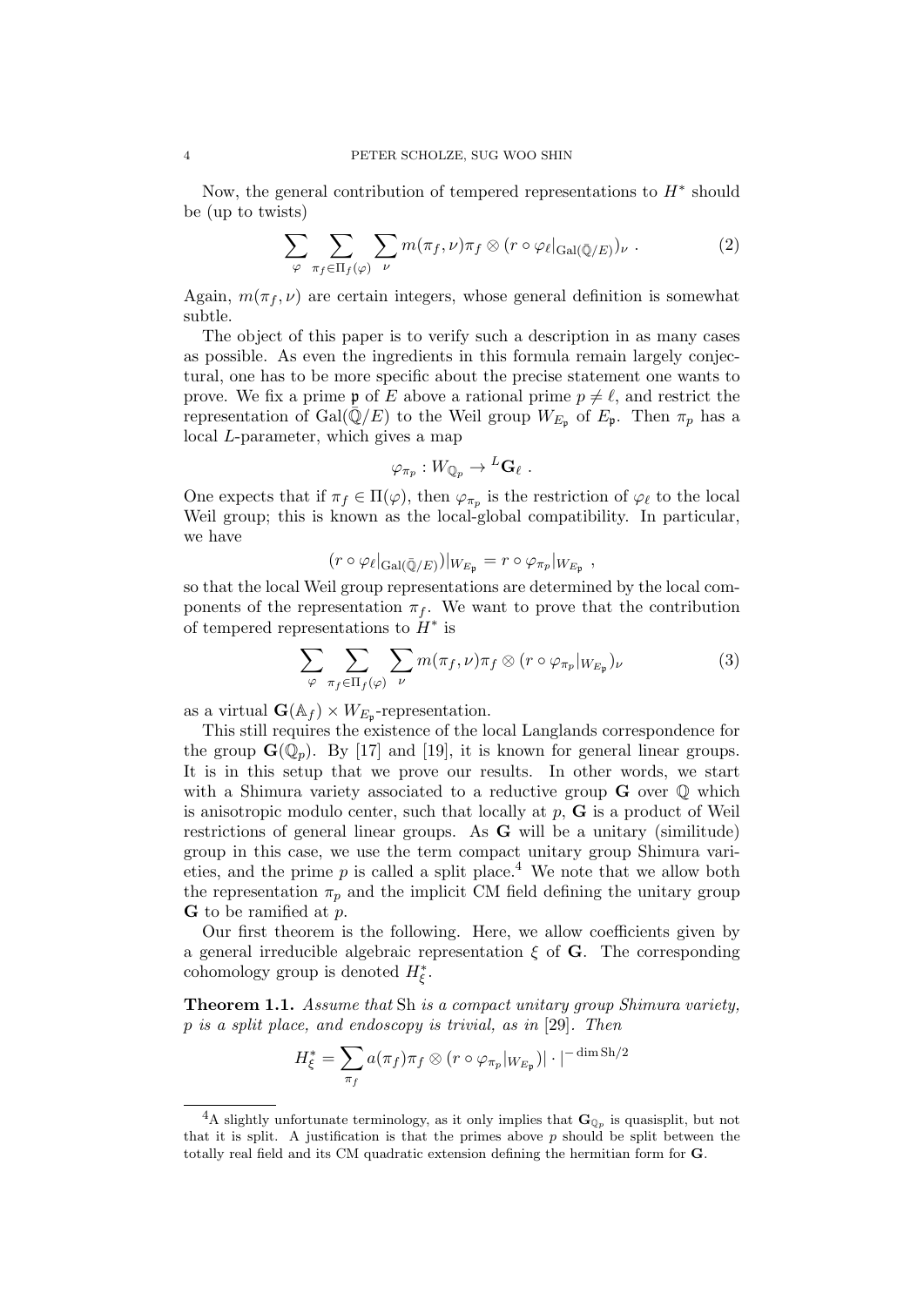Now, the general contribution of tempered representations to $H^*$ should be (up to twists)

$$\sum_{\varphi} \sum_{\pi_f \in \Pi_f(\varphi)} \sum_{\nu} m(\pi_f, \nu) \pi_f \otimes (r \circ \varphi_\ell|_{\mathrm{Gal}(\bar{\mathbb{Q}}/E)})_\nu \ . \tag{2}$$

Again, $m(\pi_f, \nu)$ are certain integers, whose general definition is somewhat subtle.

The object of this paper is to verify such a description in as many cases as possible. As even the ingredients in this formula remain largely conjectural, one has to be more specific about the precise statement one wants to prove. We fix a prime $\mathfrak{p}$ of $E$ above a rational prime $p \neq \ell$, and restrict the representation of $\mathrm{Gal}(\bar{\mathbb{Q}}/E)$ to the Weil group $W_{E_\mathfrak{p}}$ of $E_\mathfrak{p}$. Then $\pi_p$ has a local $L$-parameter, which gives a map

$$\varphi_{\pi_p} : W_{\mathbb{Q}_p} \to {}^L\mathbf{G}_\ell \ .$$

One expects that if $\pi_f \in \Pi(\varphi)$, then $\varphi_{\pi_p}$ is the restriction of $\varphi_\ell$ to the local Weil group; this is known as the local-global compatibility. In particular, we have

$$(r \circ \varphi_\ell|_{\mathrm{Gal}(\bar{\mathbb{Q}}/E)})|_{W_{E_\mathfrak{p}}} = r \circ \varphi_{\pi_p}|_{W_{E_\mathfrak{p}}} \ ,$$

so that the local Weil group representations are determined by the local components of the representation $\pi_f$. We want to prove that the contribution of tempered representations to $H^*$ is

$$\sum_{\varphi} \sum_{\pi_f \in \Pi_f(\varphi)} \sum_{\nu} m(\pi_f, \nu) \pi_f \otimes (r \circ \varphi_{\pi_p}|_{W_{E_\mathfrak{p}}})_\nu \tag{3}$$

as a virtual $\mathbf{G}(\mathbb{A}_f) \times W_{E_\mathfrak{p}}$-representation.

This still requires the existence of the local Langlands correspondence for the group $\mathbf{G}(\mathbb{Q}_p)$. By [17] and [19], it is known for general linear groups. It is in this setup that we prove our results. In other words, we start with a Shimura variety associated to a reductive group $\mathbf{G}$ over $\mathbb{Q}$ which is anisotropic modulo center, such that locally at $p$, $\mathbf{G}$ is a product of Weil restrictions of general linear groups. As $\mathbf{G}$ will be a unitary (similitude) group in this case, we use the term compact unitary group Shimura varieties, and the prime $p$ is called a split place.[4] We note that we allow both the representation $\pi_p$ and the implicit CM field defining the unitary group $\mathbf{G}$ to be ramified at $p$.

Our first theorem is the following. Here, we allow coefficients given by a general irreducible algebraic representation $\xi$ of $\mathbf{G}$. The corresponding cohomology group is denoted $H^*_\xi$.

**Theorem 1.1.** *Assume that* Sh *is a compact unitary group Shimura variety, $p$ is a split place, and endoscopy is trivial, as in* [29]. *Then*

$$H^*_\xi = \sum_{\pi_f} a(\pi_f) \pi_f \otimes (r \circ \varphi_{\pi_p}|_{W_{E_\mathfrak{p}}}) | \cdot |^{-\dim \mathrm{Sh}/2}$$

[4] A slightly unfortunate terminology, as it only implies that $\mathbf{G}_{\mathbb{Q}_p}$ is quasisplit, but not that it is split. A justification is that the primes above $p$ should be split between the totally real field and its CM quadratic extension defining the hermitian form for $\mathbf{G}$.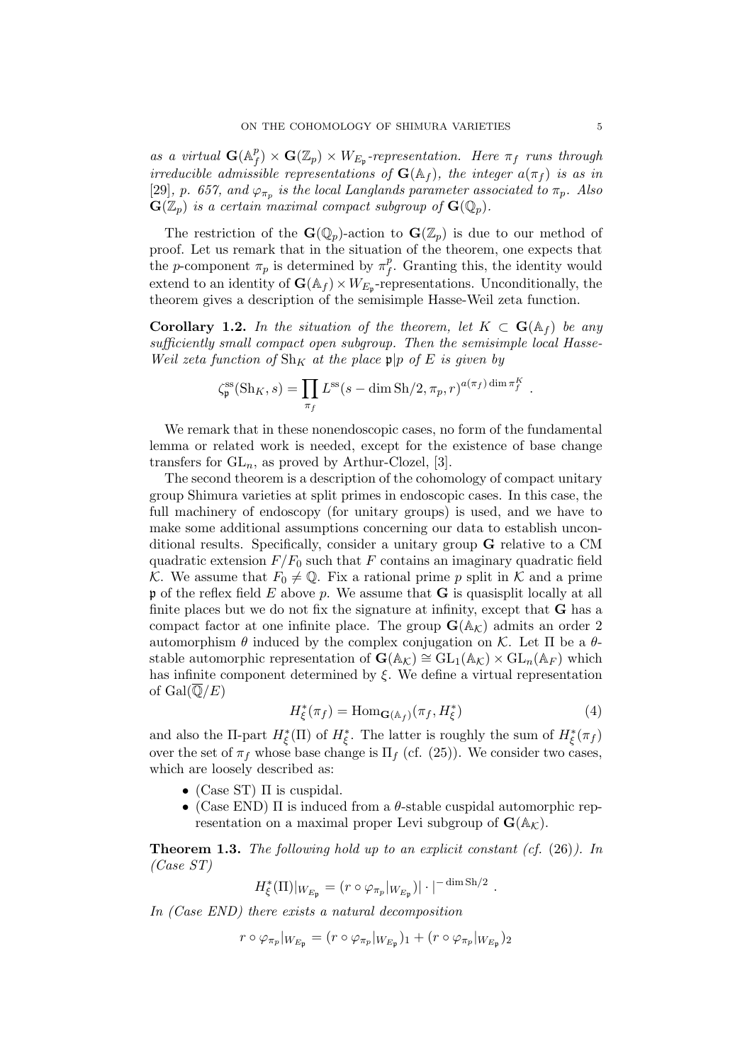*as a virtual $\mathbf{G}(\mathbb{A}_f^p) \times \mathbf{G}(\mathbb{Z}_p) \times W_{E_\mathfrak{p}}$-representation. Here $\pi_f$ runs through irreducible admissible representations of $\mathbf{G}(\mathbb{A}_f)$, the integer $a(\pi_f)$ is as in* [29]*, p. 657, and $\varphi_{\pi_p}$ is the local Langlands parameter associated to $\pi_p$. Also $\mathbf{G}(\mathbb{Z}_p)$ is a certain maximal compact subgroup of $\mathbf{G}(\mathbb{Q}_p)$.*

The restriction of the $\mathbf{G}(\mathbb{Q}_p)$-action to $\mathbf{G}(\mathbb{Z}_p)$ is due to our method of proof. Let us remark that in the situation of the theorem, one expects that the $p$-component $\pi_p$ is determined by $\pi_f^p$. Granting this, the identity would extend to an identity of $\mathbf{G}(\mathbb{A}_f) \times W_{E_\mathfrak{p}}$-representations. Unconditionally, the theorem gives a description of the semisimple Hasse-Weil zeta function.

**Corollary 1.2.** *In the situation of the theorem, let $K \subset \mathbf{G}(\mathbb{A}_f)$ be any sufficiently small compact open subgroup. Then the semisimple local Hasse-Weil zeta function of $\mathrm{Sh}_K$ at the place $\mathfrak{p}|p$ of $E$ is given by*

$$\zeta_\mathfrak{p}^{\mathrm{ss}}(\mathrm{Sh}_K, s) = \prod_{\pi_f} L^{\mathrm{ss}}(s - \dim \mathrm{Sh}/2, \pi_p, r)^{a(\pi_f) \dim \pi_f^K} \ .$$

We remark that in these nonendoscopic cases, no form of the fundamental lemma or related work is needed, except for the existence of base change transfers for $\mathrm{GL}_n$, as proved by Arthur-Clozel, [3].

The second theorem is a description of the cohomology of compact unitary group Shimura varieties at split primes in endoscopic cases. In this case, the full machinery of endoscopy (for unitary groups) is used, and we have to make some additional assumptions concerning our data to establish unconditional results. Specifically, consider a unitary group $\mathbf{G}$ relative to a CM quadratic extension $F/F_0$ such that $F$ contains an imaginary quadratic field $\mathcal{K}$. We assume that $F_0 \neq \mathbb{Q}$. Fix a rational prime $p$ split in $\mathcal{K}$ and a prime $\mathfrak{p}$ of the reflex field $E$ above $p$. We assume that $\mathbf{G}$ is quasisplit locally at all finite places but we do not fix the signature at infinity, except that $\mathbf{G}$ has a compact factor at one infinite place. The group $\mathbf{G}(\mathbb{A}_\mathcal{K})$ admits an order 2 automorphism $\theta$ induced by the complex conjugation on $\mathcal{K}$. Let $\Pi$ be a $\theta$-stable automorphic representation of $\mathbf{G}(\mathbb{A}_\mathcal{K}) \cong \mathrm{GL}_1(\mathbb{A}_\mathcal{K}) \times \mathrm{GL}_n(\mathbb{A}_F)$ which has infinite component determined by $\xi$. We define a virtual representation of $\mathrm{Gal}(\overline{\mathbb{Q}}/E)$

$$H_\xi^*(\pi_f) = \mathrm{Hom}_{\mathbf{G}(\mathbb{A}_f)}(\pi_f, H_\xi^*) \tag{4}$$

and also the $\Pi$-part $H_\xi^*(\Pi)$ of $H_\xi^*$. The latter is roughly the sum of $H_\xi^*(\pi_f)$ over the set of $\pi_f$ whose base change is $\Pi_f$ (cf. (25)). We consider two cases, which are loosely described as:

- (Case ST) $\Pi$ is cuspidal.
- (Case END) $\Pi$ is induced from a $\theta$-stable cuspidal automorphic representation on a maximal proper Levi subgroup of $\mathbf{G}(\mathbb{A}_\mathcal{K})$.

**Theorem 1.3.** *The following hold up to an explicit constant (cf. (26)). In (Case ST)*

$$H_\xi^*(\Pi)|_{W_{E_\mathfrak{p}}} = (r \circ \varphi_{\pi_p}|_{W_{E_\mathfrak{p}}})|\cdot|^{-\dim \mathrm{Sh}/2} \ .$$

*In (Case END) there exists a natural decomposition*

$$r \circ \varphi_{\pi_p}|_{W_{E_\mathfrak{p}}} = (r \circ \varphi_{\pi_p}|_{W_{E_\mathfrak{p}}})_1 + (r \circ \varphi_{\pi_p}|_{W_{E_\mathfrak{p}}})_2$$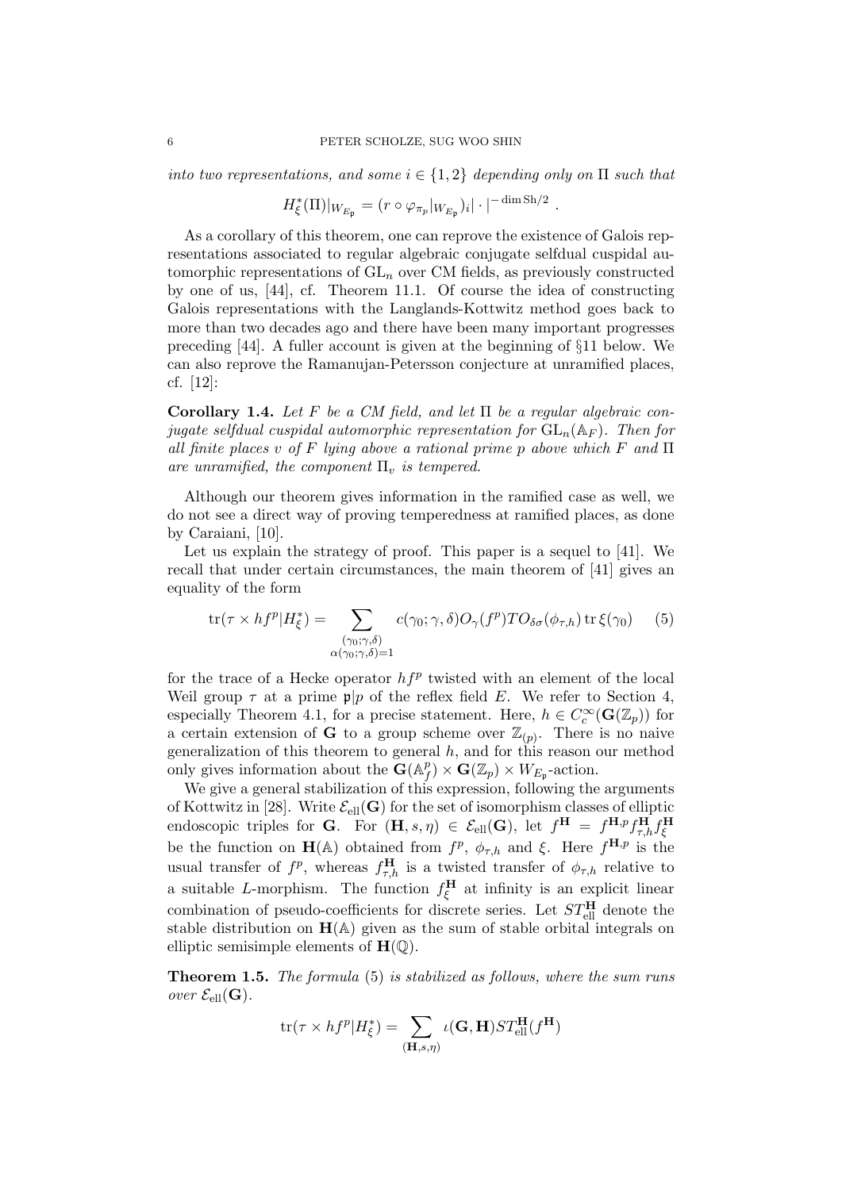*into two representations, and some $i \in \{1, 2\}$ depending only on $\Pi$ such that*

$$H^*_\xi(\Pi)|_{W_{E_\mathfrak{p}}} = (r \circ \varphi_{\pi_p}|_{W_{E_\mathfrak{p}}})_i | \cdot |^{-\dim \mathrm{Sh}/2} \ .$$

As a corollary of this theorem, one can reprove the existence of Galois representations associated to regular algebraic conjugate selfdual cuspidal automorphic representations of $\mathrm{GL}_n$ over CM fields, as previously constructed by one of us, [44], cf. Theorem 11.1. Of course the idea of constructing Galois representations with the Langlands-Kottwitz method goes back to more than two decades ago and there have been many important progresses preceding [44]. A fuller account is given at the beginning of §11 below. We can also reprove the Ramanujan-Petersson conjecture at unramified places, cf. [12]:

**Corollary 1.4.** *Let $F$ be a CM field, and let $\Pi$ be a regular algebraic conjugate selfdual cuspidal automorphic representation for $\mathrm{GL}_n(\mathbb{A}_F)$. Then for all finite places $v$ of $F$ lying above a rational prime $p$ above which $F$ and $\Pi$ are unramified, the component $\Pi_v$ is tempered.*

Although our theorem gives information in the ramified case as well, we do not see a direct way of proving temperedness at ramified places, as done by Caraiani, [10].

Let us explain the strategy of proof. This paper is a sequel to [41]. We recall that under certain circumstances, the main theorem of [41] gives an equality of the form

$$\mathrm{tr}(\tau \times hf^p | H^*_\xi) = \sum_{\substack{(\gamma_0;\gamma,\delta) \\ \alpha(\gamma_0;\gamma,\delta)=1}} c(\gamma_0;\gamma,\delta) O_\gamma(f^p) TO_{\delta\sigma}(\phi_{\tau,h}) \,\mathrm{tr}\, \xi(\gamma_0) \qquad (5)$$

for the trace of a Hecke operator $hf^p$ twisted with an element of the local Weil group $\tau$ at a prime $\mathfrak{p}|p$ of the reflex field $E$. We refer to Section 4, especially Theorem 4.1, for a precise statement. Here, $h \in C_c^\infty(\mathbf{G}(\mathbb{Z}_p))$ for a certain extension of $\mathbf{G}$ to a group scheme over $\mathbb{Z}_{(p)}$. There is no naive generalization of this theorem to general $h$, and for this reason our method only gives information about the $\mathbf{G}(\mathbb{A}^p_f) \times \mathbf{G}(\mathbb{Z}_p) \times W_{E_\mathfrak{p}}$-action.

We give a general stabilization of this expression, following the arguments of Kottwitz in [28]. Write $\mathcal{E}_{\mathrm{ell}}(\mathbf{G})$ for the set of isomorphism classes of elliptic endoscopic triples for $\mathbf{G}$. For $(\mathbf{H}, s, \eta) \in \mathcal{E}_{\mathrm{ell}}(\mathbf{G})$, let $f^{\mathbf{H}} = f^{\mathbf{H},p} f^{\mathbf{H}}_{\tau,h} f^{\mathbf{H}}_\xi$ be the function on $\mathbf{H}(\mathbb{A})$ obtained from $f^p$, $\phi_{\tau,h}$ and $\xi$. Here $f^{\mathbf{H},p}$ is the usual transfer of $f^p$, whereas $f^{\mathbf{H}}_{\tau,h}$ is a twisted transfer of $\phi_{\tau,h}$ relative to a suitable $L$-morphism. The function $f^{\mathbf{H}}_\xi$ at infinity is an explicit linear combination of pseudo-coefficients for discrete series. Let $ST^{\mathbf{H}}_{\mathrm{ell}}$ denote the stable distribution on $\mathbf{H}(\mathbb{A})$ given as the sum of stable orbital integrals on elliptic semisimple elements of $\mathbf{H}(\mathbb{Q})$.

**Theorem 1.5.** *The formula* (5) *is stabilized as follows, where the sum runs over $\mathcal{E}_{\mathrm{ell}}(\mathbf{G})$.*

$$\mathrm{tr}(\tau \times hf^p | H^*_\xi) = \sum_{(\mathbf{H},s,\eta)} \iota(\mathbf{G}, \mathbf{H}) ST^{\mathbf{H}}_{\mathrm{ell}}(f^{\mathbf{H}})$$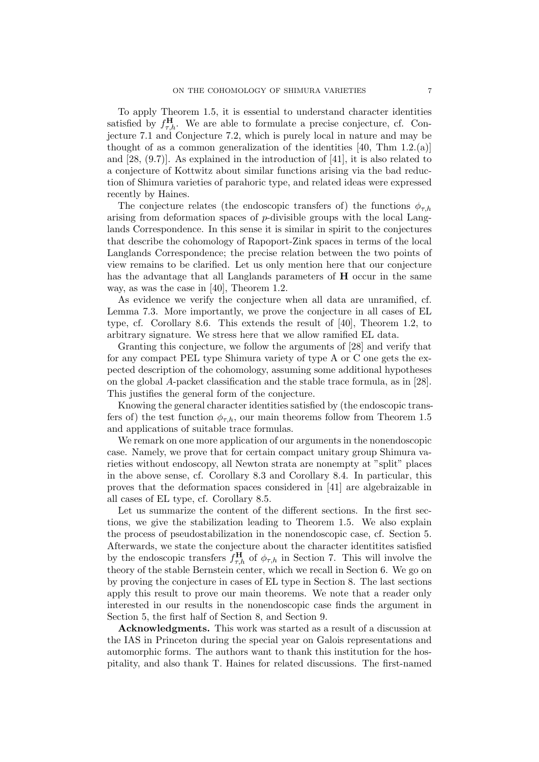To apply Theorem 1.5, it is essential to understand character identities satisfied by $f^{\mathbf{H}}_{\tau,h}$. We are able to formulate a precise conjecture, cf. Conjecture 7.1 and Conjecture 7.2, which is purely local in nature and may be thought of as a common generalization of the identities [40, Thm 1.2.(a)] and [28, (9.7)]. As explained in the introduction of [41], it is also related to a conjecture of Kottwitz about similar functions arising via the bad reduction of Shimura varieties of parahoric type, and related ideas were expressed recently by Haines.

The conjecture relates (the endoscopic transfers of) the functions $\phi_{\tau,h}$ arising from deformation spaces of $p$-divisible groups with the local Langlands Correspondence. In this sense it is similar in spirit to the conjectures that describe the cohomology of Rapoport-Zink spaces in terms of the local Langlands Correspondence; the precise relation between the two points of view remains to be clarified. Let us only mention here that our conjecture has the advantage that all Langlands parameters of $\mathbf{H}$ occur in the same way, as was the case in [40], Theorem 1.2.

As evidence we verify the conjecture when all data are unramified, cf. Lemma 7.3. More importantly, we prove the conjecture in all cases of EL type, cf. Corollary 8.6. This extends the result of [40], Theorem 1.2, to arbitrary signature. We stress here that we allow ramified EL data.

Granting this conjecture, we follow the arguments of [28] and verify that for any compact PEL type Shimura variety of type A or C one gets the expected description of the cohomology, assuming some additional hypotheses on the global $A$-packet classification and the stable trace formula, as in [28]. This justifies the general form of the conjecture.

Knowing the general character identities satisfied by (the endoscopic transfers of) the test function $\phi_{\tau,h}$, our main theorems follow from Theorem 1.5 and applications of suitable trace formulas.

We remark on one more application of our arguments in the nonendoscopic case. Namely, we prove that for certain compact unitary group Shimura varieties without endoscopy, all Newton strata are nonempty at "split" places in the above sense, cf. Corollary 8.3 and Corollary 8.4. In particular, this proves that the deformation spaces considered in [41] are algebraizable in all cases of EL type, cf. Corollary 8.5.

Let us summarize the content of the different sections. In the first sections, we give the stabilization leading to Theorem 1.5. We also explain the process of pseudostabilization in the nonendoscopic case, cf. Section 5. Afterwards, we state the conjecture about the character identitites satisfied by the endoscopic transfers $f^{\mathbf{H}}_{\tau,h}$ of $\phi_{\tau,h}$ in Section 7. This will involve the theory of the stable Bernstein center, which we recall in Section 6. We go on by proving the conjecture in cases of EL type in Section 8. The last sections apply this result to prove our main theorems. We note that a reader only interested in our results in the nonendoscopic case finds the argument in Section 5, the first half of Section 8, and Section 9.

**Acknowledgments.** This work was started as a result of a discussion at the IAS in Princeton during the special year on Galois representations and automorphic forms. The authors want to thank this institution for the hospitality, and also thank T. Haines for related discussions. The first-named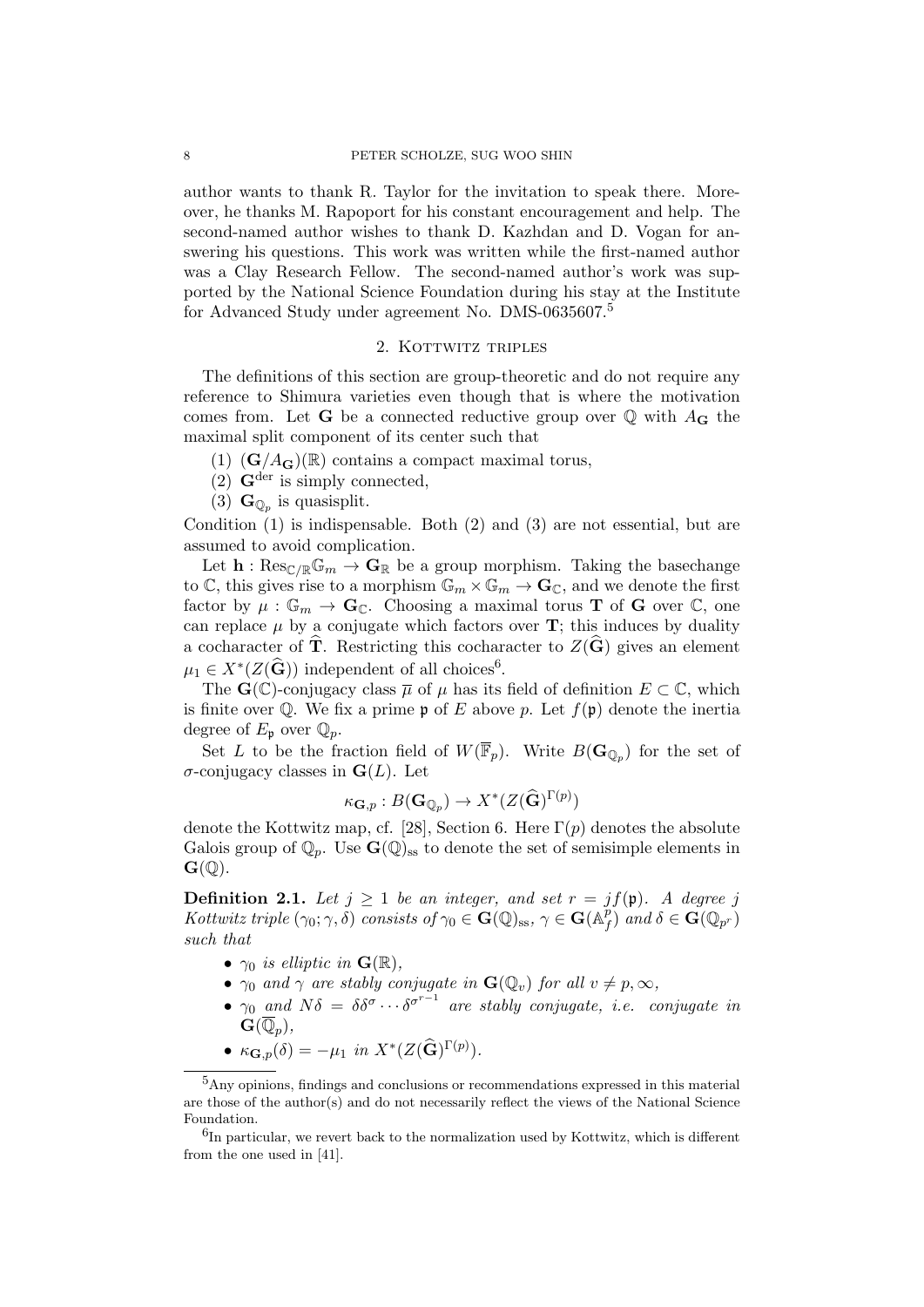author wants to thank R. Taylor for the invitation to speak there. Moreover, he thanks M. Rapoport for his constant encouragement and help. The second-named author wishes to thank D. Kazhdan and D. Vogan for answering his questions. This work was written while the first-named author was a Clay Research Fellow. The second-named author's work was supported by the National Science Foundation during his stay at the Institute for Advanced Study under agreement No. DMS-0635607.[5]

## 2. Kottwitz triples

The definitions of this section are group-theoretic and do not require any reference to Shimura varieties even though that is where the motivation comes from. Let $\mathbf{G}$ be a connected reductive group over $\mathbb{Q}$ with $A_{\mathbf{G}}$ the maximal split component of its center such that

1. $(\mathbf{G}/A_{\mathbf{G}})(\mathbb{R})$ contains a compact maximal torus,
2. $\mathbf{G}^{\mathrm{der}}$ is simply connected,
3. $\mathbf{G}_{\mathbb{Q}_p}$ is quasisplit.

Condition (1) is indispensable. Both (2) and (3) are not essential, but are assumed to avoid complication.

Let $\mathbf{h} : \mathrm{Res}_{\mathbb{C}/\mathbb{R}}\mathbb{G}_m \to \mathbf{G}_{\mathbb{R}}$ be a group morphism. Taking the basechange to $\mathbb{C}$, this gives rise to a morphism $\mathbb{G}_m \times \mathbb{G}_m \to \mathbf{G}_{\mathbb{C}}$, and we denote the first factor by $\mu : \mathbb{G}_m \to \mathbf{G}_{\mathbb{C}}$. Choosing a maximal torus $\mathbf{T}$ of $\mathbf{G}$ over $\mathbb{C}$, one can replace $\mu$ by a conjugate which factors over $\mathbf{T}$; this induces by duality a cocharacter of $\widehat{\mathbf{T}}$. Restricting this cocharacter to $Z(\widehat{\mathbf{G}})$ gives an element $\mu_1 \in X^*(Z(\widehat{\mathbf{G}}))$ independent of all choices[6].

The $\mathbf{G}(\mathbb{C})$-conjugacy class $\overline{\mu}$ of $\mu$ has its field of definition $E \subset \mathbb{C}$, which is finite over $\mathbb{Q}$. We fix a prime $\mathfrak{p}$ of $E$ above $p$. Let $f(\mathfrak{p})$ denote the inertia degree of $E_{\mathfrak{p}}$ over $\mathbb{Q}_p$.

Set $L$ to be the fraction field of $W(\overline{\mathbb{F}}_p)$. Write $B(\mathbf{G}_{\mathbb{Q}_p})$ for the set of $\sigma$-conjugacy classes in $\mathbf{G}(L)$. Let

$$\kappa_{\mathbf{G},p} : B(\mathbf{G}_{\mathbb{Q}_p}) \to X^*(Z(\widehat{\mathbf{G}})^{\Gamma(p)})$$

denote the Kottwitz map, cf. [28], Section 6. Here $\Gamma(p)$ denotes the absolute Galois group of $\mathbb{Q}_p$. Use $\mathbf{G}(\mathbb{Q})_{\mathrm{ss}}$ to denote the set of semisimple elements in $\mathbf{G}(\mathbb{Q})$.

**Definition 2.1.** *Let $j \geq 1$ be an integer, and set $r = jf(\mathfrak{p})$. A degree $j$ Kottwitz triple $(\gamma_0; \gamma, \delta)$ consists of $\gamma_0 \in \mathbf{G}(\mathbb{Q})_{\mathrm{ss}}$, $\gamma \in \mathbf{G}(\mathbb{A}_f^p)$ and $\delta \in \mathbf{G}(\mathbb{Q}_{p^r})$ such that*

- *$\gamma_0$ is elliptic in $\mathbf{G}(\mathbb{R})$,*
- *$\gamma_0$ and $\gamma$ are stably conjugate in $\mathbf{G}(\mathbb{Q}_v)$ for all $v \neq p, \infty$,*
- *$\gamma_0$ and $N\delta = \delta\delta^{\sigma} \cdots \delta^{\sigma^{r-1}}$ are stably conjugate, i.e. conjugate in $\mathbf{G}(\overline{\mathbb{Q}}_p)$,*
- *$\kappa_{\mathbf{G},p}(\delta) = -\mu_1$ in $X^*(Z(\widehat{\mathbf{G}})^{\Gamma(p)})$.*

---

[5] Any opinions, findings and conclusions or recommendations expressed in this material are those of the author(s) and do not necessarily reflect the views of the National Science Foundation.

[6] In particular, we revert back to the normalization used by Kottwitz, which is different from the one used in [41].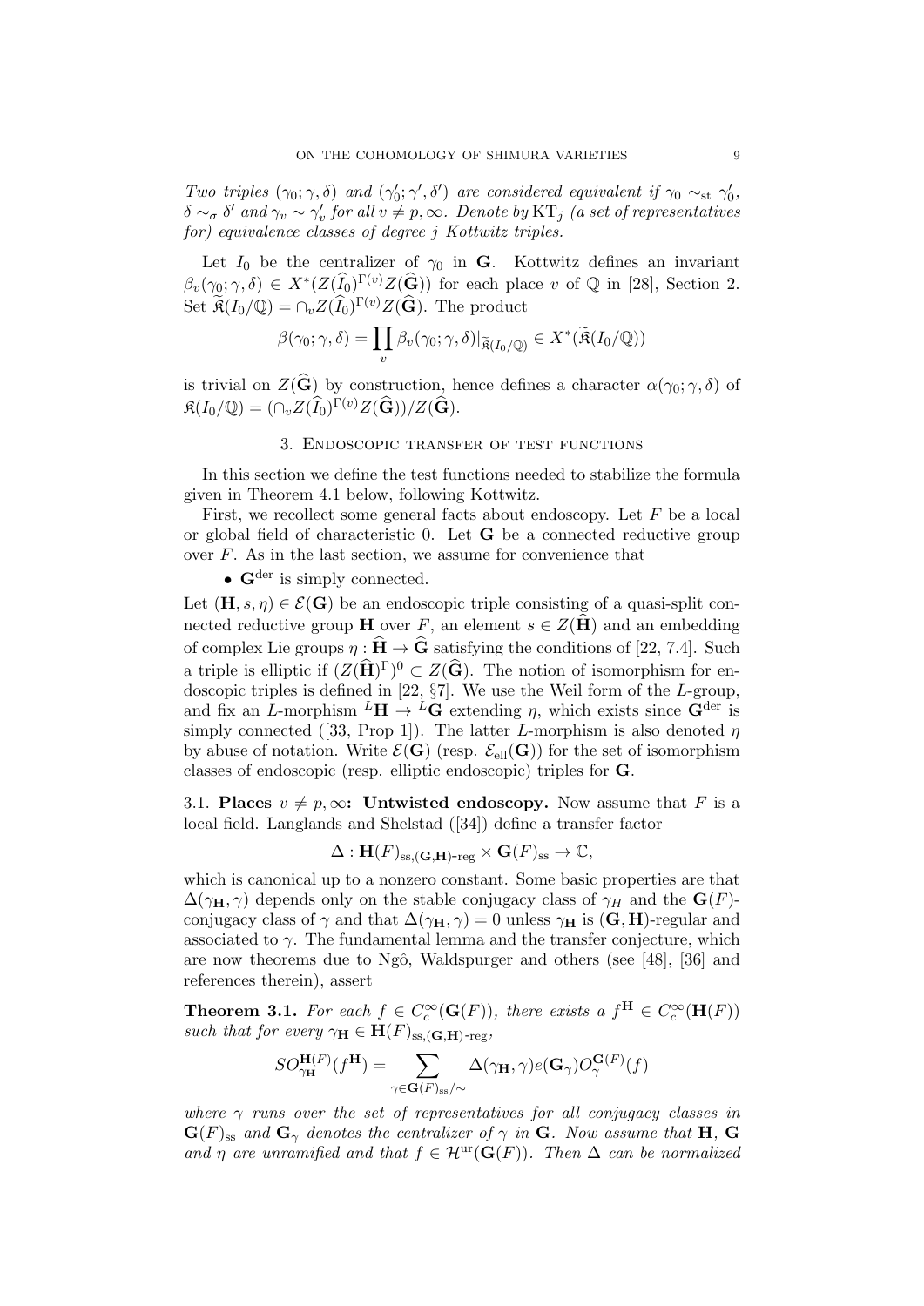*Two triples $(\gamma_0;\gamma,\delta)$ and $(\gamma_0';\gamma',\delta')$ are considered equivalent if $\gamma_0 \sim_{\mathrm{st}} \gamma_0'$, $\delta \sim_\sigma \delta'$ and $\gamma_v \sim \gamma_v'$ for all $v \neq p,\infty$. Denote by $\mathrm{KT}_j$ (a set of representatives for) equivalence classes of degree $j$ Kottwitz triples.*

Let $I_0$ be the centralizer of $\gamma_0$ in $\mathbf{G}$. Kottwitz defines an invariant $\beta_v(\gamma_0;\gamma,\delta) \in X^*(Z(\widehat{I}_0)^{\Gamma(v)} Z(\widehat{\mathbf{G}}))$ for each place $v$ of $\mathbb{Q}$ in [28], Section 2. Set $\widetilde{\mathfrak{K}}(I_0/\mathbb{Q}) = \cap_v Z(\widehat{I}_0)^{\Gamma(v)} Z(\widehat{\mathbf{G}})$. The product

$$\beta(\gamma_0;\gamma,\delta) = \prod_v \beta_v(\gamma_0;\gamma,\delta)|_{\widetilde{\mathfrak{K}}(I_0/\mathbb{Q})} \in X^*(\widetilde{\mathfrak{K}}(I_0/\mathbb{Q}))$$

is trivial on $Z(\widehat{\mathbf{G}})$ by construction, hence defines a character $\alpha(\gamma_0;\gamma,\delta)$ of $\mathfrak{K}(I_0/\mathbb{Q}) = (\cap_v Z(\widehat{I}_0)^{\Gamma(v)} Z(\widehat{\mathbf{G}}))/Z(\widehat{\mathbf{G}})$.

## 3. Endoscopic transfer of test functions

In this section we define the test functions needed to stabilize the formula given in Theorem 4.1 below, following Kottwitz.

First, we recollect some general facts about endoscopy. Let $F$ be a local or global field of characteristic 0. Let $\mathbf{G}$ be a connected reductive group over $F$. As in the last section, we assume for convenience that

- $\mathbf{G}^{\mathrm{der}}$ is simply connected.

Let $(\mathbf{H}, s, \eta) \in \mathcal{E}(\mathbf{G})$ be an endoscopic triple consisting of a quasi-split connected reductive group $\mathbf{H}$ over $F$, an element $s \in Z(\widehat{\mathbf{H}})$ and an embedding of complex Lie groups $\eta : \widehat{\mathbf{H}} \to \widehat{\mathbf{G}}$ satisfying the conditions of [22, 7.4]. Such a triple is elliptic if $(Z(\widehat{\mathbf{H}})^\Gamma)^0 \subset Z(\widehat{\mathbf{G}})$. The notion of isomorphism for endoscopic triples is defined in [22, §7]. We use the Weil form of the $L$-group, and fix an $L$-morphism ${}^L\mathbf{H} \to {}^L\mathbf{G}$ extending $\eta$, which exists since $\mathbf{G}^{\mathrm{der}}$ is simply connected ([33, Prop 1]). The latter $L$-morphism is also denoted $\eta$ by abuse of notation. Write $\mathcal{E}(\mathbf{G})$ (resp. $\mathcal{E}_{\mathrm{ell}}(\mathbf{G})$) for the set of isomorphism classes of endoscopic (resp. elliptic endoscopic) triples for $\mathbf{G}$.

### 3.1. Places $v \neq p, \infty$: Untwisted endoscopy.

Now assume that $F$ is a local field. Langlands and Shelstad ([34]) define a transfer factor

$$\Delta : \mathbf{H}(F)_{\mathrm{ss},(\mathbf{G},\mathbf{H})\text{-reg}} \times \mathbf{G}(F)_{\mathrm{ss}} \to \mathbb{C},$$

which is canonical up to a nonzero constant. Some basic properties are that $\Delta(\gamma_{\mathbf{H}}, \gamma)$ depends only on the stable conjugacy class of $\gamma_H$ and the $\mathbf{G}(F)$-conjugacy class of $\gamma$ and that $\Delta(\gamma_{\mathbf{H}}, \gamma) = 0$ unless $\gamma_{\mathbf{H}}$ is $(\mathbf{G},\mathbf{H})$-regular and associated to $\gamma$. The fundamental lemma and the transfer conjecture, which are now theorems due to Ngô, Waldspurger and others (see [48], [36] and references therein), assert

**Theorem 3.1.** *For each $f \in C_c^\infty(\mathbf{G}(F))$, there exists a $f^{\mathbf{H}} \in C_c^\infty(\mathbf{H}(F))$ such that for every $\gamma_{\mathbf{H}} \in \mathbf{H}(F)_{\mathrm{ss},(\mathbf{G},\mathbf{H})\text{-reg}}$,*

$$SO_{\gamma_{\mathbf{H}}}^{\mathbf{H}(F)}(f^{\mathbf{H}}) = \sum_{\gamma \in \mathbf{G}(F)_{\mathrm{ss}}/\sim} \Delta(\gamma_{\mathbf{H}}, \gamma) e(\mathbf{G}_\gamma) O_\gamma^{\mathbf{G}(F)}(f)$$

*where $\gamma$ runs over the set of representatives for all conjugacy classes in $\mathbf{G}(F)_{\mathrm{ss}}$ and $\mathbf{G}_\gamma$ denotes the centralizer of $\gamma$ in $\mathbf{G}$. Now assume that $\mathbf{H}$, $\mathbf{G}$ and $\eta$ are unramified and that $f \in \mathcal{H}^{\mathrm{ur}}(\mathbf{G}(F))$. Then $\Delta$ can be normalized*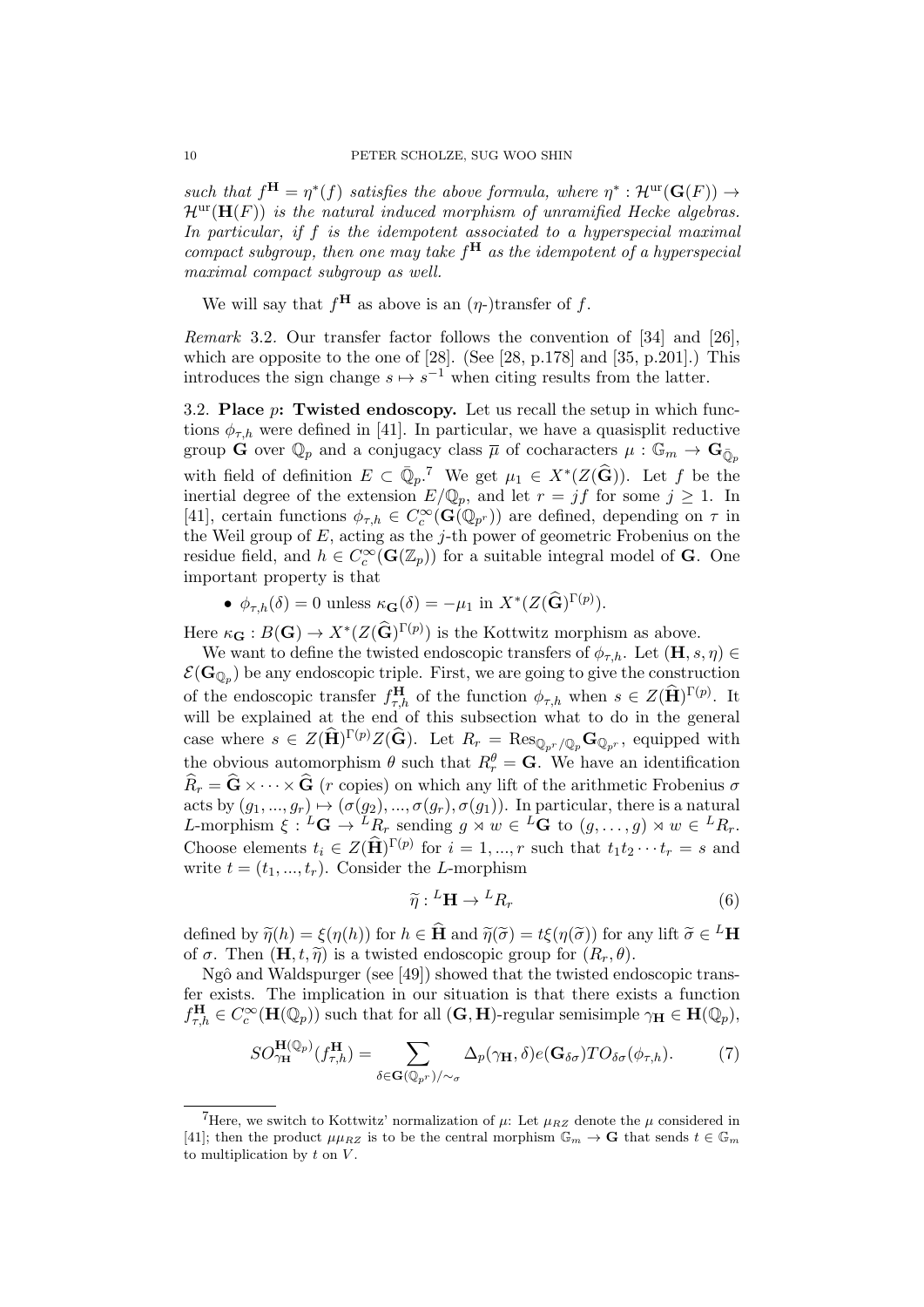*such that $f^{\mathbf{H}} = \eta^*(f)$ satisfies the above formula, where $\eta^* : \mathcal{H}^{\mathrm{ur}}(\mathbf{G}(F)) \to \mathcal{H}^{\mathrm{ur}}(\mathbf{H}(F))$ is the natural induced morphism of unramified Hecke algebras. In particular, if $f$ is the idempotent associated to a hyperspecial maximal compact subgroup, then one may take $f^{\mathbf{H}}$ as the idempotent of a hyperspecial maximal compact subgroup as well.*

We will say that $f^{\mathbf{H}}$ as above is an ($\eta$-)transfer of $f$.

*Remark* 3.2. Our transfer factor follows the convention of [34] and [26], which are opposite to the one of [28]. (See [28, p.178] and [35, p.201].) This introduces the sign change $s \mapsto s^{-1}$ when citing results from the latter.

3.2. **Place $p$: Twisted endoscopy.** Let us recall the setup in which functions $\phi_{\tau,h}$ were defined in [41]. In particular, we have a quasisplit reductive group $\mathbf{G}$ over $\mathbb{Q}_p$ and a conjugacy class $\overline{\mu}$ of cocharacters $\mu : \mathbb{G}_m \to \mathbf{G}_{\bar{\mathbb{Q}}_p}$ with field of definition $E \subset \bar{\mathbb{Q}}_p$.[7] We get $\mu_1 \in X^*(Z(\widehat{\mathbf{G}}))$. Let $f$ be the inertial degree of the extension $E/\mathbb{Q}_p$, and let $r = jf$ for some $j \geq 1$. In [41], certain functions $\phi_{\tau,h} \in C_c^\infty(\mathbf{G}(\mathbb{Q}_{p^r}))$ are defined, depending on $\tau$ in the Weil group of $E$, acting as the $j$-th power of geometric Frobenius on the residue field, and $h \in C_c^\infty(\mathbf{G}(\mathbb{Z}_p))$ for a suitable integral model of $\mathbf{G}$. One important property is that

- $\phi_{\tau,h}(\delta) = 0$ unless $\kappa_{\mathbf{G}}(\delta) = -\mu_1$ in $X^*(Z(\widehat{\mathbf{G}})^{\Gamma(p)})$.

Here $\kappa_{\mathbf{G}} : B(\mathbf{G}) \to X^*(Z(\widehat{\mathbf{G}})^{\Gamma(p)})$ is the Kottwitz morphism as above.

We want to define the twisted endoscopic transfers of $\phi_{\tau,h}$. Let $(\mathbf{H}, s, \eta) \in \mathcal{E}(\mathbf{G}_{\mathbb{Q}_p})$ be any endoscopic triple. First, we are going to give the construction of the endoscopic transfer $f^{\mathbf{H}}_{\tau,h}$ of the function $\phi_{\tau,h}$ when $s \in Z(\widehat{\mathbf{H}})^{\Gamma(p)}$. It will be explained at the end of this subsection what to do in the general case where $s \in Z(\widehat{\mathbf{H}})^{\Gamma(p)} Z(\widehat{\mathbf{G}})$. Let $R_r = \mathrm{Res}_{\mathbb{Q}_{p^r}/\mathbb{Q}_p} \mathbf{G}_{\mathbb{Q}_{p^r}}$, equipped with the obvious automorphism $\theta$ such that $R_r^\theta = \mathbf{G}$. We have an identification $\widehat{R}_r = \widehat{\mathbf{G}} \times \cdots \times \widehat{\mathbf{G}}$ ($r$ copies) on which any lift of the arithmetic Frobenius $\sigma$ acts by $(g_1, ..., g_r) \mapsto (\sigma(g_2), ..., \sigma(g_r), \sigma(g_1))$. In particular, there is a natural $L$-morphism $\xi : {}^L\mathbf{G} \to {}^L R_r$ sending $g \rtimes w \in {}^L\mathbf{G}$ to $(g, \ldots, g) \rtimes w \in {}^L R_r$. Choose elements $t_i \in Z(\widehat{\mathbf{H}})^{\Gamma(p)}$ for $i = 1, ..., r$ such that $t_1 t_2 \cdots t_r = s$ and write $t = (t_1, ..., t_r)$. Consider the $L$-morphism

$$\widetilde{\eta} : {}^L\mathbf{H} \to {}^L R_r \tag{6}$$

defined by $\widetilde{\eta}(h) = \xi(\eta(h))$ for $h \in \widehat{\mathbf{H}}$ and $\widetilde{\eta}(\widetilde{\sigma}) = t\xi(\eta(\widetilde{\sigma}))$ for any lift $\widetilde{\sigma} \in {}^L\mathbf{H}$ of $\sigma$. Then $(\mathbf{H}, t, \widetilde{\eta})$ is a twisted endoscopic group for $(R_r, \theta)$.

Ngô and Waldspurger (see [49]) showed that the twisted endoscopic transfer exists. The implication in our situation is that there exists a function $f^{\mathbf{H}}_{\tau,h} \in C_c^\infty(\mathbf{H}(\mathbb{Q}_p))$ such that for all $(\mathbf{G}, \mathbf{H})$-regular semisimple $\gamma_{\mathbf{H}} \in \mathbf{H}(\mathbb{Q}_p)$,

$$SO^{\mathbf{H}(\mathbb{Q}_p)}_{\gamma_{\mathbf{H}}}(f^{\mathbf{H}}_{\tau,h}) = \sum_{\delta \in \mathbf{G}(\mathbb{Q}_{p^r})/\sim_\sigma} \Delta_p(\gamma_{\mathbf{H}}, \delta) e(\mathbf{G}_{\delta\sigma}) TO_{\delta\sigma}(\phi_{\tau,h}). \tag{7}$$

---

[7] Here, we switch to Kottwitz' normalization of $\mu$: Let $\mu_{RZ}$ denote the $\mu$ considered in [41]; then the product $\mu\mu_{RZ}$ is to be the central morphism $\mathbb{G}_m \to \mathbf{G}$ that sends $t \in \mathbb{G}_m$ to multiplication by $t$ on $V$.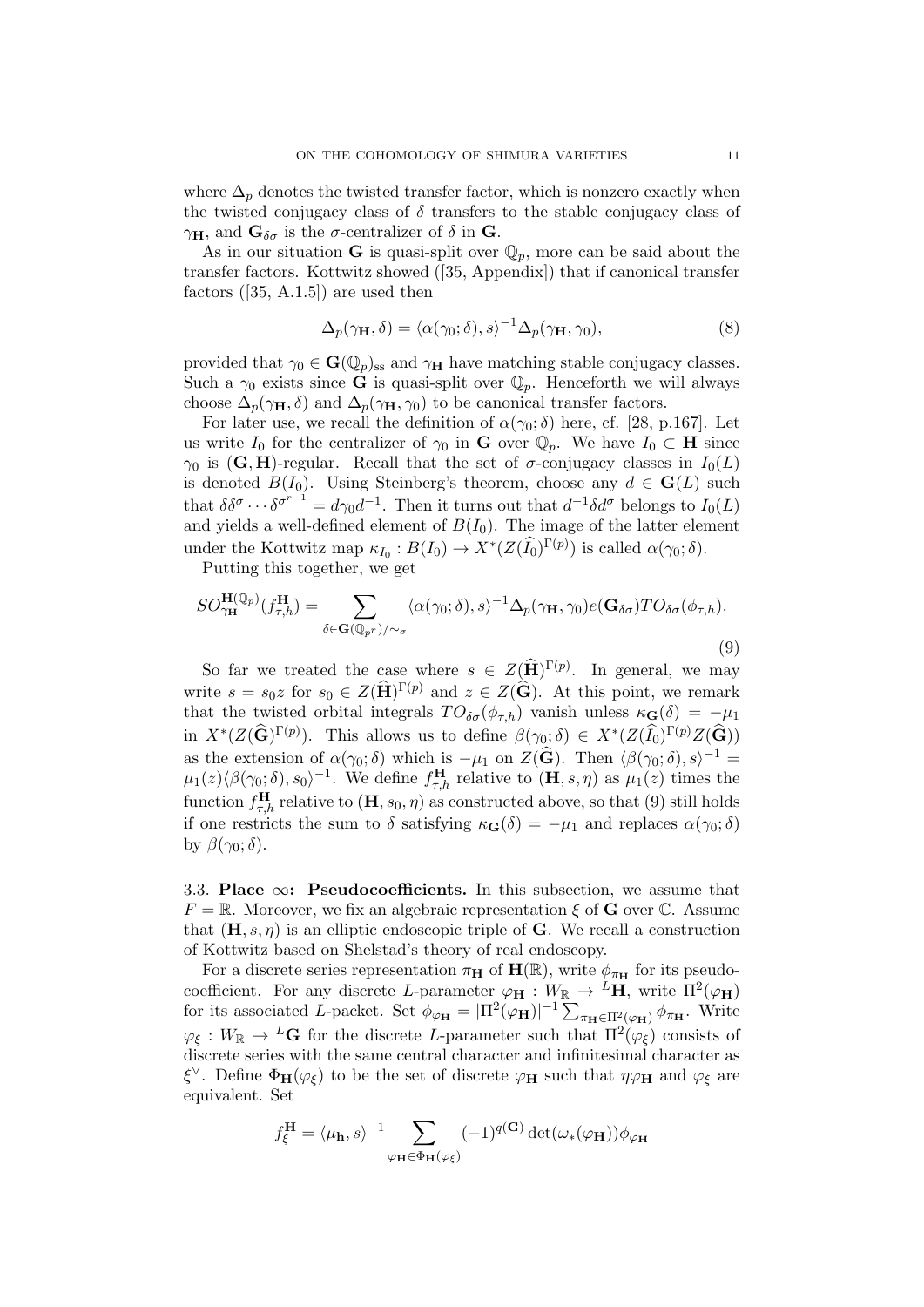where $\Delta_p$ denotes the twisted transfer factor, which is nonzero exactly when the twisted conjugacy class of $\delta$ transfers to the stable conjugacy class of $\gamma_{\mathbf{H}}$, and $\mathbf{G}_{\delta\sigma}$ is the $\sigma$-centralizer of $\delta$ in $\mathbf{G}$.

As in our situation $\mathbf{G}$ is quasi-split over $\mathbb{Q}_p$, more can be said about the transfer factors. Kottwitz showed ([35, Appendix]) that if canonical transfer factors ([35, A.1.5]) are used then

$$\Delta_p(\gamma_{\mathbf{H}}, \delta) = \langle \alpha(\gamma_0; \delta), s\rangle^{-1} \Delta_p(\gamma_{\mathbf{H}}, \gamma_0), \tag{8}$$

provided that $\gamma_0 \in \mathbf{G}(\mathbb{Q}_p)_{\mathrm{ss}}$ and $\gamma_{\mathbf{H}}$ have matching stable conjugacy classes. Such a $\gamma_0$ exists since $\mathbf{G}$ is quasi-split over $\mathbb{Q}_p$. Henceforth we will always choose $\Delta_p(\gamma_{\mathbf{H}}, \delta)$ and $\Delta_p(\gamma_{\mathbf{H}}, \gamma_0)$ to be canonical transfer factors.

For later use, we recall the definition of $\alpha(\gamma_0; \delta)$ here, cf. [28, p.167]. Let us write $I_0$ for the centralizer of $\gamma_0$ in $\mathbf{G}$ over $\mathbb{Q}_p$. We have $I_0 \subset \mathbf{H}$ since $\gamma_0$ is $(\mathbf{G}, \mathbf{H})$-regular. Recall that the set of $\sigma$-conjugacy classes in $I_0(L)$ is denoted $B(I_0)$. Using Steinberg's theorem, choose any $d \in \mathbf{G}(L)$ such that $\delta\delta^\sigma \cdots \delta^{\sigma^{r-1}} = d\gamma_0 d^{-1}$. Then it turns out that $d^{-1}\delta d^\sigma$ belongs to $I_0(L)$ and yields a well-defined element of $B(I_0)$. The image of the latter element under the Kottwitz map $\kappa_{I_0} : B(I_0) \to X^*(Z(\widehat{I}_0)^{\Gamma(p)})$ is called $\alpha(\gamma_0; \delta)$.

Putting this together, we get

$$SO^{\mathbf{H}(\mathbb{Q}_p)}_{\gamma_{\mathbf{H}}}(f^{\mathbf{H}}_{\tau,h}) = \sum_{\delta \in \mathbf{G}(\mathbb{Q}_{p^r})/\sim_\sigma} \langle \alpha(\gamma_0; \delta), s\rangle^{-1} \Delta_p(\gamma_{\mathbf{H}}, \gamma_0) e(\mathbf{G}_{\delta\sigma}) TO_{\delta\sigma}(\phi_{\tau,h}). \tag{9}$$

So far we treated the case where $s \in Z(\widehat{\mathbf{H}})^{\Gamma(p)}$. In general, we may write $s = s_0 z$ for $s_0 \in Z(\widehat{\mathbf{H}})^{\Gamma(p)}$ and $z \in Z(\widehat{\mathbf{G}})$. At this point, we remark that the twisted orbital integrals $TO_{\delta\sigma}(\phi_{\tau,h})$ vanish unless $\kappa_{\mathbf{G}}(\delta) = -\mu_1$ in $X^*(Z(\widehat{\mathbf{G}})^{\Gamma(p)})$. This allows us to define $\beta(\gamma_0; \delta) \in X^*(Z(\widehat{I}_0)^{\Gamma(p)} Z(\widehat{\mathbf{G}}))$ as the extension of $\alpha(\gamma_0; \delta)$ which is $-\mu_1$ on $Z(\widehat{\mathbf{G}})$. Then $\langle \beta(\gamma_0; \delta), s\rangle^{-1} = \mu_1(z)\langle \beta(\gamma_0; \delta), s_0\rangle^{-1}$. We define $f^{\mathbf{H}}_{\tau,h}$ relative to $(\mathbf{H}, s, \eta)$ as $\mu_1(z)$ times the function $f^{\mathbf{H}}_{\tau,h}$ relative to $(\mathbf{H}, s_0, \eta)$ as constructed above, so that (9) still holds if one restricts the sum to $\delta$ satisfying $\kappa_{\mathbf{G}}(\delta) = -\mu_1$ and replaces $\alpha(\gamma_0; \delta)$ by $\beta(\gamma_0; \delta)$.

### 3.3. Place $\infty$: Pseudocoefficients.

In this subsection, we assume that $F = \mathbb{R}$. Moreover, we fix an algebraic representation $\xi$ of $\mathbf{G}$ over $\mathbb{C}$. Assume that $(\mathbf{H}, s, \eta)$ is an elliptic endoscopic triple of $\mathbf{G}$. We recall a construction of Kottwitz based on Shelstad's theory of real endoscopy.

For a discrete series representation $\pi_{\mathbf{H}}$ of $\mathbf{H}(\mathbb{R})$, write $\phi_{\pi_{\mathbf{H}}}$ for its pseudo-coefficient. For any discrete $L$-parameter $\varphi_{\mathbf{H}} : W_{\mathbb{R}} \to {}^L\mathbf{H}$, write $\Pi^2(\varphi_{\mathbf{H}})$ for its associated $L$-packet. Set $\phi_{\varphi_{\mathbf{H}}} = |\Pi^2(\varphi_{\mathbf{H}})|^{-1} \sum_{\pi_{\mathbf{H}} \in \Pi^2(\varphi_{\mathbf{H}})} \phi_{\pi_{\mathbf{H}}}$. Write $\varphi_\xi : W_{\mathbb{R}} \to {}^L\mathbf{G}$ for the discrete $L$-parameter such that $\Pi^2(\varphi_\xi)$ consists of discrete series with the same central character and infinitesimal character as $\xi^\vee$. Define $\Phi_{\mathbf{H}}(\varphi_\xi)$ to be the set of discrete $\varphi_{\mathbf{H}}$ such that $\eta\varphi_{\mathbf{H}}$ and $\varphi_\xi$ are equivalent. Set

$$f^{\mathbf{H}}_\xi = \langle \mu_{\mathbf{h}}, s\rangle^{-1} \sum_{\varphi_{\mathbf{H}} \in \Phi_{\mathbf{H}}(\varphi_\xi)} (-1)^{q(\mathbf{G})} \det(\omega_*(\varphi_{\mathbf{H}})) \phi_{\varphi_{\mathbf{H}}}$$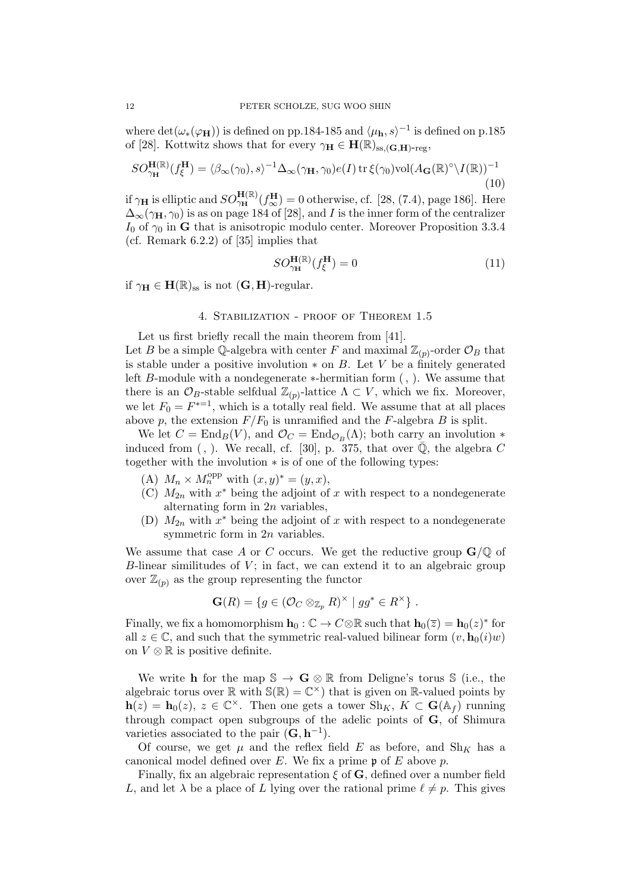where $\det(\omega_*(\varphi_{\mathbf{H}}))$ is defined on pp.184-185 and $\langle \mu_{\mathbf{h}}, s\rangle^{-1}$ is defined on p.185 of [28]. Kottwitz shows that for every $\gamma_{\mathbf{H}} \in \mathbf{H}(\mathbb{R})_{\mathrm{ss},(\mathbf{G},\mathbf{H})\text{-reg}}$,

$$SO^{\mathbf{H}(\mathbb{R})}_{\gamma_{\mathbf{H}}}(f^{\mathbf{H}}_{\xi}) = \langle \beta_\infty(\gamma_0), s\rangle^{-1} \Delta_\infty(\gamma_{\mathbf{H}}, \gamma_0) e(I) \operatorname{tr} \xi(\gamma_0) \mathrm{vol}(A_{\mathbf{G}}(\mathbb{R})^\circ \backslash I(\mathbb{R}))^{-1} \tag{10}$$

if $\gamma_{\mathbf{H}}$ is elliptic and $SO^{\mathbf{H}(\mathbb{R})}_{\gamma_{\mathbf{H}}}(f^{\mathbf{H}}_{\infty}) = 0$ otherwise, cf. [28, (7.4), page 186]. Here $\Delta_\infty(\gamma_{\mathbf{H}}, \gamma_0)$ is as on page 184 of [28], and $I$ is the inner form of the centralizer $I_0$ of $\gamma_0$ in $\mathbf{G}$ that is anisotropic modulo center. Moreover Proposition 3.3.4 (cf. Remark 6.2.2) of [35] implies that

$$SO^{\mathbf{H}(\mathbb{R})}_{\gamma_{\mathbf{H}}}(f^{\mathbf{H}}_{\xi}) = 0 \tag{11}$$

if $\gamma_{\mathbf{H}} \in \mathbf{H}(\mathbb{R})_{\mathrm{ss}}$ is not $(\mathbf{G}, \mathbf{H})$-regular.

## 4. Stabilization - proof of Theorem 1.5

Let us first briefly recall the main theorem from [41].

Let $B$ be a simple $\mathbb{Q}$-algebra with center $F$ and maximal $\mathbb{Z}_{(p)}$-order $\mathcal{O}_B$ that is stable under a positive involution $*$ on $B$. Let $V$ be a finitely generated left $B$-module with a nondegenerate $*$-hermitian form $(\ ,\ )$. We assume that there is an $\mathcal{O}_B$-stable selfdual $\mathbb{Z}_{(p)}$-lattice $\Lambda \subset V$, which we fix. Moreover, we let $F_0 = F^{*=1}$, which is a totally real field. We assume that at all places above $p$, the extension $F/F_0$ is unramified and the $F$-algebra $B$ is split.

We let $C = \mathrm{End}_B(V)$, and $\mathcal{O}_C = \mathrm{End}_{\mathcal{O}_B}(\Lambda)$; both carry an involution $*$ induced from $(\ ,\ )$. We recall, cf. [30], p. 375, that over $\bar{\mathbb{Q}}$, the algebra $C$ together with the involution $*$ is of one of the following types:

(A) $M_n \times M_n^{\mathrm{opp}}$ with $(x,y)^* = (y,x)$,

(C) $M_{2n}$ with $x^*$ being the adjoint of $x$ with respect to a nondegenerate alternating form in $2n$ variables,

(D) $M_{2n}$ with $x^*$ being the adjoint of $x$ with respect to a nondegenerate symmetric form in $2n$ variables.

We assume that case $A$ or $C$ occurs. We get the reductive group $\mathbf{G}/\mathbb{Q}$ of $B$-linear similitudes of $V$; in fact, we can extend it to an algebraic group over $\mathbb{Z}_{(p)}$ as the group representing the functor

$$\mathbf{G}(R) = \{ g \in (\mathcal{O}_C \otimes_{\mathbb{Z}_p} R)^\times \mid gg^* \in R^\times \} \ .$$

Finally, we fix a homomorphism $\mathbf{h}_0 : \mathbb{C} \to C \otimes \mathbb{R}$ such that $\mathbf{h}_0(\bar{z}) = \mathbf{h}_0(z)^*$ for all $z \in \mathbb{C}$, and such that the symmetric real-valued bilinear form $(v, \mathbf{h}_0(i)w)$ on $V \otimes \mathbb{R}$ is positive definite.

We write $\mathbf{h}$ for the map $\mathbb{S} \to \mathbf{G} \otimes \mathbb{R}$ from Deligne's torus $\mathbb{S}$ (i.e., the algebraic torus over $\mathbb{R}$ with $\mathbb{S}(\mathbb{R}) = \mathbb{C}^\times$) that is given on $\mathbb{R}$-valued points by $\mathbf{h}(z) = \mathbf{h}_0(z)$, $z \in \mathbb{C}^\times$. Then one gets a tower $\mathrm{Sh}_K$, $K \subset \mathbf{G}(\mathbb{A}_f)$ running through compact open subgroups of the adelic points of $\mathbf{G}$, of Shimura varieties associated to the pair $(\mathbf{G}, \mathbf{h}^{-1})$.

Of course, we get $\mu$ and the reflex field $E$ as before, and $\mathrm{Sh}_K$ has a canonical model defined over $E$. We fix a prime $\mathfrak{p}$ of $E$ above $p$.

Finally, fix an algebraic representation $\xi$ of $\mathbf{G}$, defined over a number field $L$, and let $\lambda$ be a place of $L$ lying over the rational prime $\ell \neq p$. This gives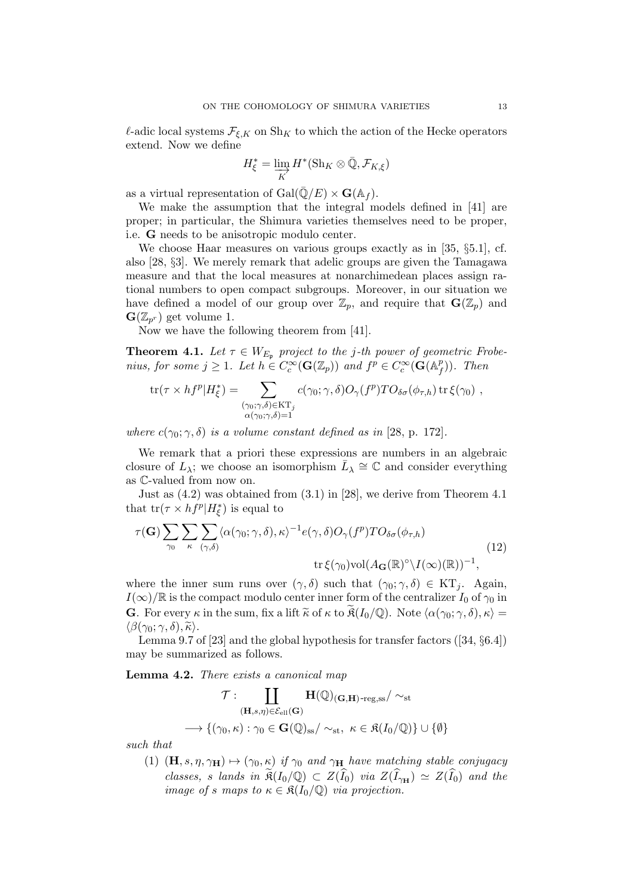$\ell$-adic local systems $\mathcal{F}_{\xi,K}$ on $\mathrm{Sh}_K$ to which the action of the Hecke operators extend. Now we define

$$H^*_\xi = \varinjlim_{K} H^*(\mathrm{Sh}_K \otimes \bar{\mathbb{Q}}, \mathcal{F}_{K,\xi})$$

as a virtual representation of $\mathrm{Gal}(\bar{\mathbb{Q}}/E) \times \mathbf{G}(\mathbb{A}_f)$.

We make the assumption that the integral models defined in [41] are proper; in particular, the Shimura varieties themselves need to be proper, i.e. $\mathbf{G}$ needs to be anisotropic modulo center.

We choose Haar measures on various groups exactly as in [35, §5.1], cf. also [28, §3]. We merely remark that adelic groups are given the Tamagawa measure and that the local measures at nonarchimedean places assign rational numbers to open compact subgroups. Moreover, in our situation we have defined a model of our group over $\mathbb{Z}_p$, and require that $\mathbf{G}(\mathbb{Z}_p)$ and $\mathbf{G}(\mathbb{Z}_{p^r})$ get volume 1.

Now we have the following theorem from [41].

**Theorem 4.1.** *Let $\tau \in W_{E_\mathfrak{p}}$ project to the $j$-th power of geometric Frobenius, for some $j \geq 1$. Let $h \in C_c^\infty(\mathbf{G}(\mathbb{Z}_p))$ and $f^p \in C_c^\infty(\mathbf{G}(\mathbb{A}_f^p))$. Then*

$$\mathrm{tr}(\tau \times hf^p | H^*_\xi) = \sum_{\substack{(\gamma_0;\gamma,\delta)\in \mathrm{KT}_j \\ \alpha(\gamma_0;\gamma,\delta)=1}} c(\gamma_0;\gamma,\delta) O_\gamma(f^p) TO_{\delta\sigma}(\phi_{\tau,h}) \,\mathrm{tr}\,\xi(\gamma_0) \ ,$$

*where $c(\gamma_0;\gamma,\delta)$ is a volume constant defined as in [28, p. 172].*

We remark that a priori these expressions are numbers in an algebraic closure of $L_\lambda$; we choose an isomorphism $\bar{L}_\lambda \cong \mathbb{C}$ and consider everything as $\mathbb{C}$-valued from now on.

Just as (4.2) was obtained from (3.1) in [28], we derive from Theorem 4.1 that $\mathrm{tr}(\tau \times hf^p | H^*_\xi)$ is equal to

$$\tau(\mathbf{G}) \sum_{\gamma_0} \sum_{\kappa} \sum_{(\gamma,\delta)} \langle \alpha(\gamma_0;\gamma,\delta), \kappa \rangle^{-1} e(\gamma,\delta) O_\gamma(f^p) TO_{\delta\sigma}(\phi_{\tau,h}) \\ \mathrm{tr}\,\xi(\gamma_0) \mathrm{vol}(A_{\mathbf{G}}(\mathbb{R})^\circ \backslash I(\infty)(\mathbb{R}))^{-1}, \tag{12}$$

where the inner sum runs over $(\gamma,\delta)$ such that $(\gamma_0;\gamma,\delta) \in \mathrm{KT}_j$. Again, $I(\infty)/\mathbb{R}$ is the compact modulo center inner form of the centralizer $I_0$ of $\gamma_0$ in $\mathbf{G}$. For every $\kappa$ in the sum, fix a lift $\widetilde{\kappa}$ of $\kappa$ to $\widetilde{\mathfrak{K}}(I_0/\mathbb{Q})$. Note $\langle \alpha(\gamma_0;\gamma,\delta), \kappa \rangle = \langle \beta(\gamma_0;\gamma,\delta), \widetilde{\kappa} \rangle$.

Lemma 9.7 of [23] and the global hypothesis for transfer factors ([34, §6.4]) may be summarized as follows.

**Lemma 4.2.** *There exists a canonical map*

$$\mathcal{T} : \coprod_{(\mathbf{H},s,\eta)\in \mathcal{E}_{\mathrm{ell}}(\mathbf{G})} \mathbf{H}(\mathbb{Q})_{(\mathbf{G},\mathbf{H})\text{-reg,ss}} / \sim_{\mathrm{st}} \\ \longrightarrow \{(\gamma_0,\kappa) : \gamma_0 \in \mathbf{G}(\mathbb{Q})_{\mathrm{ss}}/\sim_{\mathrm{st}},\ \kappa \in \mathfrak{K}(I_0/\mathbb{Q})\} \cup \{\emptyset\}$$

*such that*

1. *$(\mathbf{H},s,\eta,\gamma_{\mathbf{H}}) \mapsto (\gamma_0,\kappa)$ if $\gamma_0$ and $\gamma_{\mathbf{H}}$ have matching stable conjugacy classes, $s$ lands in $\widetilde{\mathfrak{K}}(I_0/\mathbb{Q}) \subset Z(\widehat{I}_0)$ via $Z(\widehat{I}_{\gamma_{\mathbf{H}}}) \simeq Z(\widehat{I}_0)$ and the image of $s$ maps to $\kappa \in \mathfrak{K}(I_0/\mathbb{Q})$ via projection.*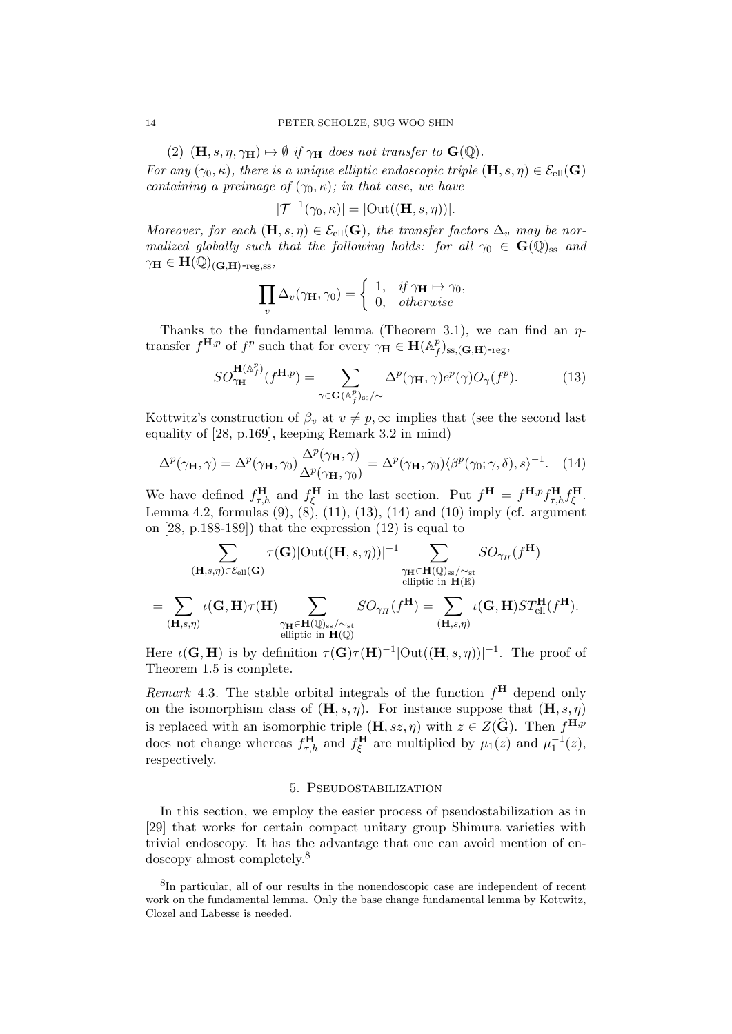(2) $(\mathbf{H}, s, \eta, \gamma_{\mathbf{H}}) \mapsto \emptyset$ *if* $\gamma_{\mathbf{H}}$ *does not transfer to* $\mathbf{G}(\mathbb{Q})$.

*For any* $(\gamma_0, \kappa)$*, there is a unique elliptic endoscopic triple* $(\mathbf{H}, s, \eta) \in \mathcal{E}_{\mathrm{ell}}(\mathbf{G})$ *containing a preimage of* $(\gamma_0, \kappa)$*; in that case, we have*

$$|\mathcal{T}^{-1}(\gamma_0, \kappa)| = |\mathrm{Out}((\mathbf{H}, s, \eta))|.$$

*Moreover, for each* $(\mathbf{H}, s, \eta) \in \mathcal{E}_{\mathrm{ell}}(\mathbf{G})$*, the transfer factors* $\Delta_v$ *may be normalized globally such that the following holds: for all* $\gamma_0 \in \mathbf{G}(\mathbb{Q})_{\mathrm{ss}}$ *and* $\gamma_{\mathbf{H}} \in \mathbf{H}(\mathbb{Q})_{(\mathbf{G},\mathbf{H})\text{-reg,ss}}$,

$$\prod_v \Delta_v(\gamma_{\mathbf{H}}, \gamma_0) = \begin{cases} 1, & \text{if } \gamma_{\mathbf{H}} \mapsto \gamma_0, \\ 0, & \text{otherwise} \end{cases}$$

Thanks to the fundamental lemma (Theorem 3.1), we can find an $\eta$-transfer $f^{\mathbf{H},p}$ of $f^p$ such that for every $\gamma_{\mathbf{H}} \in \mathbf{H}(\mathbb{A}_f^p)_{\mathrm{ss},(\mathbf{G},\mathbf{H})\text{-reg}}$,

$$SO_{\gamma_{\mathbf{H}}}^{\mathbf{H}(\mathbb{A}_f^p)}(f^{\mathbf{H},p}) = \sum_{\gamma \in \mathbf{G}(\mathbb{A}_f^p)_{\mathrm{ss}}/\sim} \Delta^p(\gamma_{\mathbf{H}}, \gamma) e^p(\gamma) O_\gamma(f^p). \tag{13}$$

Kottwitz's construction of $\beta_v$ at $v \neq p, \infty$ implies that (see the second last equality of [28, p.169], keeping Remark 3.2 in mind)

$$\Delta^p(\gamma_{\mathbf{H}}, \gamma) = \Delta^p(\gamma_{\mathbf{H}}, \gamma_0) \frac{\Delta^p(\gamma_{\mathbf{H}}, \gamma)}{\Delta^p(\gamma_{\mathbf{H}}, \gamma_0)} = \Delta^p(\gamma_{\mathbf{H}}, \gamma_0) \langle \beta^p(\gamma_0; \gamma, \delta), s\rangle^{-1}. \tag{14}$$

We have defined $f_{\tau,h}^{\mathbf{H}}$ and $f_\xi^{\mathbf{H}}$ in the last section. Put $f^{\mathbf{H}} = f^{\mathbf{H},p} f_{\tau,h}^{\mathbf{H}} f_\xi^{\mathbf{H}}$. Lemma 4.2, formulas (9), (8), (11), (13), (14) and (10) imply (cf. argument on [28, p.188-189]) that the expression (12) is equal to

$$\sum_{(\mathbf{H},s,\eta) \in \mathcal{E}_{\mathrm{ell}}(\mathbf{G})} \tau(\mathbf{G}) |\mathrm{Out}((\mathbf{H}, s, \eta))|^{-1} \sum_{\substack{\gamma_{\mathbf{H}} \in \mathbf{H}(\mathbb{Q})_{\mathrm{ss}}/\sim_{\mathrm{st}} \\ \text{elliptic in } \mathbf{H}(\mathbb{R})}} SO_{\gamma_H}(f^{\mathbf{H}})$$

$$= \sum_{(\mathbf{H},s,\eta)} \iota(\mathbf{G}, \mathbf{H}) \tau(\mathbf{H}) \sum_{\substack{\gamma_{\mathbf{H}} \in \mathbf{H}(\mathbb{Q})_{\mathrm{ss}}/\sim_{\mathrm{st}} \\ \text{elliptic in } \mathbf{H}(\mathbb{Q})}} SO_{\gamma_H}(f^{\mathbf{H}}) = \sum_{(\mathbf{H},s,\eta)} \iota(\mathbf{G}, \mathbf{H}) ST_{\mathrm{ell}}^{\mathbf{H}}(f^{\mathbf{H}}).$$

Here $\iota(\mathbf{G}, \mathbf{H})$ is by definition $\tau(\mathbf{G})\tau(\mathbf{H})^{-1}|\mathrm{Out}((\mathbf{H}, s, \eta))|^{-1}$. The proof of Theorem 1.5 is complete.

*Remark* 4.3. The stable orbital integrals of the function $f^{\mathbf{H}}$ depend only on the isomorphism class of $(\mathbf{H}, s, \eta)$. For instance suppose that $(\mathbf{H}, s, \eta)$ is replaced with an isomorphic triple $(\mathbf{H}, sz, \eta)$ with $z \in Z(\widehat{\mathbf{G}})$. Then $f^{\mathbf{H},p}$ does not change whereas $f_{\tau,h}^{\mathbf{H}}$ and $f_\xi^{\mathbf{H}}$ are multiplied by $\mu_1(z)$ and $\mu_1^{-1}(z)$, respectively.

## 5. Pseudostabilization

In this section, we employ the easier process of pseudostabilization as in [29] that works for certain compact unitary group Shimura varieties with trivial endoscopy. It has the advantage that one can avoid mention of endoscopy almost completely.[8]

[8] In particular, all of our results in the nonendoscopic case are independent of recent work on the fundamental lemma. Only the base change fundamental lemma by Kottwitz, Clozel and Labesse is needed.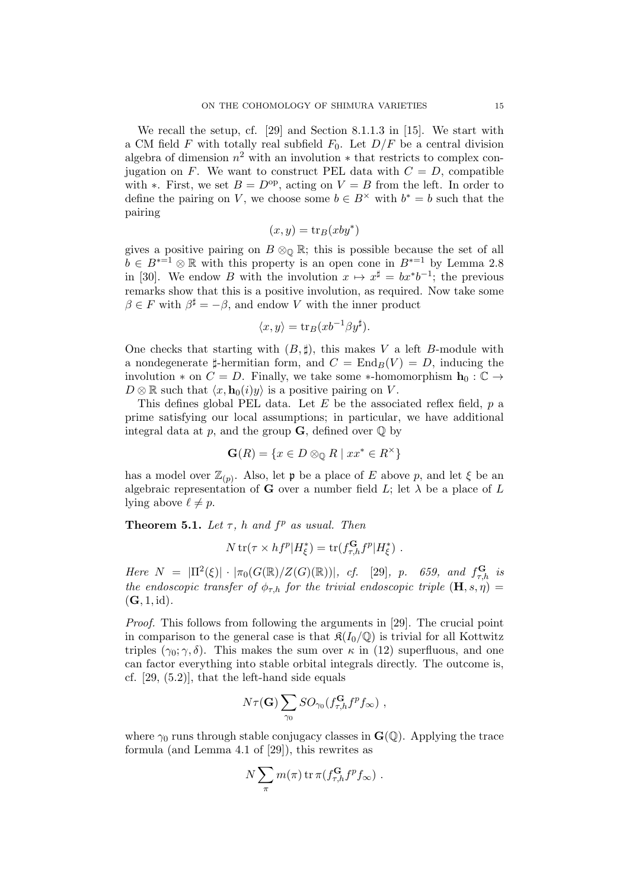We recall the setup, cf. [29] and Section 8.1.1.3 in [15]. We start with a CM field $F$ with totally real subfield $F_0$. Let $D/F$ be a central division algebra of dimension $n^2$ with an involution $*$ that restricts to complex conjugation on $F$. We want to construct PEL data with $C = D$, compatible with $*$. First, we set $B = D^{\mathrm{op}}$, acting on $V = B$ from the left. In order to define the pairing on $V$, we choose some $b \in B^\times$ with $b^* = b$ such that the pairing

$$(x, y) = \mathrm{tr}_B(xby^*)$$

gives a positive pairing on $B \otimes_{\mathbb{Q}} \mathbb{R}$; this is possible because the set of all $b \in B^{*=1} \otimes \mathbb{R}$ with this property is an open cone in $B^{*=1}$ by Lemma 2.8 in [30]. We endow $B$ with the involution $x \mapsto x^\sharp = bx^*b^{-1}$; the previous remarks show that this is a positive involution, as required. Now take some $\beta \in F$ with $\beta^\sharp = -\beta$, and endow $V$ with the inner product

$$\langle x, y\rangle = \mathrm{tr}_B(xb^{-1}\beta y^\sharp).$$

One checks that starting with $(B, \sharp)$, this makes $V$ a left $B$-module with a nondegenerate $\sharp$-hermitian form, and $C = \mathrm{End}_B(V) = D$, inducing the involution $*$ on $C = D$. Finally, we take some $*$-homomorphism $\mathbf{h}_0 : \mathbb{C} \to D \otimes \mathbb{R}$ such that $\langle x, \mathbf{h}_0(i)y\rangle$ is a positive pairing on $V$.

This defines global PEL data. Let $E$ be the associated reflex field, $p$ a prime satisfying our local assumptions; in particular, we have additional integral data at $p$, and the group $\mathbf{G}$, defined over $\mathbb{Q}$ by

$$\mathbf{G}(R) = \{x \in D \otimes_{\mathbb{Q}} R \mid xx^* \in R^\times\}$$

has a model over $\mathbb{Z}_{(p)}$. Also, let $\mathfrak{p}$ be a place of $E$ above $p$, and let $\xi$ be an algebraic representation of $\mathbf{G}$ over a number field $L$; let $\lambda$ be a place of $L$ lying above $\ell \neq p$.

**Theorem 5.1.** *Let $\tau$, $h$ and $f^p$ as usual. Then*

$$N\,\mathrm{tr}(\tau \times hf^p|H^*_\xi) = \mathrm{tr}(f^{\mathbf{G}}_{\tau,h}f^p|H^*_\xi)\ .$$

*Here $N = |\Pi^2(\xi)| \cdot |\pi_0(G(\mathbb{R})/Z(G)(\mathbb{R}))|$, cf. [29], p. 659, and $f^{\mathbf{G}}_{\tau,h}$ is the endoscopic transfer of $\phi_{\tau,h}$ for the trivial endoscopic triple $(\mathbf{H}, s, \eta) = (\mathbf{G}, 1, \mathrm{id})$.*

*Proof.* This follows from following the arguments in [29]. The crucial point in comparison to the general case is that $\mathfrak{K}(I_0/\mathbb{Q})$ is trivial for all Kottwitz triples $(\gamma_0; \gamma, \delta)$. This makes the sum over $\kappa$ in (12) superfluous, and one can factor everything into stable orbital integrals directly. The outcome is, cf. [29, (5.2)], that the left-hand side equals

$$N\tau(\mathbf{G})\sum_{\gamma_0} SO_{\gamma_0}(f^{\mathbf{G}}_{\tau,h}f^pf_\infty)\ ,$$

where $\gamma_0$ runs through stable conjugacy classes in $\mathbf{G}(\mathbb{Q})$. Applying the trace formula (and Lemma 4.1 of [29]), this rewrites as

$$N\sum_\pi m(\pi)\,\mathrm{tr}\,\pi(f^{\mathbf{G}}_{\tau,h}f^pf_\infty)\ .$$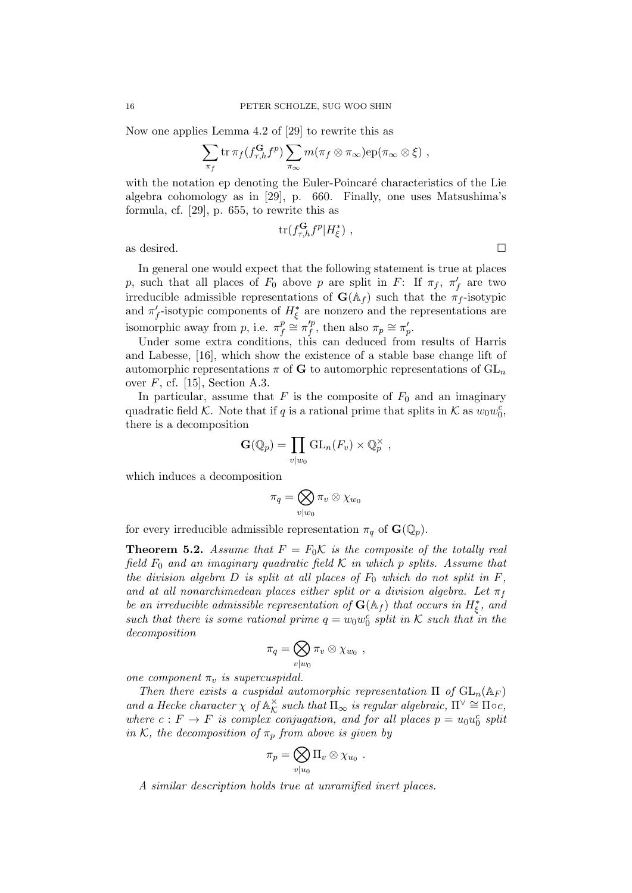Now one applies Lemma 4.2 of [29] to rewrite this as

$$\sum_{\pi_f} \operatorname{tr} \pi_f(f^{\mathbf{G}}_{\tau,h} f^p) \sum_{\pi_\infty} m(\pi_f \otimes \pi_\infty) \mathrm{ep}(\pi_\infty \otimes \xi) \ ,$$

with the notation ep denoting the Euler-Poincaré characteristics of the Lie algebra cohomology as in [29], p. 660. Finally, one uses Matsushima's formula, cf. [29], p. 655, to rewrite this as

$$\operatorname{tr}(f^{\mathbf{G}}_{\tau,h} f^p | H^\ast_\xi) \ ,$$

as desired. □

In general one would expect that the following statement is true at places $p$, such that all places of $F_0$ above $p$ are split in $F$: If $\pi_f$, $\pi'_f$ are two irreducible admissible representations of $\mathbf{G}(\mathbb{A}_f)$ such that the $\pi_f$-isotypic and $\pi'_f$-isotypic components of $H^\ast_\xi$ are nonzero and the representations are isomorphic away from $p$, i.e. $\pi^p_f \cong \pi'^p_f$, then also $\pi_p \cong \pi'_p$.

Under some extra conditions, this can deduced from results of Harris and Labesse, [16], which show the existence of a stable base change lift of automorphic representations $\pi$ of $\mathbf{G}$ to automorphic representations of $\mathrm{GL}_n$ over $F$, cf. [15], Section A.3.

In particular, assume that $F$ is the composite of $F_0$ and an imaginary quadratic field $\mathcal{K}$. Note that if $q$ is a rational prime that splits in $\mathcal{K}$ as $w_0 w_0^c$, there is a decomposition

$$\mathbf{G}(\mathbb{Q}_p) = \prod_{v | w_0} \mathrm{GL}_n(F_v) \times \mathbb{Q}_p^\times \ ,$$

which induces a decomposition

$$\pi_q = \bigotimes_{v | w_0} \pi_v \otimes \chi_{w_0}$$

for every irreducible admissible representation $\pi_q$ of $\mathbf{G}(\mathbb{Q}_p)$.

**Theorem 5.2.** *Assume that $F = F_0\mathcal{K}$ is the composite of the totally real field $F_0$ and an imaginary quadratic field $\mathcal{K}$ in which $p$ splits. Assume that the division algebra $D$ is split at all places of $F_0$ which do not split in $F$, and at all nonarchimedean places either split or a division algebra. Let $\pi_f$ be an irreducible admissible representation of $\mathbf{G}(\mathbb{A}_f)$ that occurs in $H^\ast_\xi$, and such that there is some rational prime $q = w_0 w_0^c$ split in $\mathcal{K}$ such that in the decomposition*

$$\pi_q = \bigotimes_{v | w_0} \pi_v \otimes \chi_{w_0} \ ,$$

*one component $\pi_v$ is supercuspidal.*

*Then there exists a cuspidal automorphic representation $\Pi$ of $\mathrm{GL}_n(\mathbb{A}_F)$ and a Hecke character $\chi$ of $\mathbb{A}_{\mathcal{K}}^\times$ such that $\Pi_\infty$ is regular algebraic, $\Pi^\vee \cong \Pi \circ c$, where $c : F \to F$ is complex conjugation, and for all places $p = u_0 u_0^c$ split in $\mathcal{K}$, the decomposition of $\pi_p$ from above is given by*

$$\pi_p = \bigotimes_{v | u_0} \Pi_v \otimes \chi_{u_0} \ .$$

*A similar description holds true at unramified inert places.*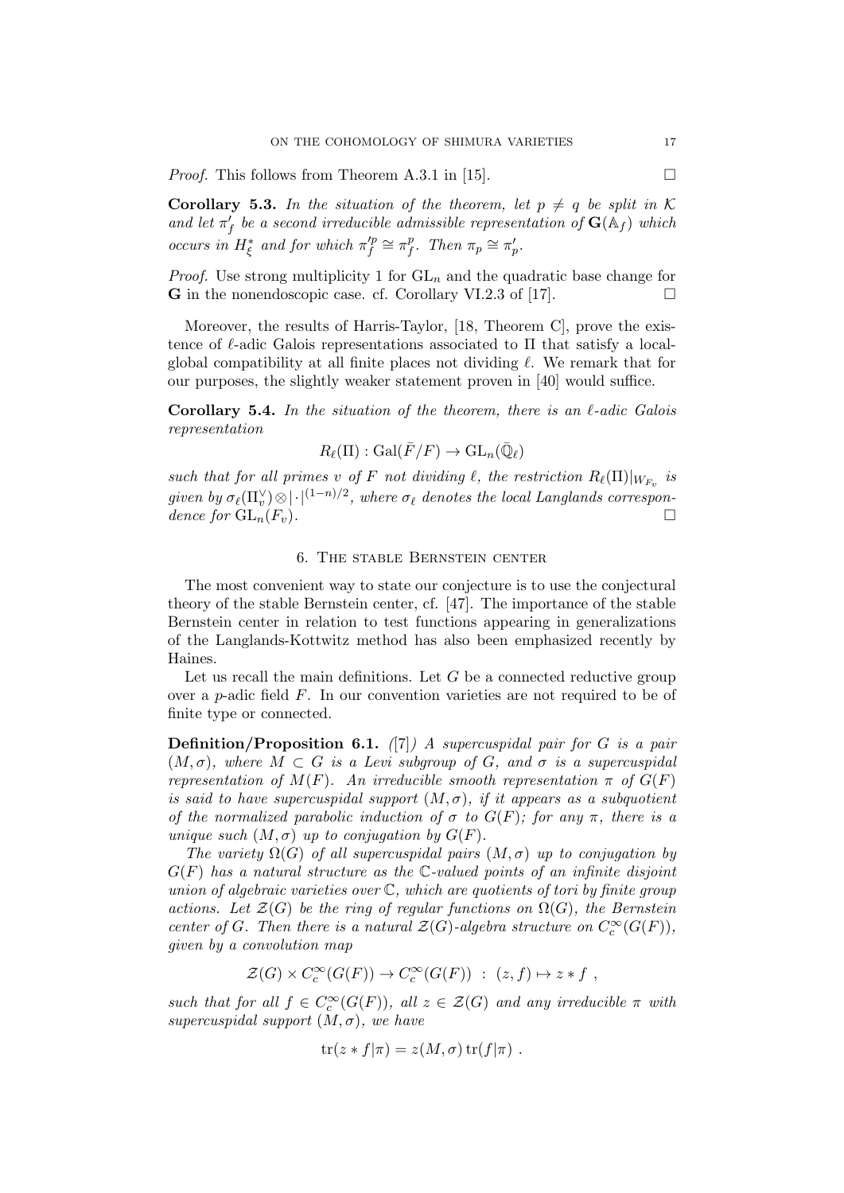*Proof.* This follows from Theorem A.3.1 in [15]. □

**Corollary 5.3.** *In the situation of the theorem, let $p \neq q$ be split in $\mathcal{K}$ and let $\pi'_f$ be a second irreducible admissible representation of $\mathbf{G}(\mathbb{A}_f)$ which occurs in $H^*_\xi$ and for which $\pi'^p_f \cong \pi^p_f$. Then $\pi_p \cong \pi'_p$.*

*Proof.* Use strong multiplicity 1 for $\mathrm{GL}_n$ and the quadratic base change for $\mathbf{G}$ in the nonendoscopic case. cf. Corollary VI.2.3 of [17]. □

Moreover, the results of Harris-Taylor, [18, Theorem C], prove the existence of $\ell$-adic Galois representations associated to $\Pi$ that satisfy a local-global compatibility at all finite places not dividing $\ell$. We remark that for our purposes, the slightly weaker statement proven in [40] would suffice.

**Corollary 5.4.** *In the situation of the theorem, there is an $\ell$-adic Galois representation*

$$R_\ell(\Pi) : \mathrm{Gal}(\bar{F}/F) \to \mathrm{GL}_n(\bar{\mathbb{Q}}_\ell)$$

*such that for all primes $v$ of $F$ not dividing $\ell$, the restriction $R_\ell(\Pi)|_{W_{F_v}}$ is given by $\sigma_\ell(\Pi_v^\vee) \otimes |\cdot|^{(1-n)/2}$, where $\sigma_\ell$ denotes the local Langlands correspondence for $\mathrm{GL}_n(F_v)$.* □

## 6. The stable Bernstein center

The most convenient way to state our conjecture is to use the conjectural theory of the stable Bernstein center, cf. [47]. The importance of the stable Bernstein center in relation to test functions appearing in generalizations of the Langlands-Kottwitz method has also been emphasized recently by Haines.

Let us recall the main definitions. Let $G$ be a connected reductive group over a $p$-adic field $F$. In our convention varieties are not required to be of finite type or connected.

**Definition/Proposition 6.1.** *([7]) A supercuspidal pair for $G$ is a pair $(M, \sigma)$, where $M \subset G$ is a Levi subgroup of $G$, and $\sigma$ is a supercuspidal representation of $M(F)$. An irreducible smooth representation $\pi$ of $G(F)$ is said to have supercuspidal support $(M, \sigma)$, if it appears as a subquotient of the normalized parabolic induction of $\sigma$ to $G(F)$; for any $\pi$, there is a unique such $(M, \sigma)$ up to conjugation by $G(F)$.*

*The variety $\Omega(G)$ of all supercuspidal pairs $(M, \sigma)$ up to conjugation by $G(F)$ has a natural structure as the $\mathbb{C}$-valued points of an infinite disjoint union of algebraic varieties over $\mathbb{C}$, which are quotients of tori by finite group actions. Let $\mathcal{Z}(G)$ be the ring of regular functions on $\Omega(G)$, the Bernstein center of $G$. Then there is a natural $\mathcal{Z}(G)$-algebra structure on $C_c^\infty(G(F))$, given by a convolution map*

$$\mathcal{Z}(G) \times C_c^\infty(G(F)) \to C_c^\infty(G(F)) \ : \ (z, f) \mapsto z * f \ ,$$

*such that for all $f \in C_c^\infty(G(F))$, all $z \in \mathcal{Z}(G)$ and any irreducible $\pi$ with supercuspidal support $(M, \sigma)$, we have*

$$\mathrm{tr}(z * f|\pi) = z(M, \sigma)\,\mathrm{tr}(f|\pi) \ .$$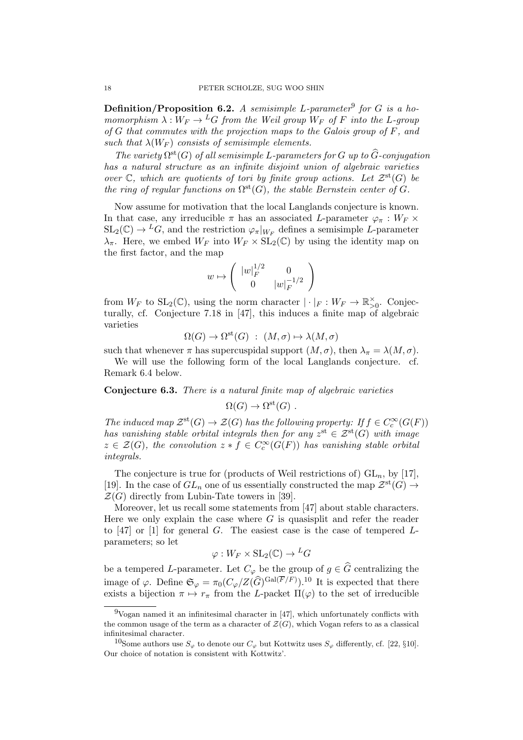**Definition/Proposition 6.2.** *A semisimple L-parameter*[9] *for $G$ is a homomorphism $\lambda : W_F \to {}^LG$ from the Weil group $W_F$ of $F$ into the L-group of $G$ that commutes with the projection maps to the Galois group of $F$, and such that $\lambda(W_F)$ consists of semisimple elements.*

*The variety $\Omega^{\mathrm{st}}(G)$ of all semisimple L-parameters for $G$ up to $\widehat{G}$-conjugation has a natural structure as an infinite disjoint union of algebraic varieties over $\mathbb{C}$, which are quotients of tori by finite group actions. Let $\mathcal{Z}^{\mathrm{st}}(G)$ be the ring of regular functions on $\Omega^{\mathrm{st}}(G)$, the stable Bernstein center of $G$.*

Now assume for motivation that the local Langlands conjecture is known. In that case, any irreducible $\pi$ has an associated $L$-parameter $\varphi_\pi : W_F \times \mathrm{SL}_2(\mathbb{C}) \to {}^LG$, and the restriction $\varphi_\pi|_{W_F}$ defines a semisimple $L$-parameter $\lambda_\pi$. Here, we embed $W_F$ into $W_F \times \mathrm{SL}_2(\mathbb{C})$ by using the identity map on the first factor, and the map

$$w \mapsto \begin{pmatrix} |w|_F^{1/2} & 0 \\ 0 & |w|_F^{-1/2} \end{pmatrix}$$

from $W_F$ to $\mathrm{SL}_2(\mathbb{C})$, using the norm character $|\cdot|_F : W_F \to \mathbb{R}^\times_{>0}$. Conjecturally, cf. Conjecture 7.18 in [47], this induces a finite map of algebraic varieties

$$\Omega(G) \to \Omega^{\mathrm{st}}(G) \ : \ (M, \sigma) \mapsto \lambda(M, \sigma)$$

such that whenever $\pi$ has supercuspidal support $(M, \sigma)$, then $\lambda_\pi = \lambda(M, \sigma)$.

We will use the following form of the local Langlands conjecture. cf. Remark 6.4 below.

**Conjecture 6.3.** *There is a natural finite map of algebraic varieties*

$$\Omega(G) \to \Omega^{\mathrm{st}}(G) \ .$$

*The induced map $\mathcal{Z}^{\mathrm{st}}(G) \to \mathcal{Z}(G)$ has the following property: If $f \in C_c^\infty(G(F))$ has vanishing stable orbital integrals then for any $z^{\mathrm{st}} \in \mathcal{Z}^{\mathrm{st}}(G)$ with image $z \in \mathcal{Z}(G)$, the convolution $z * f \in C_c^\infty(G(F))$ has vanishing stable orbital integrals.*

The conjecture is true for (products of Weil restrictions of) $\mathrm{GL}_n$, by [17], [19]. In the case of $GL_n$ one of us essentially constructed the map $\mathcal{Z}^{\mathrm{st}}(G) \to \mathcal{Z}(G)$ directly from Lubin-Tate towers in [39].

Moreover, let us recall some statements from [47] about stable characters. Here we only explain the case where $G$ is quasisplit and refer the reader to [47] or [1] for general $G$. The easiest case is the case of tempered $L$-parameters; so let

$$\varphi : W_F \times \mathrm{SL}_2(\mathbb{C}) \to {}^LG$$

be a tempered $L$-parameter. Let $C_\varphi$ be the group of $g \in \widehat{G}$ centralizing the image of $\varphi$. Define $\mathfrak{S}_\varphi = \pi_0(C_\varphi / Z(\widehat{G})^{\mathrm{Gal}(\overline{F}/F)})$.[10] It is expected that there exists a bijection $\pi \mapsto r_\pi$ from the $L$-packet $\Pi(\varphi)$ to the set of irreducible

---

[9] Vogan named it an infinitesimal character in [47], which unfortunately conflicts with the common usage of the term as a character of $\mathcal{Z}(G)$, which Vogan refers to as a classical infinitesimal character.

[10] Some authors use $S_\varphi$ to denote our $C_\varphi$ but Kottwitz uses $S_\varphi$ differently, cf. [22, §10]. Our choice of notation is consistent with Kottwitz'.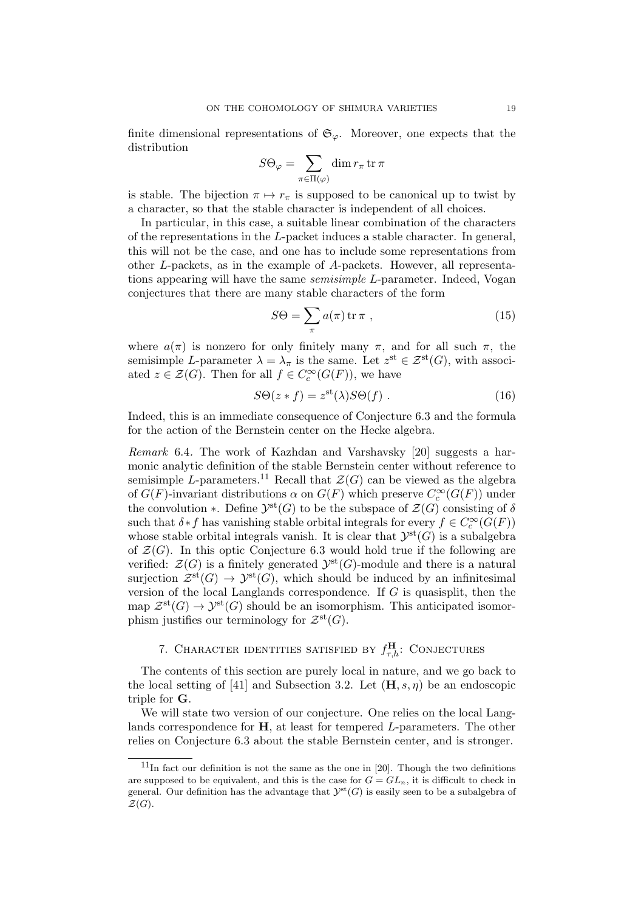finite dimensional representations of $\mathfrak{S}_\varphi$. Moreover, one expects that the distribution

$$S\Theta_\varphi = \sum_{\pi \in \Pi(\varphi)} \dim r_\pi \operatorname{tr} \pi$$

is stable. The bijection $\pi \mapsto r_\pi$ is supposed to be canonical up to twist by a character, so that the stable character is independent of all choices.

In particular, in this case, a suitable linear combination of the characters of the representations in the $L$-packet induces a stable character. In general, this will not be the case, and one has to include some representations from other $L$-packets, as in the example of $A$-packets. However, all representations appearing will have the same *semisimple* $L$-parameter. Indeed, Vogan conjectures that there are many stable characters of the form

$$S\Theta = \sum_\pi a(\pi) \operatorname{tr} \pi \ , \tag{15}$$

where $a(\pi)$ is nonzero for only finitely many $\pi$, and for all such $\pi$, the semisimple $L$-parameter $\lambda = \lambda_\pi$ is the same. Let $z^{\mathrm{st}} \in \mathcal{Z}^{\mathrm{st}}(G)$, with associated $z \in \mathcal{Z}(G)$. Then for all $f \in C_c^\infty(G(F))$, we have

$$S\Theta(z * f) = z^{\mathrm{st}}(\lambda) S\Theta(f) \ . \tag{16}$$

Indeed, this is an immediate consequence of Conjecture 6.3 and the formula for the action of the Bernstein center on the Hecke algebra.

*Remark* 6.4. The work of Kazhdan and Varshavsky [20] suggests a harmonic analytic definition of the stable Bernstein center without reference to semisimple $L$-parameters.[11] Recall that $\mathcal{Z}(G)$ can be viewed as the algebra of $G(F)$-invariant distributions $\alpha$ on $G(F)$ which preserve $C_c^\infty(G(F))$ under the convolution $*$. Define $\mathcal{Y}^{\mathrm{st}}(G)$ to be the subspace of $\mathcal{Z}(G)$ consisting of $\delta$ such that $\delta * f$ has vanishing stable orbital integrals for every $f \in C_c^\infty(G(F))$ whose stable orbital integrals vanish. It is clear that $\mathcal{Y}^{\mathrm{st}}(G)$ is a subalgebra of $\mathcal{Z}(G)$. In this optic Conjecture 6.3 would hold true if the following are verified: $\mathcal{Z}(G)$ is a finitely generated $\mathcal{Y}^{\mathrm{st}}(G)$-module and there is a natural surjection $\mathcal{Z}^{\mathrm{st}}(G) \to \mathcal{Y}^{\mathrm{st}}(G)$, which should be induced by an infinitesimal version of the local Langlands correspondence. If $G$ is quasisplit, then the map $\mathcal{Z}^{\mathrm{st}}(G) \to \mathcal{Y}^{\mathrm{st}}(G)$ should be an isomorphism. This anticipated isomorphism justifies our terminology for $\mathcal{Z}^{\mathrm{st}}(G)$.

## 7. Character identities satisfied by $f^{\mathbf{H}}_{\tau,h}$: Conjectures

The contents of this section are purely local in nature, and we go back to the local setting of [41] and Subsection 3.2. Let $(\mathbf{H}, s, \eta)$ be an endoscopic triple for $\mathbf{G}$.

We will state two version of our conjecture. One relies on the local Langlands correspondence for $\mathbf{H}$, at least for tempered $L$-parameters. The other relies on Conjecture 6.3 about the stable Bernstein center, and is stronger.

---

[11] In fact our definition is not the same as the one in [20]. Though the two definitions are supposed to be equivalent, and this is the case for $G = GL_n$, it is difficult to check in general. Our definition has the advantage that $\mathcal{Y}^{\mathrm{st}}(G)$ is easily seen to be a subalgebra of $\mathcal{Z}(G)$.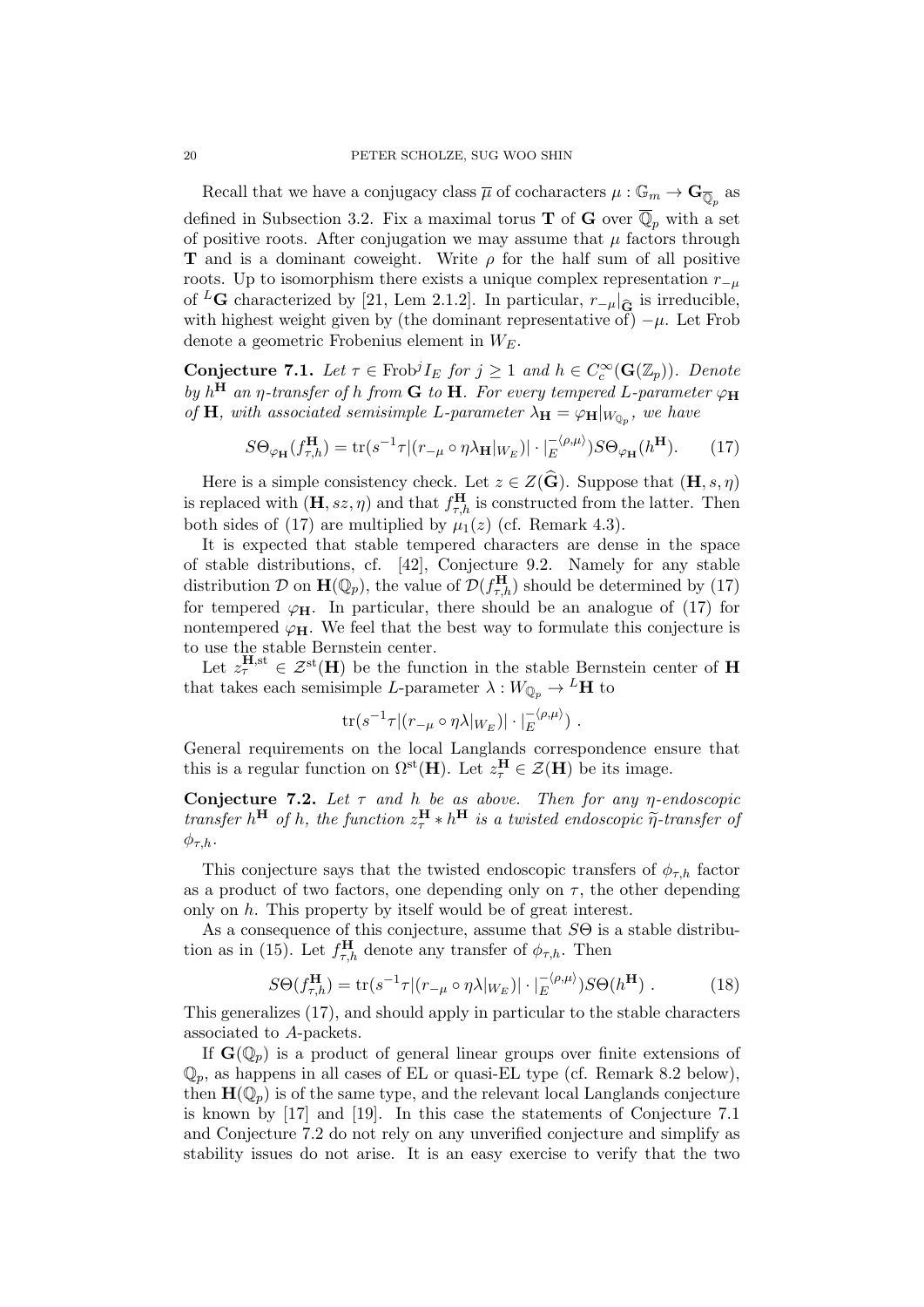Recall that we have a conjugacy class $\overline{\mu}$ of cocharacters $\mu : \mathbb{G}_m \to \mathbf{G}_{\overline{\mathbb{Q}}_p}$ as defined in Subsection 3.2. Fix a maximal torus $\mathbf{T}$ of $\mathbf{G}$ over $\overline{\mathbb{Q}}_p$ with a set of positive roots. After conjugation we may assume that $\mu$ factors through $\mathbf{T}$ and is a dominant coweight. Write $\rho$ for the half sum of all positive roots. Up to isomorphism there exists a unique complex representation $r_{-\mu}$ of ${}^L\mathbf{G}$ characterized by [21, Lem 2.1.2]. In particular, $r_{-\mu}|_{\widehat{\mathbf{G}}}$ is irreducible, with highest weight given by (the dominant representative of) $-\mu$. Let Frob denote a geometric Frobenius element in $W_E$.

**Conjecture 7.1.** *Let $\tau \in \mathrm{Frob}^j I_E$ for $j \geq 1$ and $h \in C_c^\infty(\mathbf{G}(\mathbb{Z}_p))$. Denote by $h^{\mathbf{H}}$ an $\eta$-transfer of $h$ from $\mathbf{G}$ to $\mathbf{H}$. For every tempered $L$-parameter $\varphi_{\mathbf{H}}$ of $\mathbf{H}$, with associated semisimple $L$-parameter $\lambda_{\mathbf{H}} = \varphi_{\mathbf{H}}|_{W_{\mathbb{Q}_p}}$, we have*

$$S\Theta_{\varphi_{\mathbf{H}}}(f^{\mathbf{H}}_{\tau,h}) = \mathrm{tr}(s^{-1}\tau|(r_{-\mu} \circ \eta\lambda_{\mathbf{H}}|_{W_E})| \cdot |_E^{-\langle\rho,\mu\rangle})S\Theta_{\varphi_{\mathbf{H}}}(h^{\mathbf{H}}). \qquad (17)$$

Here is a simple consistency check. Let $z \in Z(\widehat{\mathbf{G}})$. Suppose that $(\mathbf{H}, s, \eta)$ is replaced with $(\mathbf{H}, sz, \eta)$ and that $f^{\mathbf{H}}_{\tau,h}$ is constructed from the latter. Then both sides of (17) are multiplied by $\mu_1(z)$ (cf. Remark 4.3).

It is expected that stable tempered characters are dense in the space of stable distributions, cf. [42], Conjecture 9.2. Namely for any stable distribution $\mathcal{D}$ on $\mathbf{H}(\mathbb{Q}_p)$, the value of $\mathcal{D}(f^{\mathbf{H}}_{\tau,h})$ should be determined by (17) for tempered $\varphi_{\mathbf{H}}$. In particular, there should be an analogue of (17) for nontempered $\varphi_{\mathbf{H}}$. We feel that the best way to formulate this conjecture is to use the stable Bernstein center.

Let $z^{\mathbf{H},\mathrm{st}}_\tau \in \mathcal{Z}^{\mathrm{st}}(\mathbf{H})$ be the function in the stable Bernstein center of $\mathbf{H}$ that takes each semisimple $L$-parameter $\lambda : W_{\mathbb{Q}_p} \to {}^L\mathbf{H}$ to

$$\mathrm{tr}(s^{-1}\tau|(r_{-\mu} \circ \eta\lambda|_{W_E})| \cdot |_E^{-\langle\rho,\mu\rangle}) \ .$$

General requirements on the local Langlands correspondence ensure that this is a regular function on $\Omega^{\mathrm{st}}(\mathbf{H})$. Let $z^{\mathbf{H}}_\tau \in \mathcal{Z}(\mathbf{H})$ be its image.

**Conjecture 7.2.** *Let $\tau$ and $h$ be as above. Then for any $\eta$-endoscopic transfer $h^{\mathbf{H}}$ of $h$, the function $z^{\mathbf{H}}_\tau * h^{\mathbf{H}}$ is a twisted endoscopic $\widetilde{\eta}$-transfer of $\phi_{\tau,h}$.*

This conjecture says that the twisted endoscopic transfers of $\phi_{\tau,h}$ factor as a product of two factors, one depending only on $\tau$, the other depending only on $h$. This property by itself would be of great interest.

As a consequence of this conjecture, assume that $S\Theta$ is a stable distribution as in (15). Let $f^{\mathbf{H}}_{\tau,h}$ denote any transfer of $\phi_{\tau,h}$. Then

$$S\Theta(f^{\mathbf{H}}_{\tau,h}) = \mathrm{tr}(s^{-1}\tau|(r_{-\mu} \circ \eta\lambda|_{W_E})| \cdot |_E^{-\langle\rho,\mu\rangle})S\Theta(h^{\mathbf{H}}) \ . \qquad (18)$$

This generalizes (17), and should apply in particular to the stable characters associated to $A$-packets.

If $\mathbf{G}(\mathbb{Q}_p)$ is a product of general linear groups over finite extensions of $\mathbb{Q}_p$, as happens in all cases of EL or quasi-EL type (cf. Remark 8.2 below), then $\mathbf{H}(\mathbb{Q}_p)$ is of the same type, and the relevant local Langlands conjecture is known by [17] and [19]. In this case the statements of Conjecture 7.1 and Conjecture 7.2 do not rely on any unverified conjecture and simplify as stability issues do not arise. It is an easy exercise to verify that the two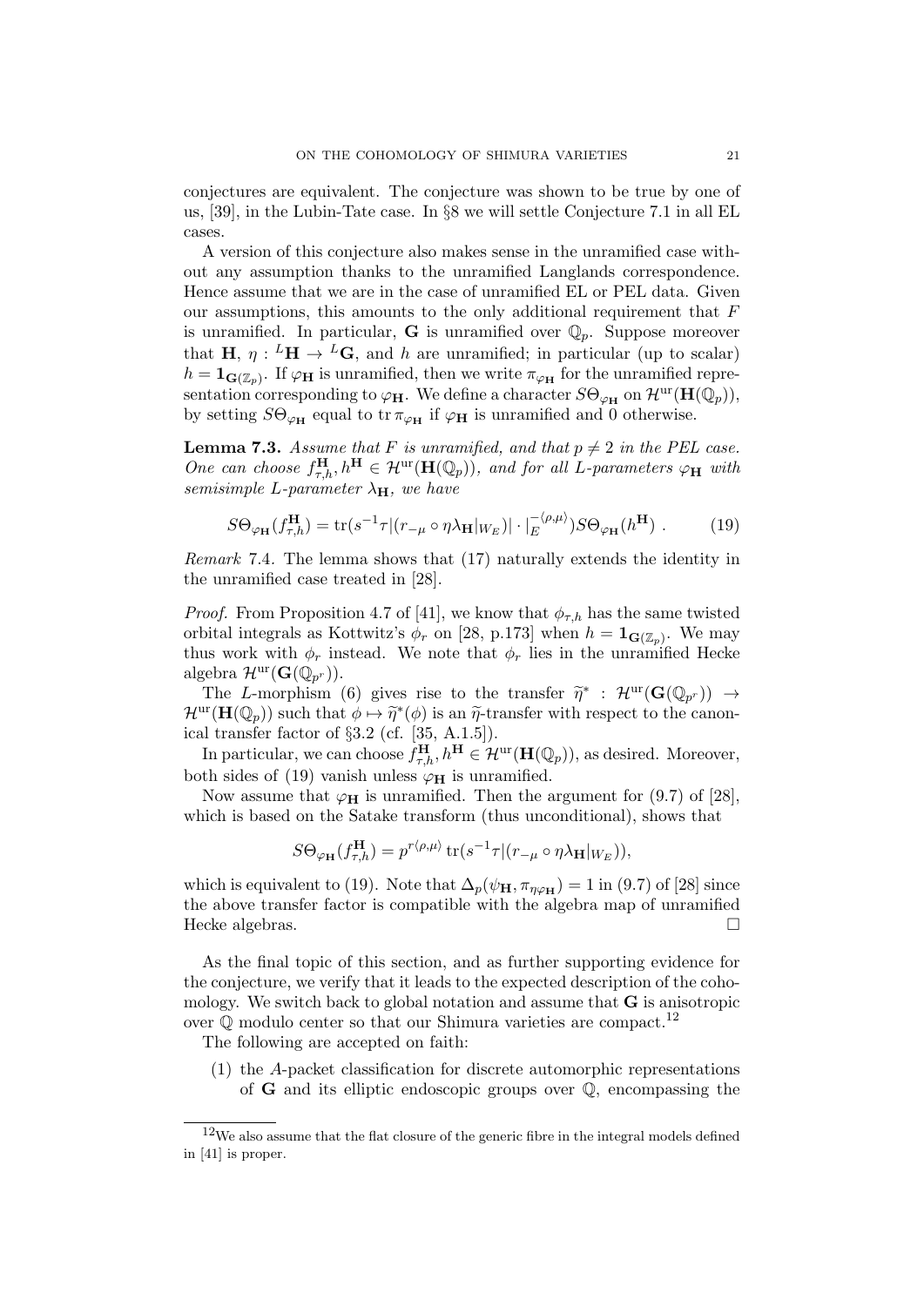conjectures are equivalent. The conjecture was shown to be true by one of us, [39], in the Lubin-Tate case. In §8 we will settle Conjecture 7.1 in all EL cases.

A version of this conjecture also makes sense in the unramified case without any assumption thanks to the unramified Langlands correspondence. Hence assume that we are in the case of unramified EL or PEL data. Given our assumptions, this amounts to the only additional requirement that $F$ is unramified. In particular, $\mathbf{G}$ is unramified over $\mathbb{Q}_p$. Suppose moreover that $\mathbf{H}$, $\eta : {}^L\mathbf{H} \to {}^L\mathbf{G}$, and $h$ are unramified; in particular (up to scalar) $h = \mathbf{1}_{\mathbf{G}(\mathbb{Z}_p)}$. If $\varphi_{\mathbf{H}}$ is unramified, then we write $\pi_{\varphi_{\mathbf{H}}}$ for the unramified representation corresponding to $\varphi_{\mathbf{H}}$. We define a character $S\Theta_{\varphi_{\mathbf{H}}}$ on $\mathcal{H}^{\mathrm{ur}}(\mathbf{H}(\mathbb{Q}_p))$, by setting $S\Theta_{\varphi_{\mathbf{H}}}$ equal to $\operatorname{tr} \pi_{\varphi_{\mathbf{H}}}$ if $\varphi_{\mathbf{H}}$ is unramified and 0 otherwise.

**Lemma 7.3.** *Assume that $F$ is unramified, and that $p \neq 2$ in the PEL case. One can choose $f^{\mathbf{H}}_{\tau,h}, h^{\mathbf{H}} \in \mathcal{H}^{\mathrm{ur}}(\mathbf{H}(\mathbb{Q}_p))$, and for all $L$-parameters $\varphi_{\mathbf{H}}$ with semisimple $L$-parameter $\lambda_{\mathbf{H}}$, we have*

$$S\Theta_{\varphi_{\mathbf{H}}}(f^{\mathbf{H}}_{\tau,h}) = \operatorname{tr}(s^{-1}\tau|(r_{-\mu} \circ \eta\lambda_{\mathbf{H}}|_{W_E})| \cdot |_E^{-\langle\rho,\mu\rangle})S\Theta_{\varphi_{\mathbf{H}}}(h^{\mathbf{H}}) \ . \tag{19}$$

*Remark* 7.4. The lemma shows that (17) naturally extends the identity in the unramified case treated in [28].

*Proof.* From Proposition 4.7 of [41], we know that $\phi_{\tau,h}$ has the same twisted orbital integrals as Kottwitz's $\phi_r$ on [28, p.173] when $h = \mathbf{1}_{\mathbf{G}(\mathbb{Z}_p)}$. We may thus work with $\phi_r$ instead. We note that $\phi_r$ lies in the unramified Hecke algebra $\mathcal{H}^{\mathrm{ur}}(\mathbf{G}(\mathbb{Q}_{p^r}))$.

The $L$-morphism (6) gives rise to the transfer $\widetilde{\eta}^* : \mathcal{H}^{\mathrm{ur}}(\mathbf{G}(\mathbb{Q}_{p^r})) \to \mathcal{H}^{\mathrm{ur}}(\mathbf{H}(\mathbb{Q}_p))$ such that $\phi \mapsto \widetilde{\eta}^*(\phi)$ is an $\widetilde{\eta}$-transfer with respect to the canonical transfer factor of §3.2 (cf. [35, A.1.5]).

In particular, we can choose $f^{\mathbf{H}}_{\tau,h}, h^{\mathbf{H}} \in \mathcal{H}^{\mathrm{ur}}(\mathbf{H}(\mathbb{Q}_p))$, as desired. Moreover, both sides of (19) vanish unless $\varphi_{\mathbf{H}}$ is unramified.

Now assume that $\varphi_{\mathbf{H}}$ is unramified. Then the argument for (9.7) of [28], which is based on the Satake transform (thus unconditional), shows that

$$S\Theta_{\varphi_{\mathbf{H}}}(f^{\mathbf{H}}_{\tau,h}) = p^{r\langle\rho,\mu\rangle} \operatorname{tr}(s^{-1}\tau|(r_{-\mu} \circ \eta\lambda_{\mathbf{H}}|_{W_E})),$$

which is equivalent to (19). Note that $\Delta_p(\psi_{\mathbf{H}}, \pi_{\eta\varphi_{\mathbf{H}}}) = 1$ in (9.7) of [28] since the above transfer factor is compatible with the algebra map of unramified Hecke algebras. □

As the final topic of this section, and as further supporting evidence for the conjecture, we verify that it leads to the expected description of the cohomology. We switch back to global notation and assume that $\mathbf{G}$ is anisotropic over $\mathbb{Q}$ modulo center so that our Shimura varieties are compact.[12]

The following are accepted on faith:

(1) the $A$-packet classification for discrete automorphic representations of $\mathbf{G}$ and its elliptic endoscopic groups over $\mathbb{Q}$, encompassing the

[12] We also assume that the flat closure of the generic fibre in the integral models defined in [41] is proper.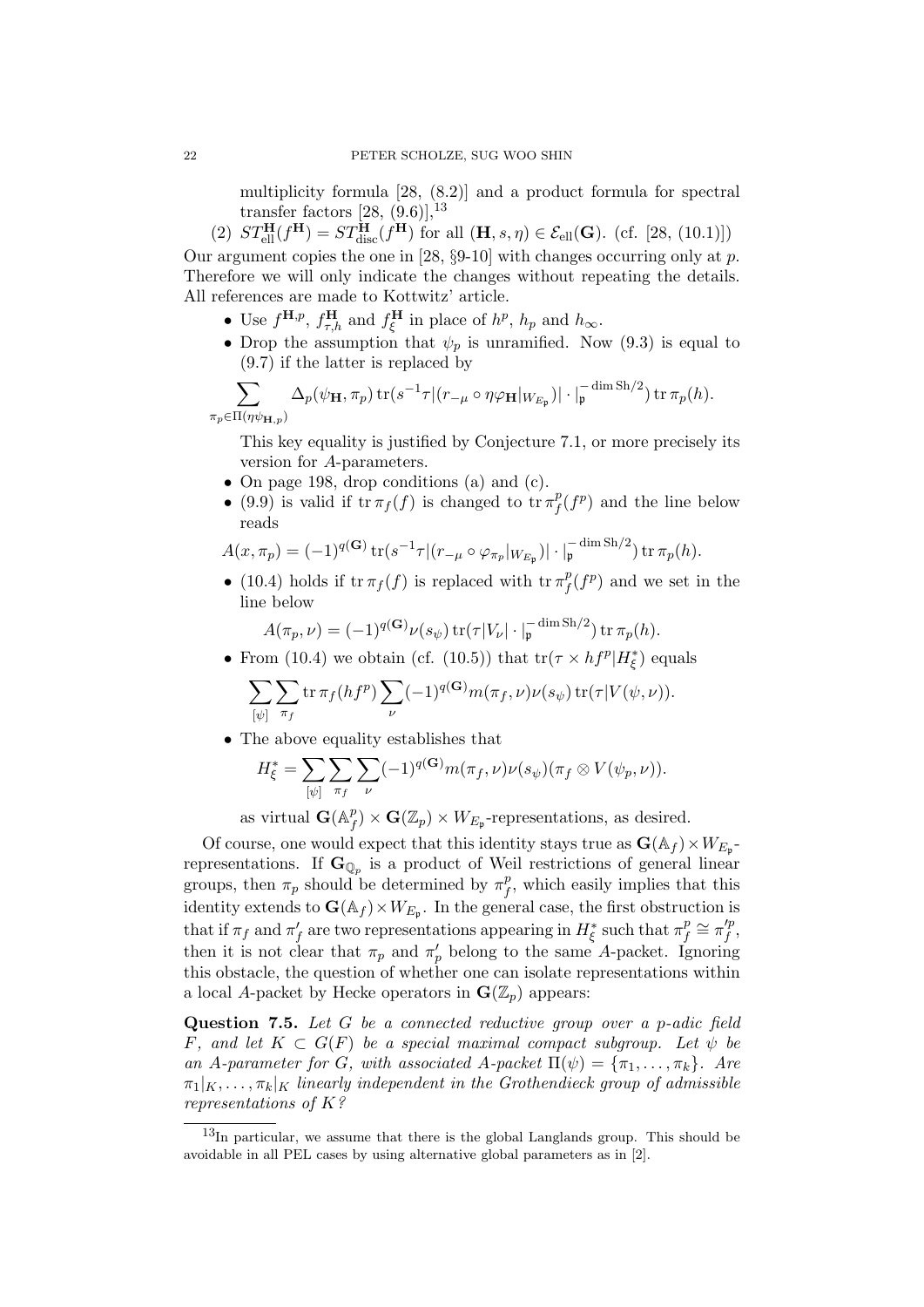multiplicity formula [28, (8.2)] and a product formula for spectral transfer factors [28, (9.6)],[13]

(2) $ST^{\mathbf{H}}_{\mathrm{ell}}(f^{\mathbf{H}}) = ST^{\mathbf{H}}_{\mathrm{disc}}(f^{\mathbf{H}})$ for all $(\mathbf{H}, s, \eta) \in \mathcal{E}_{\mathrm{ell}}(\mathbf{G})$. (cf. [28, (10.1)])

Our argument copies the one in [28, §9-10] with changes occurring only at $p$. Therefore we will only indicate the changes without repeating the details. All references are made to Kottwitz' article.

- Use $f^{\mathbf{H},p}$, $f^{\mathbf{H}}_{\tau,h}$ and $f^{\mathbf{H}}_{\xi}$ in place of $h^p$, $h_p$ and $h_\infty$.
- Drop the assumption that $\psi_p$ is unramified. Now (9.3) is equal to (9.7) if the latter is replaced by

$$\sum_{\pi_p \in \Pi(\eta\psi_{\mathbf{H},p})} \Delta_p(\psi_{\mathbf{H}}, \pi_p) \operatorname{tr}(s^{-1}\tau|(r_{-\mu} \circ \eta\varphi_{\mathbf{H}}|_{W_{E_\mathfrak{p}}})| \cdot |_{\mathfrak{p}}^{-\dim \mathrm{Sh}/2}) \operatorname{tr} \pi_p(h).$$

  This key equality is justified by Conjecture 7.1, or more precisely its version for $A$-parameters.
- On page 198, drop conditions (a) and (c).
- (9.9) is valid if $\operatorname{tr} \pi_f(f)$ is changed to $\operatorname{tr} \pi_f^p(f^p)$ and the line below reads

$$A(x, \pi_p) = (-1)^{q(\mathbf{G})} \operatorname{tr}(s^{-1}\tau|(r_{-\mu} \circ \varphi_{\pi_p}|_{W_{E_\mathfrak{p}}})| \cdot |_{\mathfrak{p}}^{-\dim \mathrm{Sh}/2}) \operatorname{tr} \pi_p(h).$$

- (10.4) holds if $\operatorname{tr} \pi_f(f)$ is replaced with $\operatorname{tr} \pi_f^p(f^p)$ and we set in the line below

$$A(\pi_p, \nu) = (-1)^{q(\mathbf{G})} \nu(s_\psi) \operatorname{tr}(\tau|V_\nu| \cdot |_{\mathfrak{p}}^{-\dim \mathrm{Sh}/2}) \operatorname{tr} \pi_p(h).$$

- From (10.4) we obtain (cf. (10.5)) that $\operatorname{tr}(\tau \times hf^p|H^*_\xi)$ equals

$$\sum_{[\psi]} \sum_{\pi_f} \operatorname{tr} \pi_f(hf^p) \sum_{\nu} (-1)^{q(\mathbf{G})} m(\pi_f, \nu) \nu(s_\psi) \operatorname{tr}(\tau|V(\psi, \nu)).$$

- The above equality establishes that

$$H^*_\xi = \sum_{[\psi]} \sum_{\pi_f} \sum_{\nu} (-1)^{q(\mathbf{G})} m(\pi_f, \nu) \nu(s_\psi) (\pi_f \otimes V(\psi_p, \nu)).$$

  as virtual $\mathbf{G}(\mathbb{A}_f^p) \times \mathbf{G}(\mathbb{Z}_p) \times W_{E_\mathfrak{p}}$-representations, as desired.

Of course, one would expect that this identity stays true as $\mathbf{G}(\mathbb{A}_f) \times W_{E_\mathfrak{p}}$-representations. If $\mathbf{G}_{\mathbb{Q}_p}$ is a product of Weil restrictions of general linear groups, then $\pi_p$ should be determined by $\pi_f^p$, which easily implies that this identity extends to $\mathbf{G}(\mathbb{A}_f) \times W_{E_\mathfrak{p}}$. In the general case, the first obstruction is that if $\pi_f$ and $\pi'_f$ are two representations appearing in $H^*_\xi$ such that $\pi_f^p \cong \pi'^p_f$, then it is not clear that $\pi_p$ and $\pi'_p$ belong to the same $A$-packet. Ignoring this obstacle, the question of whether one can isolate representations within a local $A$-packet by Hecke operators in $\mathbf{G}(\mathbb{Z}_p)$ appears:

**Question 7.5.** *Let $G$ be a connected reductive group over a $p$-adic field $F$, and let $K \subset G(F)$ be a special maximal compact subgroup. Let $\psi$ be an $A$-parameter for $G$, with associated $A$-packet $\Pi(\psi) = \{\pi_1, \ldots, \pi_k\}$. Are $\pi_1|_K, \ldots, \pi_k|_K$ linearly independent in the Grothendieck group of admissible representations of $K$?*

[13] In particular, we assume that there is the global Langlands group. This should be avoidable in all PEL cases by using alternative global parameters as in [2].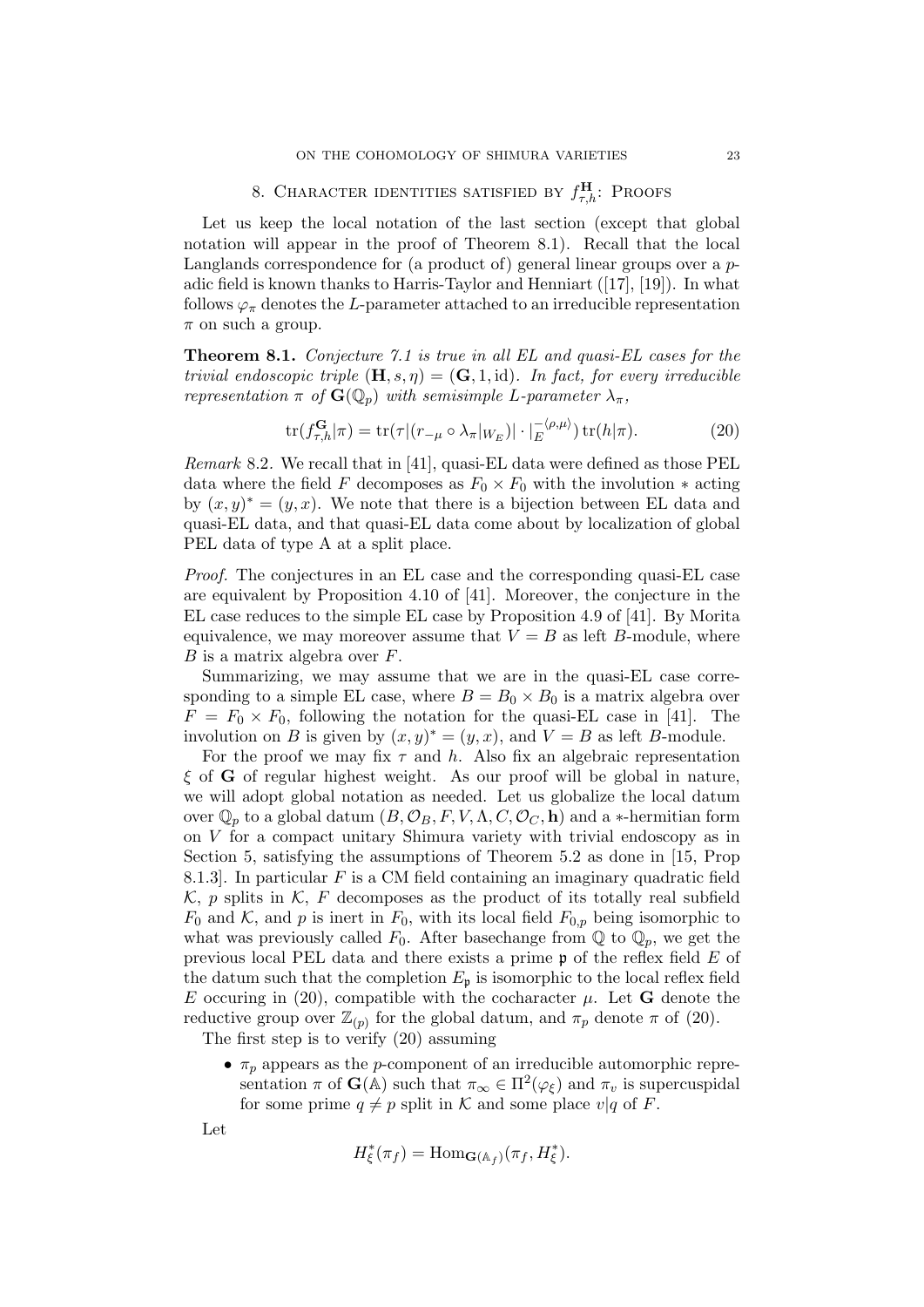## 8. Character identities satisfied by $f^{\mathbf{H}}_{\tau,h}$: Proofs

Let us keep the local notation of the last section (except that global notation will appear in the proof of Theorem 8.1). Recall that the local Langlands correspondence for (a product of) general linear groups over a $p$-adic field is known thanks to Harris-Taylor and Henniart ([17], [19]). In what follows $\varphi_\pi$ denotes the $L$-parameter attached to an irreducible representation $\pi$ on such a group.

**Theorem 8.1.** *Conjecture 7.1 is true in all EL and quasi-EL cases for the trivial endoscopic triple $(\mathbf{H}, s, \eta) = (\mathbf{G}, 1, \mathrm{id})$. In fact, for every irreducible representation $\pi$ of $\mathbf{G}(\mathbb{Q}_p)$ with semisimple $L$-parameter $\lambda_\pi$,*

$$\mathrm{tr}(f^{\mathbf{G}}_{\tau,h}|\pi) = \mathrm{tr}(\tau|(r_{-\mu} \circ \lambda_\pi|_{W_E})| \cdot |_E^{-\langle \rho, \mu \rangle}) \, \mathrm{tr}(h|\pi). \tag{20}$$

*Remark* 8.2. We recall that in [41], quasi-EL data were defined as those PEL data where the field $F$ decomposes as $F_0 \times F_0$ with the involution $*$ acting by $(x, y)^* = (y, x)$. We note that there is a bijection between EL data and quasi-EL data, and that quasi-EL data come about by localization of global PEL data of type A at a split place.

*Proof.* The conjectures in an EL case and the corresponding quasi-EL case are equivalent by Proposition 4.10 of [41]. Moreover, the conjecture in the EL case reduces to the simple EL case by Proposition 4.9 of [41]. By Morita equivalence, we may moreover assume that $V = B$ as left $B$-module, where $B$ is a matrix algebra over $F$.

Summarizing, we may assume that we are in the quasi-EL case corresponding to a simple EL case, where $B = B_0 \times B_0$ is a matrix algebra over $F = F_0 \times F_0$, following the notation for the quasi-EL case in [41]. The involution on $B$ is given by $(x, y)^* = (y, x)$, and $V = B$ as left $B$-module.

For the proof we may fix $\tau$ and $h$. Also fix an algebraic representation $\xi$ of $\mathbf{G}$ of regular highest weight. As our proof will be global in nature, we will adopt global notation as needed. Let us globalize the local datum over $\mathbb{Q}_p$ to a global datum $(B, \mathcal{O}_B, F, V, \Lambda, C, \mathcal{O}_C, \mathbf{h})$ and a $*$-hermitian form on $V$ for a compact unitary Shimura variety with trivial endoscopy as in Section 5, satisfying the assumptions of Theorem 5.2 as done in [15, Prop 8.1.3]. In particular $F$ is a CM field containing an imaginary quadratic field $\mathcal{K}$, $p$ splits in $\mathcal{K}$, $F$ decomposes as the product of its totally real subfield $F_0$ and $\mathcal{K}$, and $p$ is inert in $F_0$, with its local field $F_{0,p}$ being isomorphic to what was previously called $F_0$. After basechange from $\mathbb{Q}$ to $\mathbb{Q}_p$, we get the previous local PEL data and there exists a prime $\mathfrak{p}$ of the reflex field $E$ of the datum such that the completion $E_{\mathfrak{p}}$ is isomorphic to the local reflex field $E$ occuring in (20), compatible with the cocharacter $\mu$. Let $\mathbf{G}$ denote the reductive group over $\mathbb{Z}_{(p)}$ for the global datum, and $\pi_p$ denote $\pi$ of (20).

The first step is to verify (20) assuming

- $\pi_p$ appears as the $p$-component of an irreducible automorphic representation $\pi$ of $\mathbf{G}(\mathbb{A})$ such that $\pi_\infty \in \Pi^2(\varphi_\xi)$ and $\pi_v$ is supercuspidal for some prime $q \neq p$ split in $\mathcal{K}$ and some place $v|q$ of $F$.

Let

$$H^*_\xi(\pi_f) = \mathrm{Hom}_{\mathbf{G}(\mathbb{A}_f)}(\pi_f, H^*_\xi).$$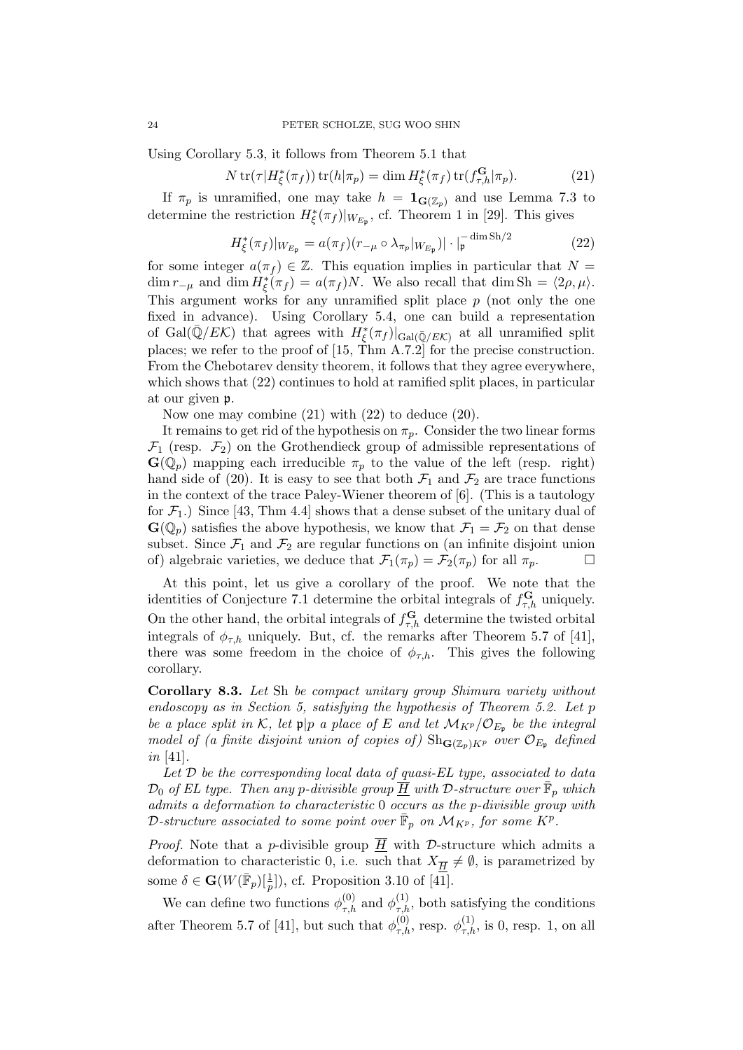Using Corollary 5.3, it follows from Theorem 5.1 that

$$N \operatorname{tr}(\tau | H^*_\xi(\pi_f)) \operatorname{tr}(h|\pi_p) = \dim H^*_\xi(\pi_f) \operatorname{tr}(f^{\mathbf{G}}_{\tau,h}|\pi_p). \tag{21}$$

If $\pi_p$ is unramified, one may take $h = \mathbf{1}_{\mathbf{G}(\mathbb{Z}_p)}$ and use Lemma 7.3 to determine the restriction $H^*_\xi(\pi_f)|_{W_{E_\mathfrak{p}}}$, cf. Theorem 1 in [29]. This gives

$$H^*_\xi(\pi_f)|_{W_{E_\mathfrak{p}}} = a(\pi_f)(r_{-\mu} \circ \lambda_{\pi_p}|_{W_{E_\mathfrak{p}}})| \cdot |_\mathfrak{p}^{-\dim \mathrm{Sh}/2} \tag{22}$$

for some integer $a(\pi_f) \in \mathbb{Z}$. This equation implies in particular that $N = \dim r_{-\mu}$ and $\dim H^*_\xi(\pi_f) = a(\pi_f)N$. We also recall that $\dim \mathrm{Sh} = \langle 2\rho, \mu \rangle$. This argument works for any unramified split place $p$ (not only the one fixed in advance). Using Corollary 5.4, one can build a representation of $\mathrm{Gal}(\bar{\mathbb{Q}}/E\mathcal{K})$ that agrees with $H^*_\xi(\pi_f)|_{\mathrm{Gal}(\bar{\mathbb{Q}}/E\mathcal{K})}$ at all unramified split places; we refer to the proof of [15, Thm A.7.2] for the precise construction. From the Chebotarev density theorem, it follows that they agree everywhere, which shows that (22) continues to hold at ramified split places, in particular at our given $\mathfrak{p}$.

Now one may combine (21) with (22) to deduce (20).

It remains to get rid of the hypothesis on $\pi_p$. Consider the two linear forms $\mathcal{F}_1$ (resp. $\mathcal{F}_2$) on the Grothendieck group of admissible representations of $\mathbf{G}(\mathbb{Q}_p)$ mapping each irreducible $\pi_p$ to the value of the left (resp. right) hand side of (20). It is easy to see that both $\mathcal{F}_1$ and $\mathcal{F}_2$ are trace functions in the context of the trace Paley-Wiener theorem of [6]. (This is a tautology for $\mathcal{F}_1$.) Since [43, Thm 4.4] shows that a dense subset of the unitary dual of $\mathbf{G}(\mathbb{Q}_p)$ satisfies the above hypothesis, we know that $\mathcal{F}_1 = \mathcal{F}_2$ on that dense subset. Since $\mathcal{F}_1$ and $\mathcal{F}_2$ are regular functions on (an infinite disjoint union of) algebraic varieties, we deduce that $\mathcal{F}_1(\pi_p) = \mathcal{F}_2(\pi_p)$ for all $\pi_p$. □

At this point, let us give a corollary of the proof. We note that the identities of Conjecture 7.1 determine the orbital integrals of $f^{\mathbf{G}}_{\tau,h}$ uniquely. On the other hand, the orbital integrals of $f^{\mathbf{G}}_{\tau,h}$ determine the twisted orbital integrals of $\phi_{\tau,h}$ uniquely. But, cf. the remarks after Theorem 5.7 of [41], there was some freedom in the choice of $\phi_{\tau,h}$. This gives the following corollary.

**Corollary 8.3.** *Let* Sh *be compact unitary group Shimura variety without endoscopy as in Section 5, satisfying the hypothesis of Theorem 5.2. Let $p$ be a place split in $\mathcal{K}$, let $\mathfrak{p}|p$ a place of $E$ and let $\mathcal{M}_{K^p}/\mathcal{O}_{E_\mathfrak{p}}$ be the integral model of (a finite disjoint union of copies of) $\mathrm{Sh}_{\mathbf{G}(\mathbb{Z}_p)K^p}$ over $\mathcal{O}_{E_\mathfrak{p}}$ defined in* [41].

*Let $\mathcal{D}$ be the corresponding local data of quasi-EL type, associated to data $\mathcal{D}_0$ of EL type. Then any $p$-divisible group $\underline{\overline{H}}$ with $\mathcal{D}$-structure over $\bar{\mathbb{F}}_p$ which admits a deformation to characteristic 0 occurs as the $p$-divisible group with $\mathcal{D}$-structure associated to some point over $\bar{\mathbb{F}}_p$ on $\mathcal{M}_{K^p}$, for some $K^p$.*

*Proof.* Note that a $p$-divisible group $\underline{\overline{H}}$ with $\mathcal{D}$-structure which admits a deformation to characteristic 0, i.e. such that $X_{\underline{\overline{H}}} \neq \emptyset$, is parametrized by some $\delta \in \mathbf{G}(W(\bar{\mathbb{F}}_p)[\frac{1}{p}])$, cf. Proposition 3.10 of [41].

We can define two functions $\phi^{(0)}_{\tau,h}$ and $\phi^{(1)}_{\tau,h}$, both satisfying the conditions after Theorem 5.7 of [41], but such that $\phi^{(0)}_{\tau,h}$, resp. $\phi^{(1)}_{\tau,h}$, is 0, resp. 1, on all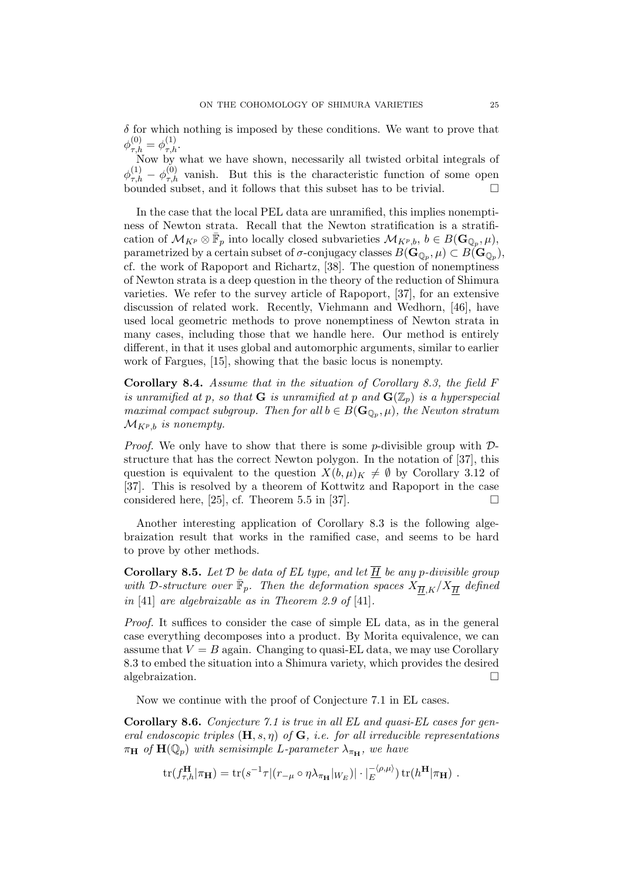$\delta$ for which nothing is imposed by these conditions. We want to prove that $\phi_{\tau,h}^{(0)} = \phi_{\tau,h}^{(1)}$.

Now by what we have shown, necessarily all twisted orbital integrals of $\phi_{\tau,h}^{(1)} - \phi_{\tau,h}^{(0)}$ vanish. But this is the characteristic function of some open bounded subset, and it follows that this subset has to be trivial. $\square$

In the case that the local PEL data are unramified, this implies nonemptiness of Newton strata. Recall that the Newton stratification is a stratification of $\mathcal{M}_{K^p} \otimes \bar{\mathbb{F}}_p$ into locally closed subvarieties $\mathcal{M}_{K^p,b}$, $b \in B(\mathbf{G}_{\mathbb{Q}_p}, \mu)$, parametrized by a certain subset of $\sigma$-conjugacy classes $B(\mathbf{G}_{\mathbb{Q}_p}, \mu) \subset B(\mathbf{G}_{\mathbb{Q}_p})$, cf. the work of Rapoport and Richartz, [38]. The question of nonemptiness of Newton strata is a deep question in the theory of the reduction of Shimura varieties. We refer to the survey article of Rapoport, [37], for an extensive discussion of related work. Recently, Viehmann and Wedhorn, [46], have used local geometric methods to prove nonemptiness of Newton strata in many cases, including those that we handle here. Our method is entirely different, in that it uses global and automorphic arguments, similar to earlier work of Fargues, [15], showing that the basic locus is nonempty.

**Corollary 8.4.** *Assume that in the situation of Corollary 8.3, the field $F$ is unramified at $p$, so that $\mathbf{G}$ is unramified at $p$ and $\mathbf{G}(\mathbb{Z}_p)$ is a hyperspecial maximal compact subgroup. Then for all $b \in B(\mathbf{G}_{\mathbb{Q}_p}, \mu)$, the Newton stratum $\mathcal{M}_{K^p,b}$ is nonempty.*

*Proof.* We only have to show that there is some $p$-divisible group with $\mathcal{D}$-structure that has the correct Newton polygon. In the notation of [37], this question is equivalent to the question $X(b,\mu)_K \neq \emptyset$ by Corollary 3.12 of [37]. This is resolved by a theorem of Kottwitz and Rapoport in the case considered here, [25], cf. Theorem 5.5 in [37]. $\square$

Another interesting application of Corollary 8.3 is the following algebraization result that works in the ramified case, and seems to be hard to prove by other methods.

**Corollary 8.5.** *Let $\mathcal{D}$ be data of EL type, and let $\underline{\overline{H}}$ be any $p$-divisible group with $\mathcal{D}$-structure over $\bar{\mathbb{F}}_p$. Then the deformation spaces $X_{\underline{\overline{H}},K}/X_{\underline{\overline{H}}}$ defined in [41] are algebraizable as in Theorem 2.9 of [41].*

*Proof.* It suffices to consider the case of simple EL data, as in the general case everything decomposes into a product. By Morita equivalence, we can assume that $V = B$ again. Changing to quasi-EL data, we may use Corollary 8.3 to embed the situation into a Shimura variety, which provides the desired algebraization. $\square$

Now we continue with the proof of Conjecture 7.1 in EL cases.

**Corollary 8.6.** *Conjecture 7.1 is true in all EL and quasi-EL cases for general endoscopic triples $(\mathbf{H}, s, \eta)$ of $\mathbf{G}$, i.e. for all irreducible representations $\pi_{\mathbf{H}}$ of $\mathbf{H}(\mathbb{Q}_p)$ with semisimple $L$-parameter $\lambda_{\pi_{\mathbf{H}}}$, we have*

$$\mathrm{tr}(f_{\tau,h}^{\mathbf{H}}|\pi_{\mathbf{H}}) = \mathrm{tr}(s^{-1}\tau|(r_{-\mu} \circ \eta\lambda_{\pi_{\mathbf{H}}}|_{W_E})| \cdot |_E^{-\langle\rho,\mu\rangle})\, \mathrm{tr}(h^{\mathbf{H}}|\pi_{\mathbf{H}}) \ .$$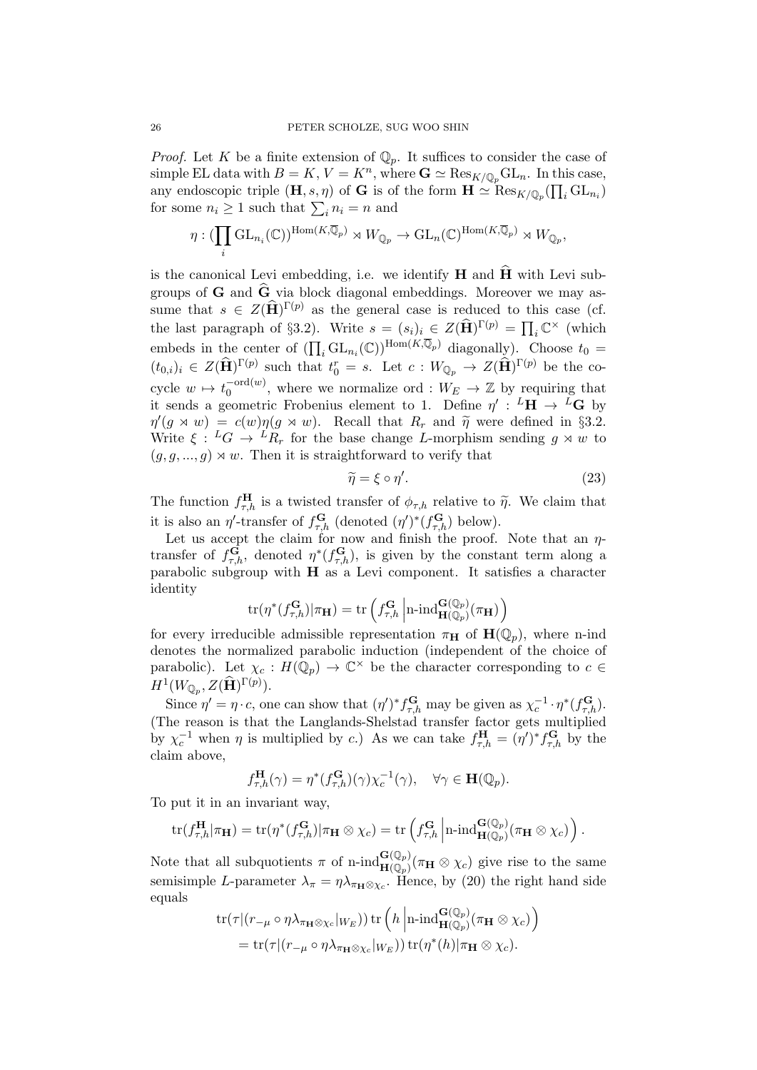*Proof.* Let $K$ be a finite extension of $\mathbb{Q}_p$. It suffices to consider the case of simple EL data with $B = K$, $V = K^n$, where $\mathbf{G} \simeq \mathrm{Res}_{K/\mathbb{Q}_p}\mathrm{GL}_n$. In this case, any endoscopic triple $(\mathbf{H}, s, \eta)$ of $\mathbf{G}$ is of the form $\mathbf{H} \simeq \mathrm{Res}_{K/\mathbb{Q}_p}(\prod_i \mathrm{GL}_{n_i})$ for some $n_i \geq 1$ such that $\sum_i n_i = n$ and

$$\eta : (\prod_i \mathrm{GL}_{n_i}(\mathbb{C}))^{\mathrm{Hom}(K,\overline{\mathbb{Q}}_p)} \rtimes W_{\mathbb{Q}_p} \to \mathrm{GL}_n(\mathbb{C})^{\mathrm{Hom}(K,\overline{\mathbb{Q}}_p)} \rtimes W_{\mathbb{Q}_p},$$

is the canonical Levi embedding, i.e. we identify $\mathbf{H}$ and $\widehat{\mathbf{H}}$ with Levi subgroups of $\mathbf{G}$ and $\widehat{\mathbf{G}}$ via block diagonal embeddings. Moreover we may assume that $s \in Z(\widehat{\mathbf{H}})^{\Gamma(p)}$ as the general case is reduced to this case (cf. the last paragraph of §3.2). Write $s = (s_i)_i \in Z(\widehat{\mathbf{H}})^{\Gamma(p)} = \prod_i \mathbb{C}^\times$ (which embeds in the center of $(\prod_i \mathrm{GL}_{n_i}(\mathbb{C}))^{\mathrm{Hom}(K,\overline{\mathbb{Q}}_p)}$ diagonally). Choose $t_0 = (t_{0,i})_i \in Z(\widehat{\mathbf{H}})^{\Gamma(p)}$ such that $t_0^r = s$. Let $c : W_{\mathbb{Q}_p} \to Z(\widehat{\mathbf{H}})^{\Gamma(p)}$ be the cocycle $w \mapsto t_0^{-\mathrm{ord}(w)}$, where we normalize $\mathrm{ord} : W_E \to \mathbb{Z}$ by requiring that it sends a geometric Frobenius element to 1. Define $\eta' : {}^L\mathbf{H} \to {}^L\mathbf{G}$ by $\eta'(g \rtimes w) = c(w)\eta(g \rtimes w)$. Recall that $R_r$ and $\widetilde{\eta}$ were defined in §3.2. Write $\xi : {}^LG \to {}^LR_r$ for the base change $L$-morphism sending $g \rtimes w$ to $(g, g, ..., g) \rtimes w$. Then it is straightforward to verify that

$$\widetilde{\eta} = \xi \circ \eta'. \tag{23}$$

The function $f^{\mathbf{H}}_{\tau,h}$ is a twisted transfer of $\phi_{\tau,h}$ relative to $\widetilde{\eta}$. We claim that it is also an $\eta'$-transfer of $f^{\mathbf{G}}_{\tau,h}$ (denoted $(\eta')^*(f^{\mathbf{G}}_{\tau,h})$ below).

Let us accept the claim for now and finish the proof. Note that an $\eta$-transfer of $f^{\mathbf{G}}_{\tau,h}$, denoted $\eta^*(f^{\mathbf{G}}_{\tau,h})$, is given by the constant term along a parabolic subgroup with $\mathbf{H}$ as a Levi component. It satisfies a character identity

$$\mathrm{tr}(\eta^*(f^{\mathbf{G}}_{\tau,h})|\pi_{\mathbf{H}}) = \mathrm{tr}\left(f^{\mathbf{G}}_{\tau,h}\left|\text{n-ind}^{\mathbf{G}(\mathbb{Q}_p)}_{\mathbf{H}(\mathbb{Q}_p)}(\pi_{\mathbf{H}})\right.\right)$$

for every irreducible admissible representation $\pi_{\mathbf{H}}$ of $\mathbf{H}(\mathbb{Q}_p)$, where n-ind denotes the normalized parabolic induction (independent of the choice of parabolic). Let $\chi_c : H(\mathbb{Q}_p) \to \mathbb{C}^\times$ be the character corresponding to $c \in H^1(W_{\mathbb{Q}_p}, Z(\widehat{\mathbf{H}})^{\Gamma(p)})$.

Since $\eta' = \eta \cdot c$, one can show that $(\eta')^* f^{\mathbf{G}}_{\tau,h}$ may be given as $\chi_c^{-1} \cdot \eta^*(f^{\mathbf{G}}_{\tau,h})$. (The reason is that the Langlands-Shelstad transfer factor gets multiplied by $\chi_c^{-1}$ when $\eta$ is multiplied by $c$.) As we can take $f^{\mathbf{H}}_{\tau,h} = (\eta')^* f^{\mathbf{G}}_{\tau,h}$ by the claim above,

$$f^{\mathbf{H}}_{\tau,h}(\gamma) = \eta^*(f^{\mathbf{G}}_{\tau,h})(\gamma)\chi_c^{-1}(\gamma), \quad \forall \gamma \in \mathbf{H}(\mathbb{Q}_p).$$

To put it in an invariant way,

$$\mathrm{tr}(f^{\mathbf{H}}_{\tau,h}|\pi_{\mathbf{H}}) = \mathrm{tr}(\eta^*(f^{\mathbf{G}}_{\tau,h})|\pi_{\mathbf{H}} \otimes \chi_c) = \mathrm{tr}\left(f^{\mathbf{G}}_{\tau,h}\left|\text{n-ind}^{\mathbf{G}(\mathbb{Q}_p)}_{\mathbf{H}(\mathbb{Q}_p)}(\pi_{\mathbf{H}} \otimes \chi_c)\right.\right).$$

Note that all subquotients $\pi$ of $\text{n-ind}^{\mathbf{G}(\mathbb{Q}_p)}_{\mathbf{H}(\mathbb{Q}_p)}(\pi_{\mathbf{H}} \otimes \chi_c)$ give rise to the same semisimple $L$-parameter $\lambda_\pi = \eta\lambda_{\pi_{\mathbf{H}}\otimes\chi_c}$. Hence, by (20) the right hand side equals

$$\begin{aligned}
&\mathrm{tr}(\tau|(r_{-\mu} \circ \eta\lambda_{\pi_{\mathbf{H}}\otimes\chi_c}|_{W_E}))\,\mathrm{tr}\left(h\left|\text{n-ind}^{\mathbf{G}(\mathbb{Q}_p)}_{\mathbf{H}(\mathbb{Q}_p)}(\pi_{\mathbf{H}} \otimes \chi_c)\right.\right) \\
&= \mathrm{tr}(\tau|(r_{-\mu} \circ \eta\lambda_{\pi_{\mathbf{H}}\otimes\chi_c}|_{W_E}))\,\mathrm{tr}(\eta^*(h)|\pi_{\mathbf{H}} \otimes \chi_c).
\end{aligned}$$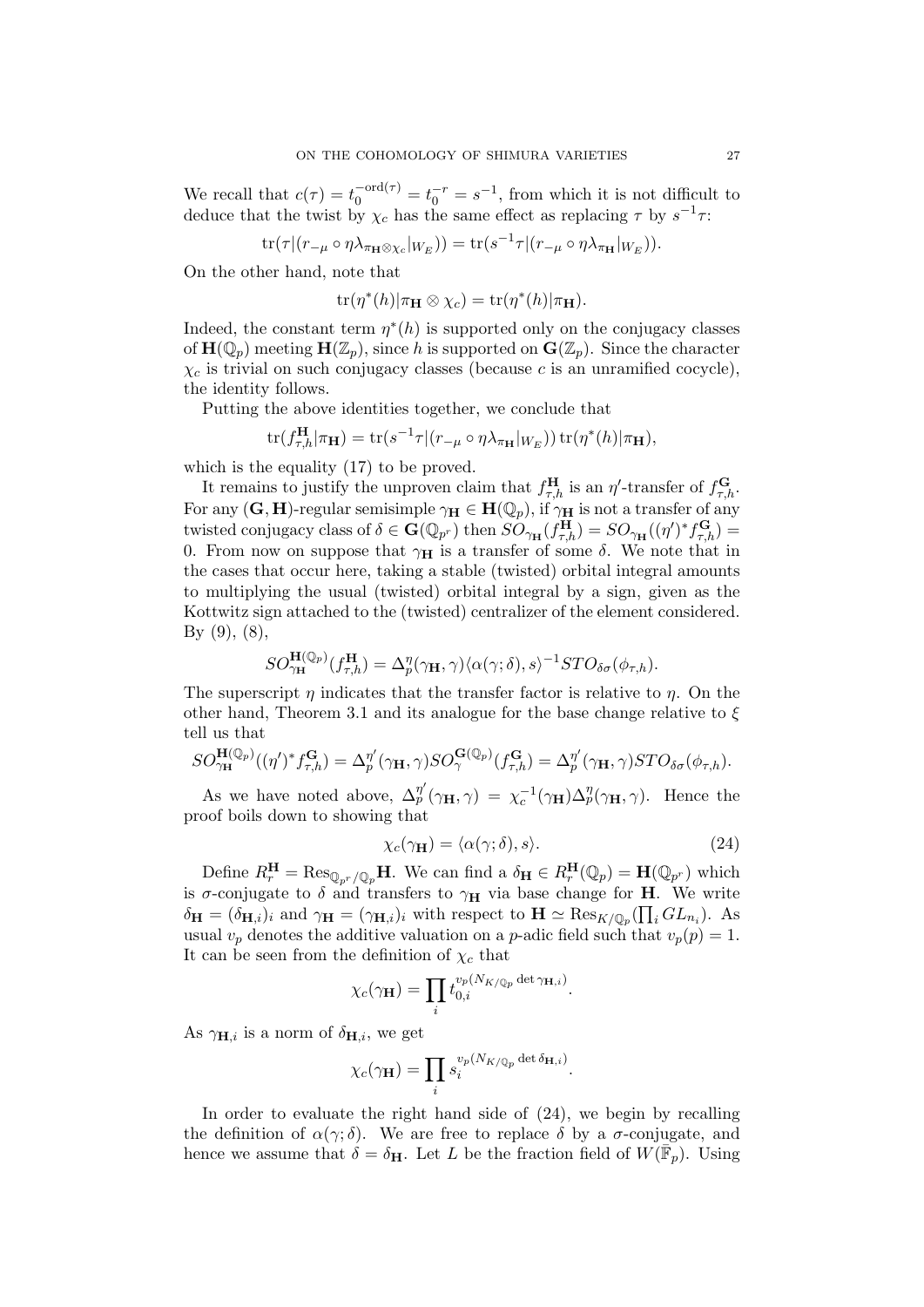We recall that $c(\tau) = t_0^{-\mathrm{ord}(\tau)} = t_0^{-r} = s^{-1}$, from which it is not difficult to deduce that the twist by $\chi_c$ has the same effect as replacing $\tau$ by $s^{-1}\tau$:

$$\mathrm{tr}(\tau|(r_{-\mu} \circ \eta\lambda_{\pi_{\mathbf{H}}\otimes\chi_c}|_{W_E})) = \mathrm{tr}(s^{-1}\tau|(r_{-\mu} \circ \eta\lambda_{\pi_{\mathbf{H}}}|_{W_E})).$$

On the other hand, note that

$$\mathrm{tr}(\eta^*(h)|\pi_{\mathbf{H}} \otimes \chi_c) = \mathrm{tr}(\eta^*(h)|\pi_{\mathbf{H}}).$$

Indeed, the constant term $\eta^*(h)$ is supported only on the conjugacy classes of $\mathbf{H}(\mathbb{Q}_p)$ meeting $\mathbf{H}(\mathbb{Z}_p)$, since $h$ is supported on $\mathbf{G}(\mathbb{Z}_p)$. Since the character $\chi_c$ is trivial on such conjugacy classes (because $c$ is an unramified cocycle), the identity follows.

Putting the above identities together, we conclude that

$$\mathrm{tr}(f^{\mathbf{H}}_{\tau,h}|\pi_{\mathbf{H}}) = \mathrm{tr}(s^{-1}\tau|(r_{-\mu} \circ \eta\lambda_{\pi_{\mathbf{H}}}|_{W_E}))\,\mathrm{tr}(\eta^*(h)|\pi_{\mathbf{H}}),$$

which is the equality (17) to be proved.

It remains to justify the unproven claim that $f^{\mathbf{H}}_{\tau,h}$ is an $\eta'$-transfer of $f^{\mathbf{G}}_{\tau,h}$. For any $(\mathbf{G},\mathbf{H})$-regular semisimple $\gamma_{\mathbf{H}} \in \mathbf{H}(\mathbb{Q}_p)$, if $\gamma_{\mathbf{H}}$ is not a transfer of any twisted conjugacy class of $\delta \in \mathbf{G}(\mathbb{Q}_{p^r})$ then $SO_{\gamma_{\mathbf{H}}}(f^{\mathbf{H}}_{\tau,h}) = SO_{\gamma_{\mathbf{H}}}((\eta')^* f^{\mathbf{G}}_{\tau,h}) = 0$. From now on suppose that $\gamma_{\mathbf{H}}$ is a transfer of some $\delta$. We note that in the cases that occur here, taking a stable (twisted) orbital integral amounts to multiplying the usual (twisted) orbital integral by a sign, given as the Kottwitz sign attached to the (twisted) centralizer of the element considered. By (9), (8),

$$SO^{\mathbf{H}(\mathbb{Q}_p)}_{\gamma_{\mathbf{H}}}(f^{\mathbf{H}}_{\tau,h}) = \Delta^{\eta}_p(\gamma_{\mathbf{H}},\gamma)\langle\alpha(\gamma;\delta),s\rangle^{-1} STO_{\delta\sigma}(\phi_{\tau,h}).$$

The superscript $\eta$ indicates that the transfer factor is relative to $\eta$. On the other hand, Theorem 3.1 and its analogue for the base change relative to $\xi$ tell us that

$$SO^{\mathbf{H}(\mathbb{Q}_p)}_{\gamma_{\mathbf{H}}}((\eta')^* f^{\mathbf{G}}_{\tau,h}) = \Delta^{\eta'}_p(\gamma_{\mathbf{H}},\gamma) SO^{\mathbf{G}(\mathbb{Q}_p)}_{\gamma}(f^{\mathbf{G}}_{\tau,h}) = \Delta^{\eta'}_p(\gamma_{\mathbf{H}},\gamma) STO_{\delta\sigma}(\phi_{\tau,h}).$$

As we have noted above, $\Delta^{\eta'}_p(\gamma_{\mathbf{H}},\gamma) = \chi_c^{-1}(\gamma_{\mathbf{H}})\Delta^{\eta}_p(\gamma_{\mathbf{H}},\gamma)$. Hence the proof boils down to showing that

$$\chi_c(\gamma_{\mathbf{H}}) = \langle\alpha(\gamma;\delta),s\rangle. \tag{24}$$

Define $R^{\mathbf{H}}_r = \mathrm{Res}_{\mathbb{Q}_{p^r}/\mathbb{Q}_p}\mathbf{H}$. We can find a $\delta_{\mathbf{H}} \in R^{\mathbf{H}}_r(\mathbb{Q}_p) = \mathbf{H}(\mathbb{Q}_{p^r})$ which is $\sigma$-conjugate to $\delta$ and transfers to $\gamma_{\mathbf{H}}$ via base change for $\mathbf{H}$. We write $\delta_{\mathbf{H}} = (\delta_{\mathbf{H},i})_i$ and $\gamma_{\mathbf{H}} = (\gamma_{\mathbf{H},i})_i$ with respect to $\mathbf{H} \simeq \mathrm{Res}_{K/\mathbb{Q}_p}(\prod_i GL_{n_i})$. As usual $v_p$ denotes the additive valuation on a $p$-adic field such that $v_p(p) = 1$. It can be seen from the definition of $\chi_c$ that

$$\chi_c(\gamma_{\mathbf{H}}) = \prod_i t_{0,i}^{v_p(N_{K/\mathbb{Q}_p}\det\gamma_{\mathbf{H},i})}.$$

As $\gamma_{\mathbf{H},i}$ is a norm of $\delta_{\mathbf{H},i}$, we get

$$\chi_c(\gamma_{\mathbf{H}}) = \prod_i s_i^{v_p(N_{K/\mathbb{Q}_p}\det\delta_{\mathbf{H},i})}.$$

In order to evaluate the right hand side of (24), we begin by recalling the definition of $\alpha(\gamma;\delta)$. We are free to replace $\delta$ by a $\sigma$-conjugate, and hence we assume that $\delta = \delta_{\mathbf{H}}$. Let $L$ be the fraction field of $W(\bar{\mathbb{F}}_p)$. Using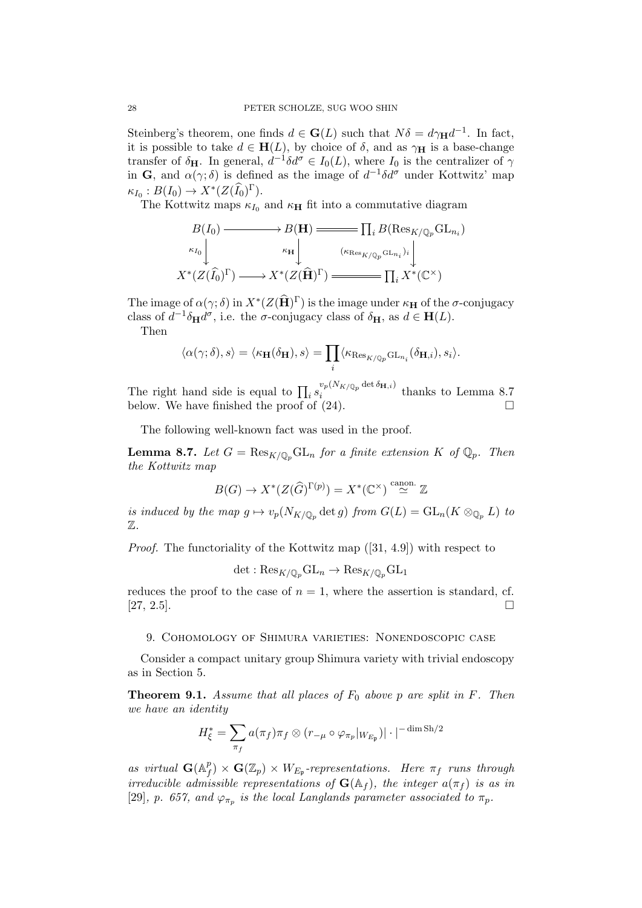Steinberg's theorem, one finds $d \in \mathbf{G}(L)$ such that $N\delta = d\gamma_{\mathbf{H}} d^{-1}$. In fact, it is possible to take $d \in \mathbf{H}(L)$, by choice of $\delta$, and as $\gamma_{\mathbf{H}}$ is a base-change transfer of $\delta_{\mathbf{H}}$. In general, $d^{-1}\delta d^{\sigma} \in I_0(L)$, where $I_0$ is the centralizer of $\gamma$ in $\mathbf{G}$, and $\alpha(\gamma;\delta)$ is defined as the image of $d^{-1}\delta d^{\sigma}$ under Kottwitz' map $\kappa_{I_0} : B(I_0) \to X^*(Z(\widehat{I_0})^{\Gamma})$.

The Kottwitz maps $\kappa_{I_0}$ and $\kappa_{\mathbf{H}}$ fit into a commutative diagram

$$\begin{array}{ccccc} B(I_0) & \longrightarrow & B(\mathbf{H}) & = & \prod_i B(\mathrm{Res}_{K/\mathbb{Q}_p}\mathrm{GL}_{n_i}) \\ \downarrow{\scriptstyle \kappa_{I_0}} & & \downarrow{\scriptstyle \kappa_{\mathbf{H}}} & & \downarrow{\scriptstyle (\kappa_{\mathrm{Res}_{K/\mathbb{Q}_p}\mathrm{GL}_{n_i}})_i} \\ X^*(Z(\widehat{I_0})^{\Gamma}) & \longrightarrow & X^*(Z(\widehat{\mathbf{H}})^{\Gamma}) & = & \prod_i X^*(\mathbb{C}^\times) \end{array}$$

The image of $\alpha(\gamma;\delta)$ in $X^*(Z(\widehat{\mathbf{H}})^{\Gamma})$ is the image under $\kappa_{\mathbf{H}}$ of the $\sigma$-conjugacy class of $d^{-1}\delta_{\mathbf{H}} d^{\sigma}$, i.e. the $\sigma$-conjugacy class of $\delta_{\mathbf{H}}$, as $d \in \mathbf{H}(L)$.

Then

$$\langle \alpha(\gamma;\delta), s\rangle = \langle \kappa_{\mathbf{H}}(\delta_{\mathbf{H}}), s\rangle = \prod_i \langle \kappa_{\mathrm{Res}_{K/\mathbb{Q}_p}\mathrm{GL}_{n_i}}(\delta_{\mathbf{H},i}), s_i\rangle.$$

The right hand side is equal to $\prod_i s_i^{v_p(N_{K/\mathbb{Q}_p}\det \delta_{\mathbf{H},i})}$ thanks to Lemma 8.7 below. We have finished the proof of (24). $\square$

The following well-known fact was used in the proof.

**Lemma 8.7.** *Let $G = \mathrm{Res}_{K/\mathbb{Q}_p}\mathrm{GL}_n$ for a finite extension $K$ of $\mathbb{Q}_p$. Then the Kottwitz map*

$$B(G) \to X^*(Z(\widehat{G})^{\Gamma(p)}) = X^*(\mathbb{C}^\times) \overset{\text{canon.}}{\simeq} \mathbb{Z}$$

*is induced by the map $g \mapsto v_p(N_{K/\mathbb{Q}_p}\det g)$ from $G(L) = \mathrm{GL}_n(K \otimes_{\mathbb{Q}_p} L)$ to $\mathbb{Z}$.*

*Proof.* The functoriality of the Kottwitz map ([31, 4.9]) with respect to

$$\det : \mathrm{Res}_{K/\mathbb{Q}_p}\mathrm{GL}_n \to \mathrm{Res}_{K/\mathbb{Q}_p}\mathrm{GL}_1$$

reduces the proof to the case of $n = 1$, where the assertion is standard, cf. [27, 2.5]. $\square$

## 9. Cohomology of Shimura varieties: Nonendoscopic case

Consider a compact unitary group Shimura variety with trivial endoscopy as in Section 5.

**Theorem 9.1.** *Assume that all places of $F_0$ above $p$ are split in $F$. Then we have an identity*

$$H^*_{\xi} = \sum_{\pi_f} a(\pi_f)\pi_f \otimes (r_{-\mu} \circ \varphi_{\pi_p}|_{W_{E_\mathfrak{p}}})|\cdot|^{-\dim \mathrm{Sh}/2}$$

*as virtual $\mathbf{G}(\mathbb{A}_f^p) \times \mathbf{G}(\mathbb{Z}_p) \times W_{E_\mathfrak{p}}$-representations. Here $\pi_f$ runs through irreducible admissible representations of $\mathbf{G}(\mathbb{A}_f)$, the integer $a(\pi_f)$ is as in [29], p. 657, and $\varphi_{\pi_p}$ is the local Langlands parameter associated to $\pi_p$.*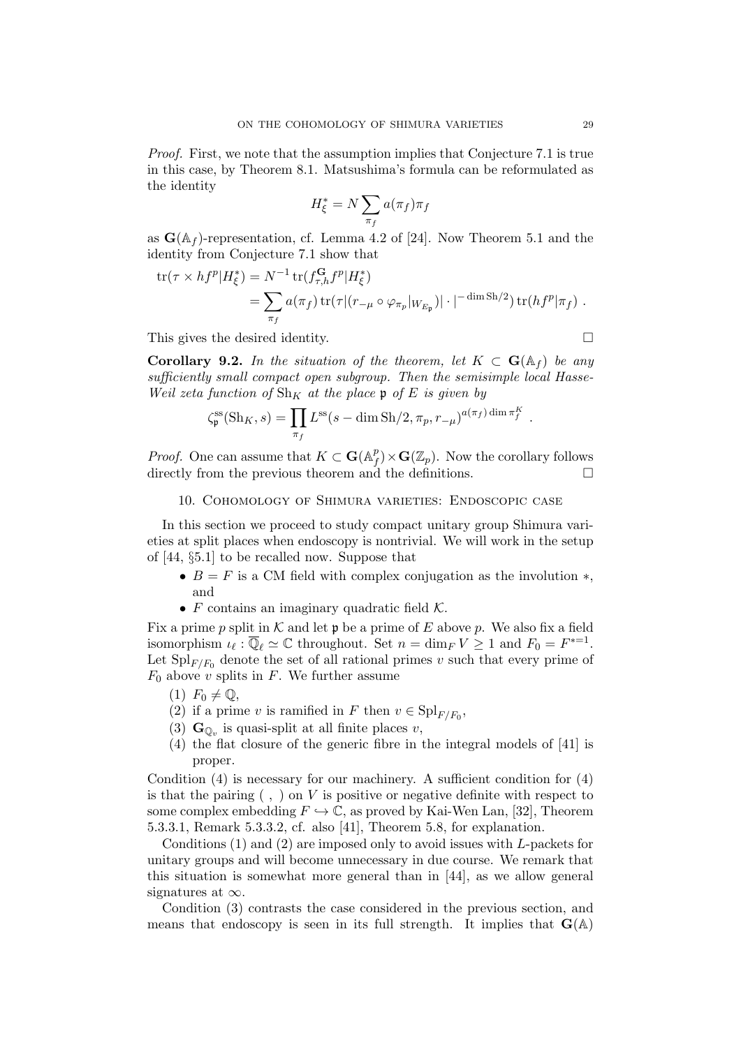*Proof.* First, we note that the assumption implies that Conjecture 7.1 is true in this case, by Theorem 8.1. Matsushima's formula can be reformulated as the identity

$$H^*_\xi = N \sum_{\pi_f} a(\pi_f)\pi_f$$

as $\mathbf{G}(\mathbb{A}_f)$-representation, cf. Lemma 4.2 of [24]. Now Theorem 5.1 and the identity from Conjecture 7.1 show that

$$\begin{aligned}\operatorname{tr}(\tau \times hf^p | H^*_\xi) &= N^{-1} \operatorname{tr}(f^{\mathbf{G}}_{\tau,h} f^p | H^*_\xi) \\ &= \sum_{\pi_f} a(\pi_f) \operatorname{tr}(\tau | (r_{-\mu} \circ \varphi_{\pi_p}|_{W_{E_\mathfrak{p}}}) | \cdot |^{-\dim \mathrm{Sh}/2}) \operatorname{tr}(hf^p|\pi_f) \ .\end{aligned}$$

This gives the desired identity. $\square$

**Corollary 9.2.** *In the situation of the theorem, let $K \subset \mathbf{G}(\mathbb{A}_f)$ be any sufficiently small compact open subgroup. Then the semisimple local Hasse-Weil zeta function of $\mathrm{Sh}_K$ at the place $\mathfrak{p}$ of $E$ is given by*

$$\zeta^{\mathrm{ss}}_\mathfrak{p}(\mathrm{Sh}_K, s) = \prod_{\pi_f} L^{\mathrm{ss}}(s - \dim \mathrm{Sh}/2, \pi_p, r_{-\mu})^{a(\pi_f)\dim \pi_f^K} \ .$$

*Proof.* One can assume that $K \subset \mathbf{G}(\mathbb{A}_f^p) \times \mathbf{G}(\mathbb{Z}_p)$. Now the corollary follows directly from the previous theorem and the definitions. $\square$

## 10. Cohomology of Shimura varieties: Endoscopic case

In this section we proceed to study compact unitary group Shimura varieties at split places when endoscopy is nontrivial. We will work in the setup of [44, §5.1] to be recalled now. Suppose that

- $B = F$ is a CM field with complex conjugation as the involution $*$, and
- $F$ contains an imaginary quadratic field $\mathcal{K}$.

Fix a prime $p$ split in $\mathcal{K}$ and let $\mathfrak{p}$ be a prime of $E$ above $p$. We also fix a field isomorphism $\iota_\ell : \overline{\mathbb{Q}}_\ell \simeq \mathbb{C}$ throughout. Set $n = \dim_F V \geq 1$ and $F_0 = F^{*=1}$. Let $\mathrm{Spl}_{F/F_0}$ denote the set of all rational primes $v$ such that every prime of $F_0$ above $v$ splits in $F$. We further assume

1. $F_0 \neq \mathbb{Q}$,
2. if a prime $v$ is ramified in $F$ then $v \in \mathrm{Spl}_{F/F_0}$,
3. $\mathbf{G}_{\mathbb{Q}_v}$ is quasi-split at all finite places $v$,
4. the flat closure of the generic fibre in the integral models of [41] is proper.

Condition (4) is necessary for our machinery. A sufficient condition for (4) is that the pairing $(\ ,\ )$ on $V$ is positive or negative definite with respect to some complex embedding $F \hookrightarrow \mathbb{C}$, as proved by Kai-Wen Lan, [32], Theorem 5.3.3.1, Remark 5.3.3.2, cf. also [41], Theorem 5.8, for explanation.

Conditions (1) and (2) are imposed only to avoid issues with $L$-packets for unitary groups and will become unnecessary in due course. We remark that this situation is somewhat more general than in [44], as we allow general signatures at $\infty$.

Condition (3) contrasts the case considered in the previous section, and means that endoscopy is seen in its full strength. It implies that $\mathbf{G}(\mathbb{A})$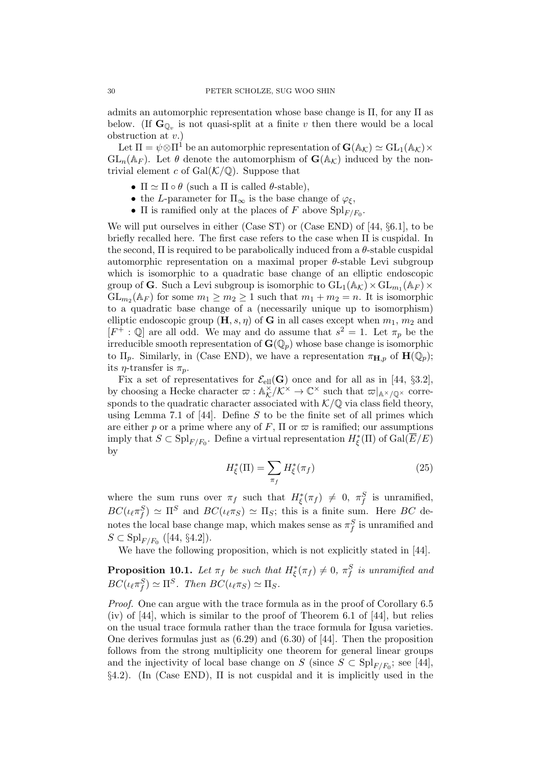admits an automorphic representation whose base change is $\Pi$, for any $\Pi$ as below. (If $\mathbf{G}_{\mathbb{Q}_v}$ is not quasi-split at a finite $v$ then there would be a local obstruction at $v$.)

Let $\Pi = \psi \otimes \Pi^1$ be an automorphic representation of $\mathbf{G}(\mathbb{A}_{\mathcal{K}}) \simeq \mathrm{GL}_1(\mathbb{A}_{\mathcal{K}}) \times \mathrm{GL}_n(\mathbb{A}_F)$. Let $\theta$ denote the automorphism of $\mathbf{G}(\mathbb{A}_{\mathcal{K}})$ induced by the nontrivial element $c$ of $\mathrm{Gal}(\mathcal{K}/\mathbb{Q})$. Suppose that

- $\Pi \simeq \Pi \circ \theta$ (such a $\Pi$ is called $\theta$-stable),
- the $L$-parameter for $\Pi_\infty$ is the base change of $\varphi_\xi$,
- $\Pi$ is ramified only at the places of $F$ above $\mathrm{Spl}_{F/F_0}$.

We will put ourselves in either (Case ST) or (Case END) of [44, §6.1], to be briefly recalled here. The first case refers to the case when $\Pi$ is cuspidal. In the second, $\Pi$ is required to be parabolically induced from a $\theta$-stable cuspidal automorphic representation on a maximal proper $\theta$-stable Levi subgroup which is isomorphic to a quadratic base change of an elliptic endoscopic group of $\mathbf{G}$. Such a Levi subgroup is isomorphic to $\mathrm{GL}_1(\mathbb{A}_{\mathcal{K}}) \times \mathrm{GL}_{m_1}(\mathbb{A}_F) \times \mathrm{GL}_{m_2}(\mathbb{A}_F)$ for some $m_1 \geq m_2 \geq 1$ such that $m_1 + m_2 = n$. It is isomorphic to a quadratic base change of a (necessarily unique up to isomorphism) elliptic endoscopic group $(\mathbf{H}, s, \eta)$ of $\mathbf{G}$ in all cases except when $m_1$, $m_2$ and $[F^+ : \mathbb{Q}]$ are all odd. We may and do assume that $s^2 = 1$. Let $\pi_p$ be the irreducible smooth representation of $\mathbf{G}(\mathbb{Q}_p)$ whose base change is isomorphic to $\Pi_p$. Similarly, in (Case END), we have a representation $\pi_{\mathbf{H},p}$ of $\mathbf{H}(\mathbb{Q}_p)$; its $\eta$-transfer is $\pi_p$.

Fix a set of representatives for $\mathcal{E}_{\mathrm{ell}}(\mathbf{G})$ once and for all as in [44, §3.2], by choosing a Hecke character $\varpi : \mathbb{A}_{\mathcal{K}}^\times / \mathcal{K}^\times \to \mathbb{C}^\times$ such that $\varpi|_{\mathbb{A}^\times/\mathbb{Q}^\times}$ corresponds to the quadratic character associated with $\mathcal{K}/\mathbb{Q}$ via class field theory, using Lemma 7.1 of [44]. Define $S$ to be the finite set of all primes which are either $p$ or a prime where any of $F$, $\Pi$ or $\varpi$ is ramified; our assumptions imply that $S \subset \mathrm{Spl}_{F/F_0}$. Define a virtual representation $H_\xi^*(\Pi)$ of $\mathrm{Gal}(\overline{E}/E)$ by

$$H_\xi^*(\Pi) = \sum_{\pi_f} H_\xi^*(\pi_f) \tag{25}$$

where the sum runs over $\pi_f$ such that $H_\xi^*(\pi_f) \neq 0$, $\pi_f^S$ is unramified, $BC(\iota_\ell \pi_f^S) \simeq \Pi^S$ and $BC(\iota_\ell \pi_S) \simeq \Pi_S$; this is a finite sum. Here $BC$ denotes the local base change map, which makes sense as $\pi_f^S$ is unramified and $S \subset \mathrm{Spl}_{F/F_0}$ ([44, §4.2]).

We have the following proposition, which is not explicitly stated in [44].

**Proposition 10.1.** *Let $\pi_f$ be such that $H_\xi^*(\pi_f) \neq 0$, $\pi_f^S$ is unramified and $BC(\iota_\ell \pi_f^S) \simeq \Pi^S$. Then $BC(\iota_\ell \pi_S) \simeq \Pi_S$.*

*Proof.* One can argue with the trace formula as in the proof of Corollary 6.5 (iv) of [44], which is similar to the proof of Theorem 6.1 of [44], but relies on the usual trace formula rather than the trace formula for Igusa varieties. One derives formulas just as (6.29) and (6.30) of [44]. Then the proposition follows from the strong multiplicity one theorem for general linear groups and the injectivity of local base change on $S$ (since $S \subset \mathrm{Spl}_{F/F_0}$; see [44], §4.2). (In (Case END), $\Pi$ is not cuspidal and it is implicitly used in the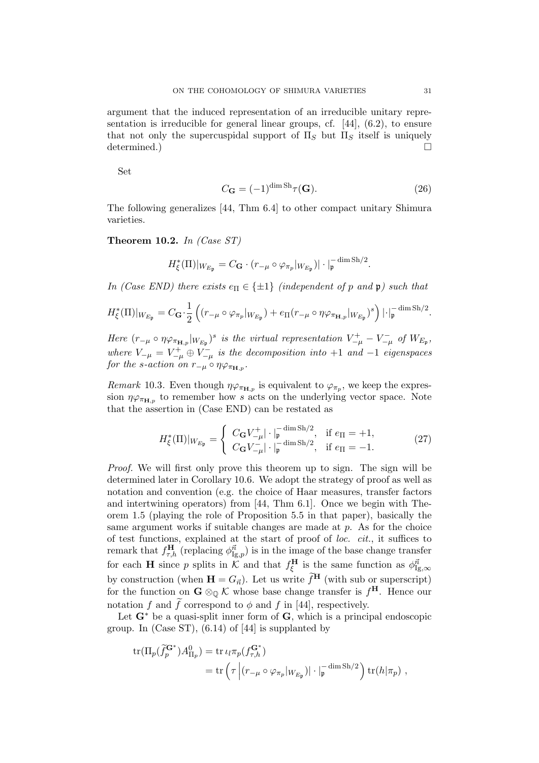argument that the induced representation of an irreducible unitary representation is irreducible for general linear groups, cf. [44], (6.2), to ensure that not only the supercuspidal support of $\Pi_S$ but $\Pi_S$ itself is uniquely determined.) □

Set

$$C_{\mathbf{G}} = (-1)^{\dim \mathrm{Sh}} \tau(\mathbf{G}). \tag{26}$$

The following generalizes [44, Thm 6.4] to other compact unitary Shimura varieties.

**Theorem 10.2.** *In (Case ST)*

$$H^*_\xi(\Pi)|_{W_{E_\mathfrak{p}}} = C_{\mathbf{G}} \cdot (r_{-\mu} \circ \varphi_{\pi_p}|_{W_{E_\mathfrak{p}}})| \cdot |_\mathfrak{p}^{-\dim \mathrm{Sh}/2}.$$

*In (Case END) there exists $e_\Pi \in \{\pm 1\}$ (independent of $p$ and $\mathfrak{p}$) such that*

$$H^*_\xi(\Pi)|_{W_{E_\mathfrak{p}}} = C_{\mathbf{G}} \cdot \frac{1}{2} \left( (r_{-\mu} \circ \varphi_{\pi_p}|_{W_{E_\mathfrak{p}}}) + e_\Pi (r_{-\mu} \circ \eta\varphi_{\pi_{\mathbf{H},p}}|_{W_{E_\mathfrak{p}}})^s \right) | \cdot |_\mathfrak{p}^{-\dim \mathrm{Sh}/2}.$$

*Here $(r_{-\mu} \circ \eta\varphi_{\pi_{\mathbf{H},p}}|_{W_{E_\mathfrak{p}}})^s$ is the virtual representation $V^+_{-\mu} - V^-_{-\mu}$ of $W_{E_\mathfrak{p}}$, where $V_{-\mu} = V^+_{-\mu} \oplus V^-_{-\mu}$ is the decomposition into $+1$ and $-1$ eigenspaces for the $s$-action on $r_{-\mu} \circ \eta\varphi_{\pi_{\mathbf{H},p}}$.*

*Remark* 10.3. Even though $\eta\varphi_{\pi_{\mathbf{H},p}}$ is equivalent to $\varphi_{\pi_p}$, we keep the expression $\eta\varphi_{\pi_{\mathbf{H},p}}$ to remember how $s$ acts on the underlying vector space. Note that the assertion in (Case END) can be restated as

$$H^*_\xi(\Pi)|_{W_{E_\mathfrak{p}}} = \begin{cases} C_{\mathbf{G}} V^+_{-\mu}| \cdot |_\mathfrak{p}^{-\dim \mathrm{Sh}/2}, & \text{if } e_\Pi = +1, \\ C_{\mathbf{G}} V^-_{-\mu}| \cdot |_\mathfrak{p}^{-\dim \mathrm{Sh}/2}, & \text{if } e_\Pi = -1. \end{cases} \tag{27}$$

*Proof.* We will first only prove this theorem up to sign. The sign will be determined later in Corollary 10.6. We adopt the strategy of proof as well as notation and convention (e.g. the choice of Haar measures, transfer factors and intertwining operators) from [44, Thm 6.1]. Once we begin with Theorem 1.5 (playing the role of Proposition 5.5 in that paper), basically the same argument works if suitable changes are made at $p$. As for the choice of test functions, explained at the start of proof of *loc. cit.*, it suffices to remark that $f^{\mathbf{H}}_{\tau,h}$ (replacing $\phi^{\vec{n}}_{\mathrm{Ig},p}$) is in the image of the base change transfer for each $\mathbf{H}$ since $p$ splits in $\mathcal{K}$ and that $f^{\mathbf{H}}_\xi$ is the same function as $\phi^{\vec{n}}_{\mathrm{Ig},\infty}$ by construction (when $\mathbf{H} = G_{\vec{n}}$). Let us write $\widetilde{f}^{\mathbf{H}}$ (with sub or superscript) for the function on $\mathbf{G} \otimes_\mathbb{Q} \mathcal{K}$ whose base change transfer is $f^{\mathbf{H}}$. Hence our notation $f$ and $\widetilde{f}$ correspond to $\phi$ and $f$ in [44], respectively.

Let $\mathbf{G}^*$ be a quasi-split inner form of $\mathbf{G}$, which is a principal endoscopic group. In (Case ST), (6.14) of [44] is supplanted by

$$\begin{aligned} \mathrm{tr}(\Pi_p(\widetilde{f}^{\mathbf{G}^*}_p) A^0_{\Pi_p}) &= \mathrm{tr}\, \iota_l \pi_p(f^{\mathbf{G}^*}_{\tau,h}) \\ &= \mathrm{tr}\left( \tau \left| (r_{-\mu} \circ \varphi_{\pi_p}|_{W_{E_\mathfrak{p}}}) \right| \cdot |_\mathfrak{p}^{-\dim \mathrm{Sh}/2} \right) \mathrm{tr}(h|\pi_p)\ , \end{aligned}$$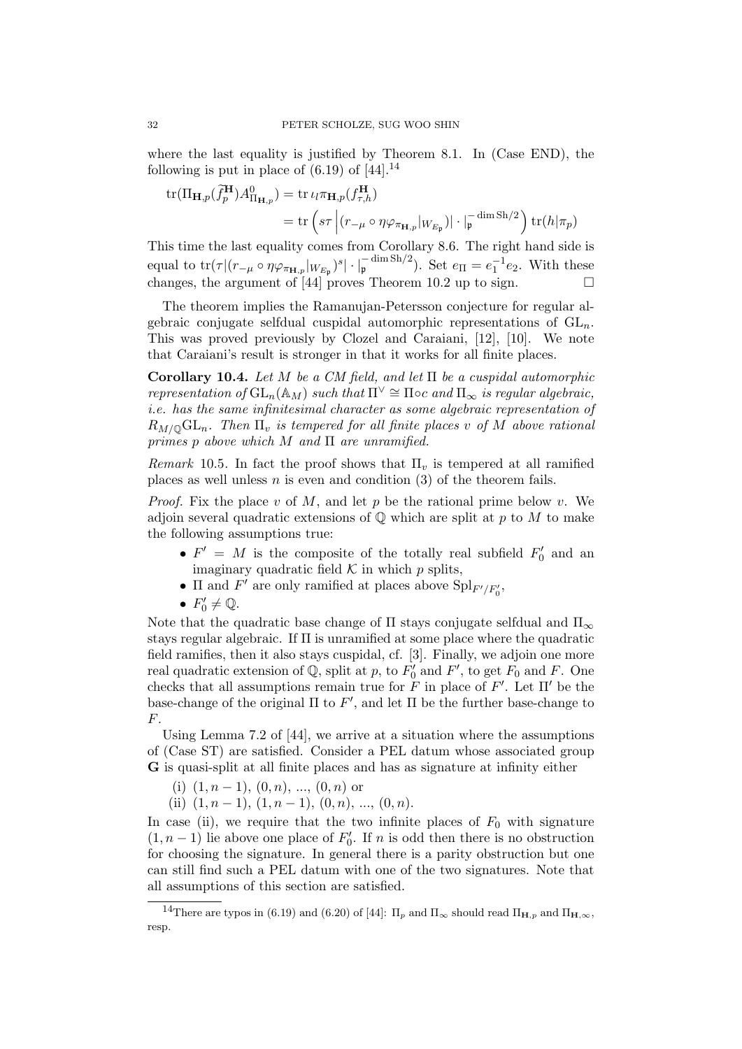where the last equality is justified by Theorem 8.1. In (Case END), the following is put in place of (6.19) of [44].[14]

$$\begin{aligned}
\operatorname{tr}(\Pi_{\mathbf{H},p}(\widetilde{f}^{\mathbf{H}}_p)A^0_{\Pi_{\mathbf{H},p}}) &= \operatorname{tr} \iota_l \pi_{\mathbf{H},p}(f^{\mathbf{H}}_{\tau,h}) \\
&= \operatorname{tr}\left(s\tau \left|(r_{-\mu} \circ \eta\varphi_{\pi_{\mathbf{H},p}}|_{W_{E_\mathfrak{p}}})\right| \cdot |_{\mathfrak{p}}^{-\dim \mathrm{Sh}/2}\right) \operatorname{tr}(h|\pi_p)
\end{aligned}$$

This time the last equality comes from Corollary 8.6. The right hand side is equal to $\operatorname{tr}(\tau|(r_{-\mu} \circ \eta\varphi_{\pi_{\mathbf{H},p}}|_{W_{E_\mathfrak{p}}})^s| \cdot |_{\mathfrak{p}}^{-\dim \mathrm{Sh}/2})$. Set $e_\Pi = e_1^{-1}e_2$. With these changes, the argument of [44] proves Theorem 10.2 up to sign. $\square$

The theorem implies the Ramanujan-Petersson conjecture for regular algebraic conjugate selfdual cuspidal automorphic representations of $\mathrm{GL}_n$. This was proved previously by Clozel and Caraiani, [12], [10]. We note that Caraiani's result is stronger in that it works for all finite places.

**Corollary 10.4.** *Let $M$ be a CM field, and let $\Pi$ be a cuspidal automorphic representation of $\mathrm{GL}_n(\mathbb{A}_M)$ such that $\Pi^\vee \cong \Pi \circ c$ and $\Pi_\infty$ is regular algebraic, i.e. has the same infinitesimal character as some algebraic representation of $R_{M/\mathbb{Q}}\mathrm{GL}_n$. Then $\Pi_v$ is tempered for all finite places $v$ of $M$ above rational primes $p$ above which $M$ and $\Pi$ are unramified.*

*Remark* 10.5. In fact the proof shows that $\Pi_v$ is tempered at all ramified places as well unless $n$ is even and condition (3) of the theorem fails.

*Proof.* Fix the place $v$ of $M$, and let $p$ be the rational prime below $v$. We adjoin several quadratic extensions of $\mathbb{Q}$ which are split at $p$ to $M$ to make the following assumptions true:

- $F' = M$ is the composite of the totally real subfield $F'_0$ and an imaginary quadratic field $\mathcal{K}$ in which $p$ splits,
- $\Pi$ and $F'$ are only ramified at places above $\mathrm{Spl}_{F'/F'_0}$,
- $F'_0 \neq \mathbb{Q}$.

Note that the quadratic base change of $\Pi$ stays conjugate selfdual and $\Pi_\infty$ stays regular algebraic. If $\Pi$ is unramified at some place where the quadratic field ramifies, then it also stays cuspidal, cf. [3]. Finally, we adjoin one more real quadratic extension of $\mathbb{Q}$, split at $p$, to $F'_0$ and $F'$, to get $F_0$ and $F$. One checks that all assumptions remain true for $F$ in place of $F'$. Let $\Pi'$ be the base-change of the original $\Pi$ to $F'$, and let $\Pi$ be the further base-change to $F$.

Using Lemma 7.2 of [44], we arrive at a situation where the assumptions of (Case ST) are satisfied. Consider a PEL datum whose associated group $\mathbf{G}$ is quasi-split at all finite places and has as signature at infinity either

(i) $(1, n-1)$, $(0, n)$, ..., $(0, n)$ or
(ii) $(1, n-1)$, $(1, n-1)$, $(0, n)$, ..., $(0, n)$.

In case (ii), we require that the two infinite places of $F_0$ with signature $(1, n-1)$ lie above one place of $F'_0$. If $n$ is odd then there is no obstruction for choosing the signature. In general there is a parity obstruction but one can still find such a PEL datum with one of the two signatures. Note that all assumptions of this section are satisfied.

[14] There are typos in (6.19) and (6.20) of [44]: $\Pi_p$ and $\Pi_\infty$ should read $\Pi_{\mathbf{H},p}$ and $\Pi_{\mathbf{H},\infty}$, resp.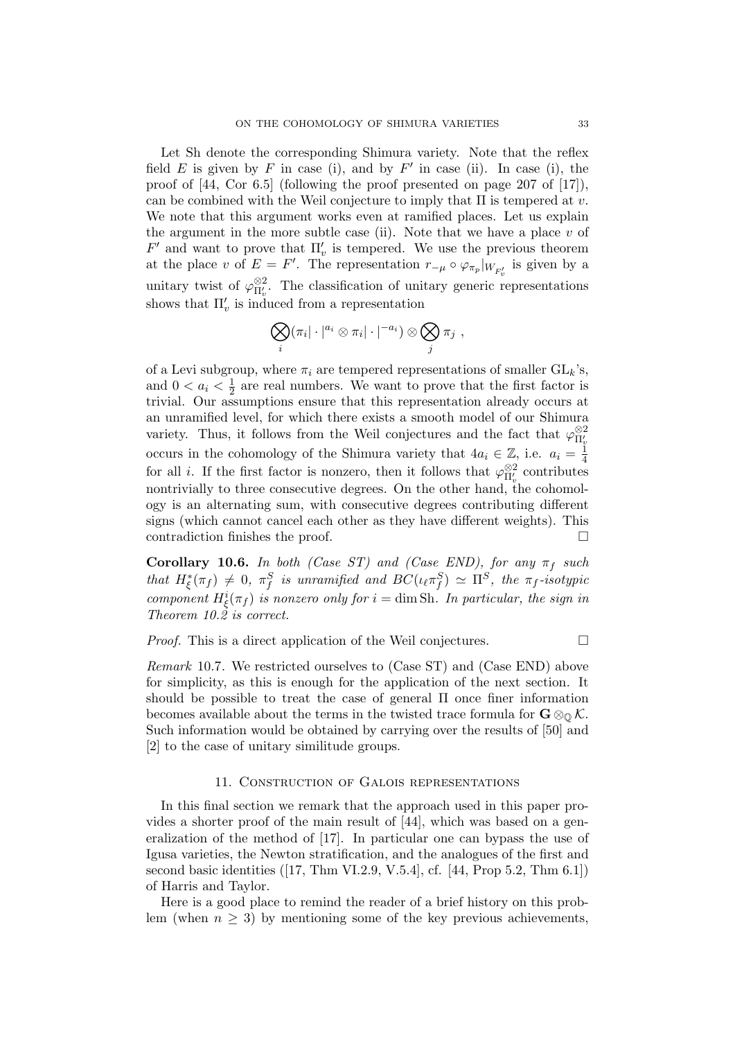Let Sh denote the corresponding Shimura variety. Note that the reflex field $E$ is given by $F$ in case (i), and by $F'$ in case (ii). In case (i), the proof of [44, Cor 6.5] (following the proof presented on page 207 of [17]), can be combined with the Weil conjecture to imply that $\Pi$ is tempered at $v$. We note that this argument works even at ramified places. Let us explain the argument in the more subtle case (ii). Note that we have a place $v$ of $F'$ and want to prove that $\Pi'_v$ is tempered. We use the previous theorem at the place $v$ of $E = F'$. The representation $r_{-\mu} \circ \varphi_{\pi_p}|_{W_{F'_v}}$ is given by a unitary twist of $\varphi_{\Pi'_v}^{\otimes 2}$. The classification of unitary generic representations shows that $\Pi'_v$ is induced from a representation

$$\bigotimes_i (\pi_i|\cdot|^{a_i} \otimes \pi_i|\cdot|^{-a_i}) \otimes \bigotimes_j \pi_j \ ,$$

of a Levi subgroup, where $\pi_i$ are tempered representations of smaller $\mathrm{GL}_k$'s, and $0 < a_i < \frac{1}{2}$ are real numbers. We want to prove that the first factor is trivial. Our assumptions ensure that this representation already occurs at an unramified level, for which there exists a smooth model of our Shimura variety. Thus, it follows from the Weil conjectures and the fact that $\varphi_{\Pi'_v}^{\otimes 2}$ occurs in the cohomology of the Shimura variety that $4a_i \in \mathbb{Z}$, i.e. $a_i = \frac{1}{4}$ for all $i$. If the first factor is nonzero, then it follows that $\varphi_{\Pi'_v}^{\otimes 2}$ contributes nontrivially to three consecutive degrees. On the other hand, the cohomology is an alternating sum, with consecutive degrees contributing different signs (which cannot cancel each other as they have different weights). This contradiction finishes the proof. □

**Corollary 10.6.** *In both (Case ST) and (Case END), for any $\pi_f$ such that $H^*_\xi(\pi_f) \neq 0$, $\pi_f^S$ is unramified and $BC(\iota_\ell \pi_f^S) \simeq \Pi^S$, the $\pi_f$-isotypic component $H^i_\xi(\pi_f)$ is nonzero only for $i = \dim \mathrm{Sh}$. In particular, the sign in Theorem 10.2 is correct.*

*Proof.* This is a direct application of the Weil conjectures. □

*Remark* 10.7. We restricted ourselves to (Case ST) and (Case END) above for simplicity, as this is enough for the application of the next section. It should be possible to treat the case of general $\Pi$ once finer information becomes available about the terms in the twisted trace formula for $\mathbf{G} \otimes_{\mathbb{Q}} \mathcal{K}$. Such information would be obtained by carrying over the results of [50] and [2] to the case of unitary similitude groups.

## 11. Construction of Galois representations

In this final section we remark that the approach used in this paper provides a shorter proof of the main result of [44], which was based on a generalization of the method of [17]. In particular one can bypass the use of Igusa varieties, the Newton stratification, and the analogues of the first and second basic identities ([17, Thm VI.2.9, V.5.4], cf. [44, Prop 5.2, Thm 6.1]) of Harris and Taylor.

Here is a good place to remind the reader of a brief history on this problem (when $n \geq 3$) by mentioning some of the key previous achievements,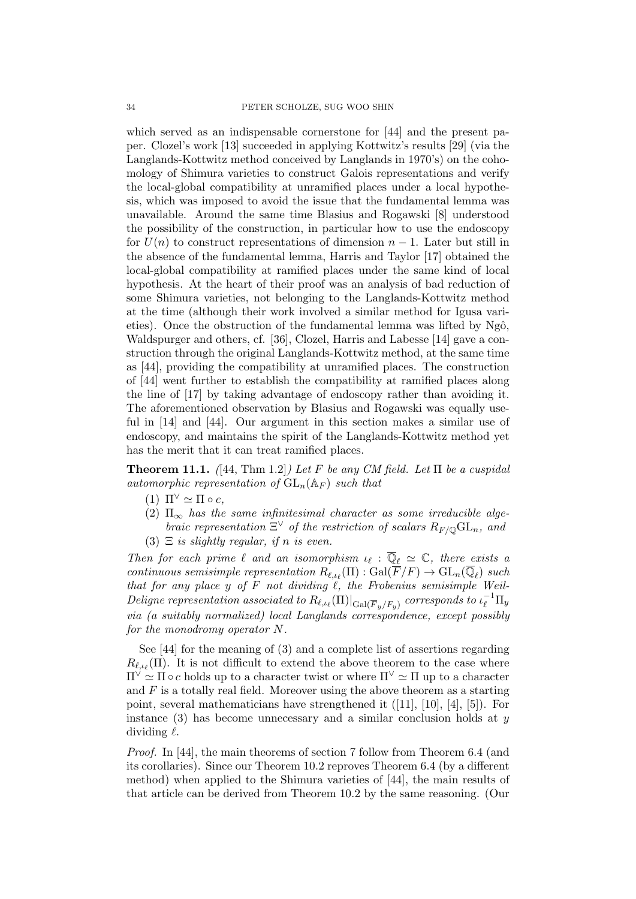which served as an indispensable cornerstone for [44] and the present paper. Clozel's work [13] succeeded in applying Kottwitz's results [29] (via the Langlands-Kottwitz method conceived by Langlands in 1970's) on the cohomology of Shimura varieties to construct Galois representations and verify the local-global compatibility at unramified places under a local hypothesis, which was imposed to avoid the issue that the fundamental lemma was unavailable. Around the same time Blasius and Rogawski [8] understood the possibility of the construction, in particular how to use the endoscopy for $U(n)$ to construct representations of dimension $n-1$. Later but still in the absence of the fundamental lemma, Harris and Taylor [17] obtained the local-global compatibility at ramified places under the same kind of local hypothesis. At the heart of their proof was an analysis of bad reduction of some Shimura varieties, not belonging to the Langlands-Kottwitz method at the time (although their work involved a similar method for Igusa varieties). Once the obstruction of the fundamental lemma was lifted by Ngô, Waldspurger and others, cf. [36], Clozel, Harris and Labesse [14] gave a construction through the original Langlands-Kottwitz method, at the same time as [44], providing the compatibility at unramified places. The construction of [44] went further to establish the compatibility at ramified places along the line of [17] by taking advantage of endoscopy rather than avoiding it. The aforementioned observation by Blasius and Rogawski was equally useful in [14] and [44]. Our argument in this section makes a similar use of endoscopy, and maintains the spirit of the Langlands-Kottwitz method yet has the merit that it can treat ramified places.

**Theorem 11.1.** *([44, Thm 1.2]) Let $F$ be any CM field. Let $\Pi$ be a cuspidal automorphic representation of $\mathrm{GL}_n(\mathbb{A}_F)$ such that*

1. *$\Pi^\vee \simeq \Pi \circ c$,*
2. *$\Pi_\infty$ has the same infinitesimal character as some irreducible algebraic representation $\Xi^\vee$ of the restriction of scalars $R_{F/\mathbb{Q}}\mathrm{GL}_n$, and*
3. *$\Xi$ is slightly regular, if $n$ is even.*

*Then for each prime $\ell$ and an isomorphism $\iota_\ell : \overline{\mathbb{Q}}_\ell \simeq \mathbb{C}$, there exists a continuous semisimple representation $R_{\ell,\iota_\ell}(\Pi) : \mathrm{Gal}(\overline{F}/F) \to \mathrm{GL}_n(\overline{\mathbb{Q}}_\ell)$ such that for any place $y$ of $F$ not dividing $\ell$, the Frobenius semisimple Weil-Deligne representation associated to $R_{\ell,\iota_\ell}(\Pi)|_{\mathrm{Gal}(\overline{F}_y/F_y)}$ corresponds to $\iota_\ell^{-1}\Pi_y$ via (a suitably normalized) local Langlands correspondence, except possibly for the monodromy operator $N$.*

See [44] for the meaning of (3) and a complete list of assertions regarding $R_{\ell,\iota_\ell}(\Pi)$. It is not difficult to extend the above theorem to the case where $\Pi^\vee \simeq \Pi \circ c$ holds up to a character twist or where $\Pi^\vee \simeq \Pi$ up to a character and $F$ is a totally real field. Moreover using the above theorem as a starting point, several mathematicians have strengthened it ([11], [10], [4], [5]). For instance (3) has become unnecessary and a similar conclusion holds at $y$ dividing $\ell$.

*Proof.* In [44], the main theorems of section 7 follow from Theorem 6.4 (and its corollaries). Since our Theorem 10.2 reproves Theorem 6.4 (by a different method) when applied to the Shimura varieties of [44], the main results of that article can be derived from Theorem 10.2 by the same reasoning. (Our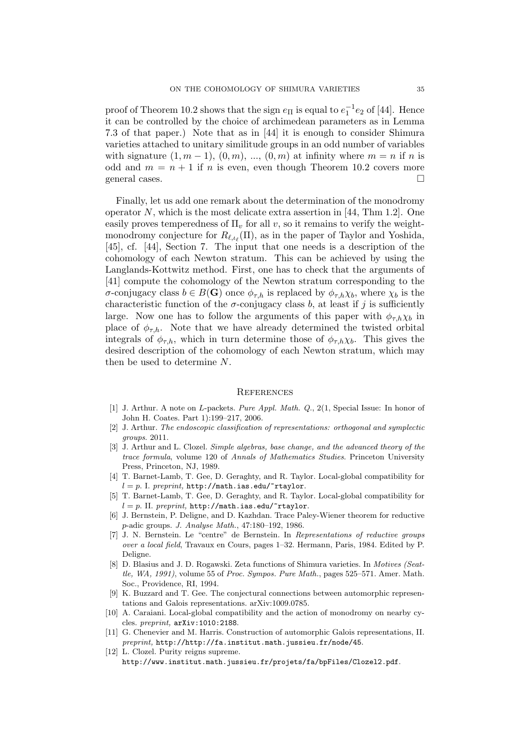proof of Theorem 10.2 shows that the sign $e_\Pi$ is equal to $e_1^{-1}e_2$ of [44]. Hence it can be controlled by the choice of archimedean parameters as in Lemma 7.3 of that paper.) Note that as in [44] it is enough to consider Shimura varieties attached to unitary similitude groups in an odd number of variables with signature $(1, m-1)$, $(0, m)$, ..., $(0, m)$ at infinity where $m = n$ if $n$ is odd and $m = n + 1$ if $n$ is even, even though Theorem 10.2 covers more general cases. □

Finally, let us add one remark about the determination of the monodromy operator $N$, which is the most delicate extra assertion in [44, Thm 1.2]. One easily proves temperedness of $\Pi_v$ for all $v$, so it remains to verify the weight-monodromy conjecture for $R_{\ell,\iota_\ell}(\Pi)$, as in the paper of Taylor and Yoshida, [45], cf. [44], Section 7. The input that one needs is a description of the cohomology of each Newton stratum. This can be achieved by using the Langlands-Kottwitz method. First, one has to check that the arguments of [41] compute the cohomology of the Newton stratum corresponding to the $\sigma$-conjugacy class $b \in B(\mathbf{G})$ once $\phi_{\tau,h}$ is replaced by $\phi_{\tau,h}\chi_b$, where $\chi_b$ is the characteristic function of the $\sigma$-conjugacy class $b$, at least if $j$ is sufficiently large. Now one has to follow the arguments of this paper with $\phi_{\tau,h}\chi_b$ in place of $\phi_{\tau,h}$. Note that we have already determined the twisted orbital integrals of $\phi_{\tau,h}$, which in turn determine those of $\phi_{\tau,h}\chi_b$. This gives the desired description of the cohomology of each Newton stratum, which may then be used to determine $N$.

## References

[1] J. Arthur. A note on $L$-packets. *Pure Appl. Math. Q.*, 2(1, Special Issue: In honor of John H. Coates. Part 1):199–217, 2006.

[2] J. Arthur. *The endoscopic classification of representations: orthogonal and symplectic groups.* 2011.

[3] J. Arthur and L. Clozel. *Simple algebras, base change, and the advanced theory of the trace formula*, volume 120 of *Annals of Mathematics Studies*. Princeton University Press, Princeton, NJ, 1989.

[4] T. Barnet-Lamb, T. Gee, D. Geraghty, and R. Taylor. Local-global compatibility for $l = p$. I. *preprint,* `http://math.ias.edu/~rtaylor`.

[5] T. Barnet-Lamb, T. Gee, D. Geraghty, and R. Taylor. Local-global compatibility for $l = p$. II. *preprint,* `http://math.ias.edu/~rtaylor`.

[6] J. Bernstein, P. Deligne, and D. Kazhdan. Trace Paley-Wiener theorem for reductive $p$-adic groups. *J. Analyse Math.*, 47:180–192, 1986.

[7] J. N. Bernstein. Le "centre" de Bernstein. In *Representations of reductive groups over a local field*, Travaux en Cours, pages 1–32. Hermann, Paris, 1984. Edited by P. Deligne.

[8] D. Blasius and J. D. Rogawski. Zeta functions of Shimura varieties. In *Motives (Seattle, WA, 1991)*, volume 55 of *Proc. Sympos. Pure Math.*, pages 525–571. Amer. Math. Soc., Providence, RI, 1994.

[9] K. Buzzard and T. Gee. The conjectural connections between automorphic representations and Galois representations. arXiv:1009.0785.

[10] A. Caraiani. Local-global compatibility and the action of monodromy on nearby cycles. *preprint,* `arXiv:1010:2188`.

[11] G. Chenevier and M. Harris. Construction of automorphic Galois representations, II. *preprint,* `http://http://fa.institut.math.jussieu.fr/node/45`.

[12] L. Clozel. Purity reigns supreme. `http://www.institut.math.jussieu.fr/projets/fa/bpFiles/Clozel2.pdf`.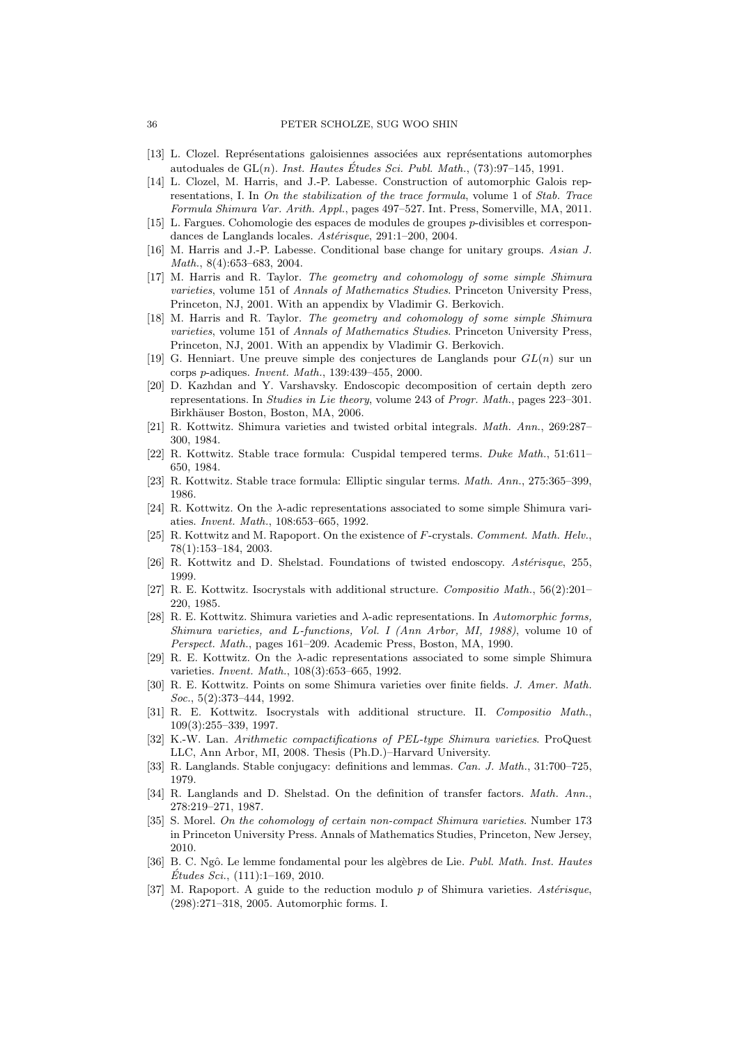[13] L. Clozel. Représentations galoisiennes associées aux représentations automorphes autoduales de $\mathrm{GL}(n)$. *Inst. Hautes Études Sci. Publ. Math.*, (73):97–145, 1991.

[14] L. Clozel, M. Harris, and J.-P. Labesse. Construction of automorphic Galois representations, I. In *On the stabilization of the trace formula*, volume 1 of *Stab. Trace Formula Shimura Var. Arith. Appl.*, pages 497–527. Int. Press, Somerville, MA, 2011.

[15] L. Fargues. Cohomologie des espaces de modules de groupes $p$-divisibles et correspondances de Langlands locales. *Astérisque*, 291:1–200, 2004.

[16] M. Harris and J.-P. Labesse. Conditional base change for unitary groups. *Asian J. Math.*, 8(4):653–683, 2004.

[17] M. Harris and R. Taylor. *The geometry and cohomology of some simple Shimura varieties*, volume 151 of *Annals of Mathematics Studies*. Princeton University Press, Princeton, NJ, 2001. With an appendix by Vladimir G. Berkovich.

[18] M. Harris and R. Taylor. *The geometry and cohomology of some simple Shimura varieties*, volume 151 of *Annals of Mathematics Studies*. Princeton University Press, Princeton, NJ, 2001. With an appendix by Vladimir G. Berkovich.

[19] G. Henniart. Une preuve simple des conjectures de Langlands pour $GL(n)$ sur un corps $p$-adiques. *Invent. Math.*, 139:439–455, 2000.

[20] D. Kazhdan and Y. Varshavsky. Endoscopic decomposition of certain depth zero representations. In *Studies in Lie theory*, volume 243 of *Progr. Math.*, pages 223–301. Birkhäuser Boston, Boston, MA, 2006.

[21] R. Kottwitz. Shimura varieties and twisted orbital integrals. *Math. Ann.*, 269:287–300, 1984.

[22] R. Kottwitz. Stable trace formula: Cuspidal tempered terms. *Duke Math.*, 51:611–650, 1984.

[23] R. Kottwitz. Stable trace formula: Elliptic singular terms. *Math. Ann.*, 275:365–399, 1986.

[24] R. Kottwitz. On the $\lambda$-adic representations associated to some simple Shimura variaties. *Invent. Math.*, 108:653–665, 1992.

[25] R. Kottwitz and M. Rapoport. On the existence of $F$-crystals. *Comment. Math. Helv.*, 78(1):153–184, 2003.

[26] R. Kottwitz and D. Shelstad. Foundations of twisted endoscopy. *Astérisque*, 255, 1999.

[27] R. E. Kottwitz. Isocrystals with additional structure. *Compositio Math.*, 56(2):201–220, 1985.

[28] R. E. Kottwitz. Shimura varieties and $\lambda$-adic representations. In *Automorphic forms, Shimura varieties, and L-functions, Vol. I (Ann Arbor, MI, 1988)*, volume 10 of *Perspect. Math.*, pages 161–209. Academic Press, Boston, MA, 1990.

[29] R. E. Kottwitz. On the $\lambda$-adic representations associated to some simple Shimura varieties. *Invent. Math.*, 108(3):653–665, 1992.

[30] R. E. Kottwitz. Points on some Shimura varieties over finite fields. *J. Amer. Math. Soc.*, 5(2):373–444, 1992.

[31] R. E. Kottwitz. Isocrystals with additional structure. II. *Compositio Math.*, 109(3):255–339, 1997.

[32] K.-W. Lan. *Arithmetic compactifications of PEL-type Shimura varieties*. ProQuest LLC, Ann Arbor, MI, 2008. Thesis (Ph.D.)–Harvard University.

[33] R. Langlands. Stable conjugacy: definitions and lemmas. *Can. J. Math.*, 31:700–725, 1979.

[34] R. Langlands and D. Shelstad. On the definition of transfer factors. *Math. Ann.*, 278:219–271, 1987.

[35] S. Morel. *On the cohomology of certain non-compact Shimura varieties*. Number 173 in Princeton University Press. Annals of Mathematics Studies, Princeton, New Jersey, 2010.

[36] B. C. Ngô. Le lemme fondamental pour les algèbres de Lie. *Publ. Math. Inst. Hautes Études Sci.*, (111):1–169, 2010.

[37] M. Rapoport. A guide to the reduction modulo $p$ of Shimura varieties. *Astérisque*, (298):271–318, 2005. Automorphic forms. I.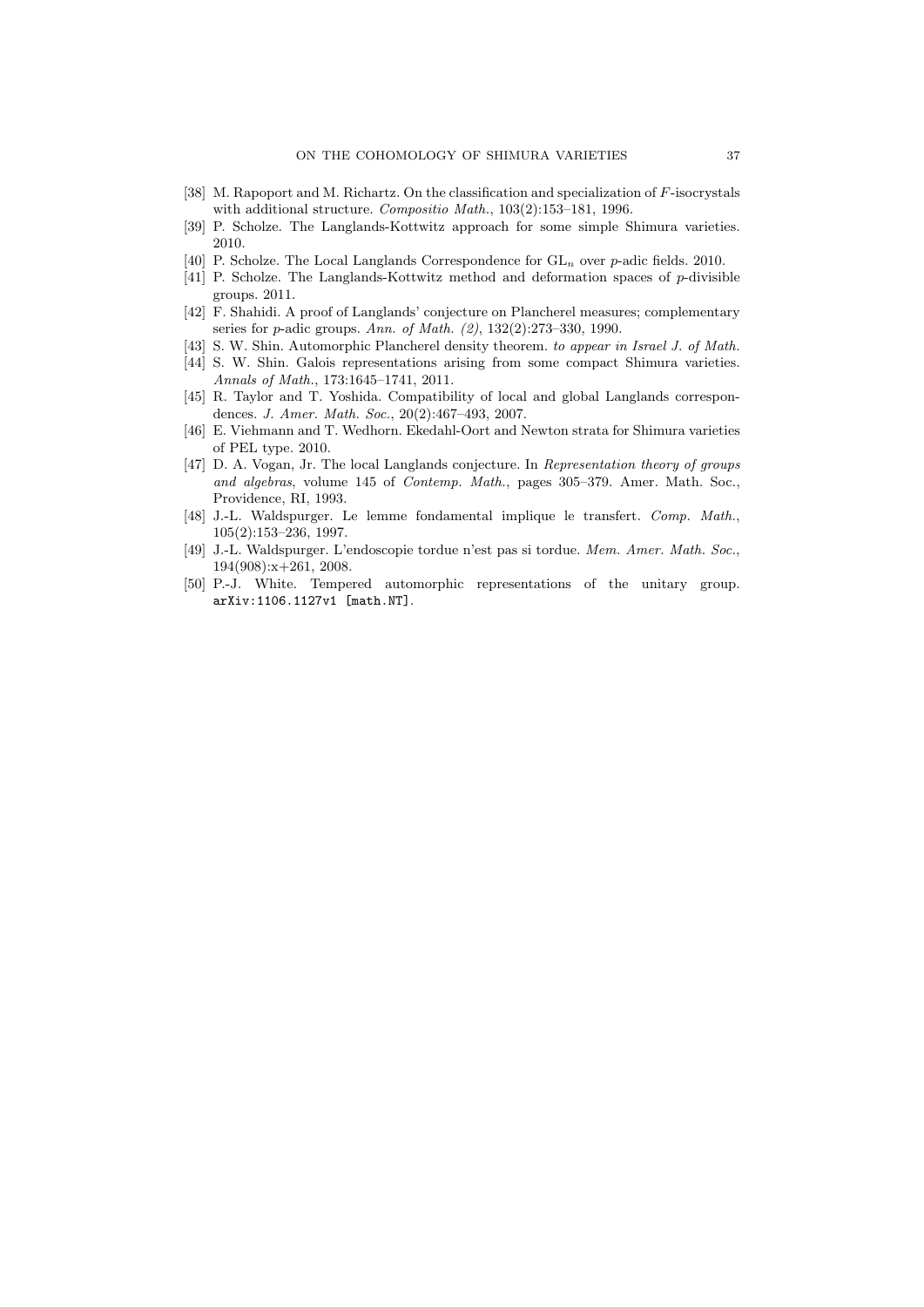[38] M. Rapoport and M. Richartz. On the classification and specialization of $F$-isocrystals with additional structure. *Compositio Math.*, 103(2):153–181, 1996.

[39] P. Scholze. The Langlands-Kottwitz approach for some simple Shimura varieties. 2010.

[40] P. Scholze. The Local Langlands Correspondence for $\mathrm{GL}_n$ over $p$-adic fields. 2010.

[41] P. Scholze. The Langlands-Kottwitz method and deformation spaces of $p$-divisible groups. 2011.

[42] F. Shahidi. A proof of Langlands' conjecture on Plancherel measures; complementary series for $p$-adic groups. *Ann. of Math. (2)*, 132(2):273–330, 1990.

[43] S. W. Shin. Automorphic Plancherel density theorem. *to appear in Israel J. of Math.*

[44] S. W. Shin. Galois representations arising from some compact Shimura varieties. *Annals of Math.*, 173:1645–1741, 2011.

[45] R. Taylor and T. Yoshida. Compatibility of local and global Langlands correspondences. *J. Amer. Math. Soc.*, 20(2):467–493, 2007.

[46] E. Viehmann and T. Wedhorn. Ekedahl-Oort and Newton strata for Shimura varieties of PEL type. 2010.

[47] D. A. Vogan, Jr. The local Langlands conjecture. In *Representation theory of groups and algebras*, volume 145 of *Contemp. Math.*, pages 305–379. Amer. Math. Soc., Providence, RI, 1993.

[48] J.-L. Waldspurger. Le lemme fondamental implique le transfert. *Comp. Math.*, 105(2):153–236, 1997.

[49] J.-L. Waldspurger. L'endoscopie tordue n'est pas si tordue. *Mem. Amer. Math. Soc.*, 194(908):x+261, 2008.

[50] P.-J. White. Tempered automorphic representations of the unitary group. `arXiv:1106.1127v1 [math.NT]`.